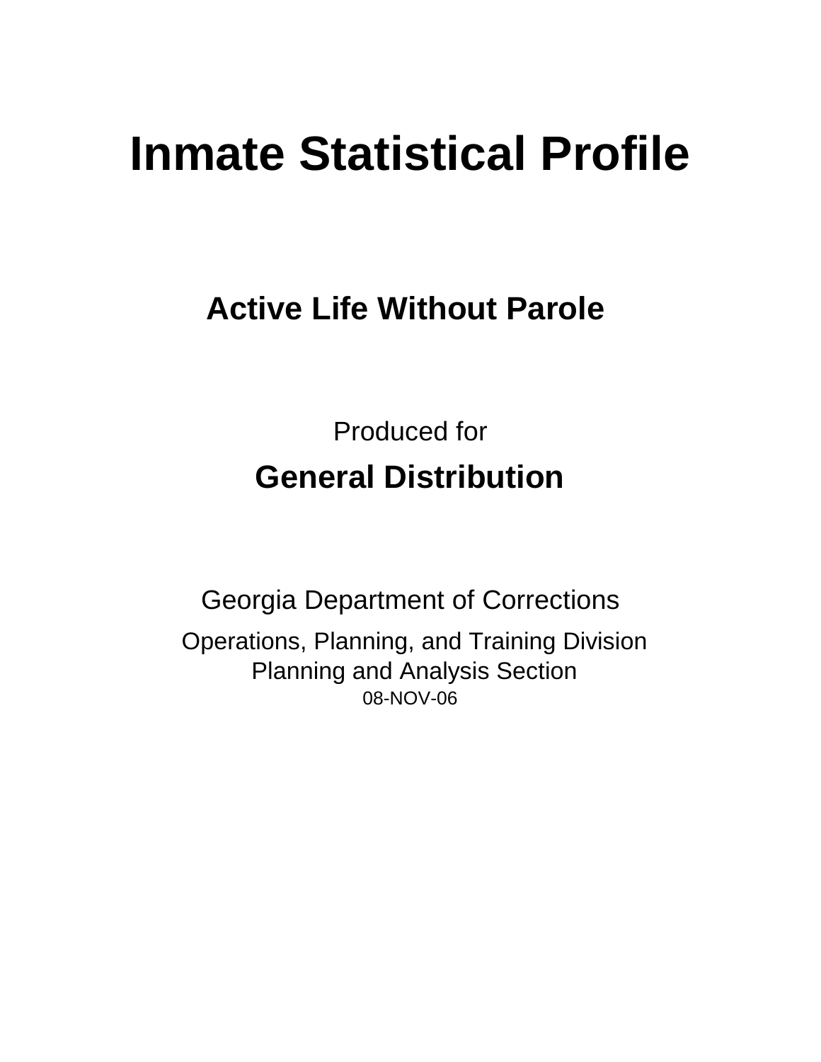# Inmate Statistical Profile

## Active Life Without Parole

Produced for

## General Distribution

Georgia Department of Corrections

Operations, Planning, and Training Division
Planning and Analysis Section
08-NOV-06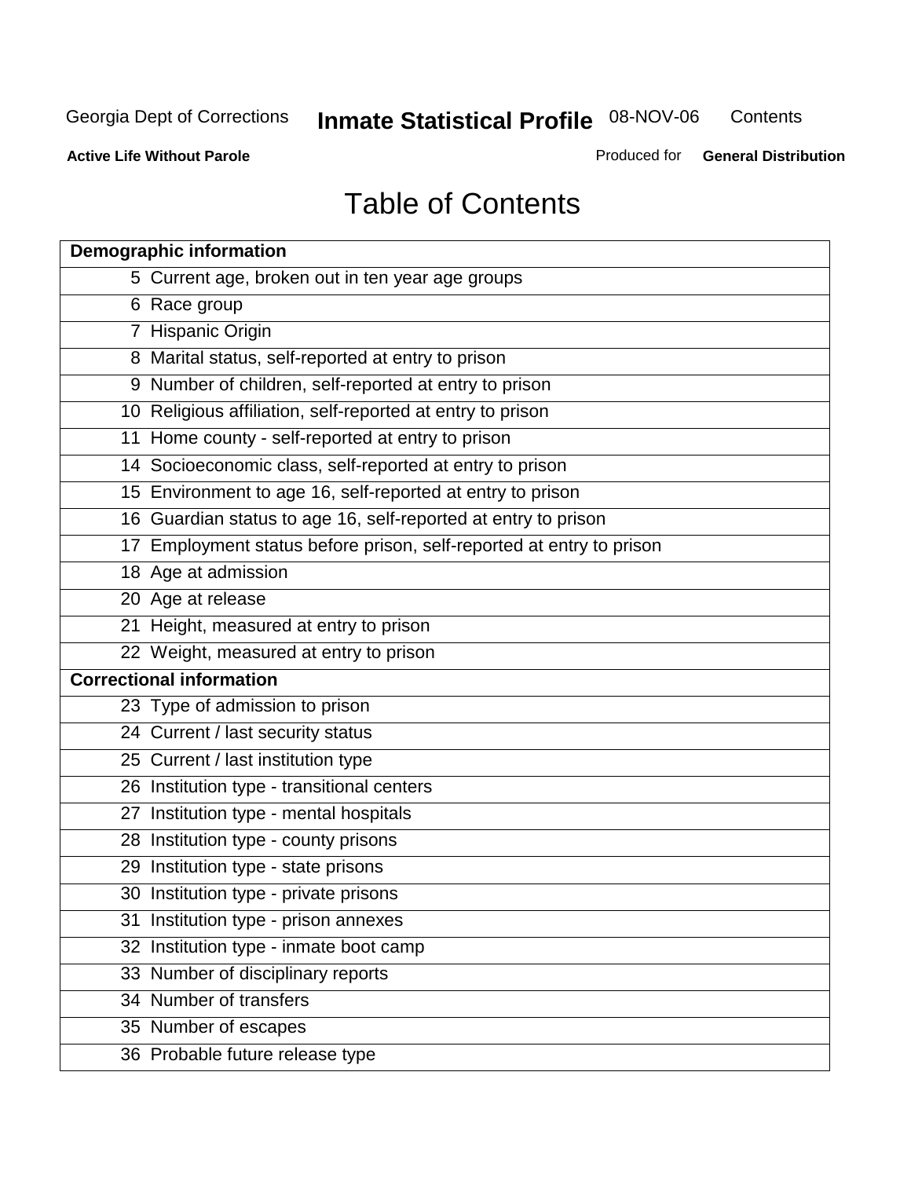# Table of Contents

| Demographic information | |
|---|---|
| 5 | Current age, broken out in ten year age groups |
| 6 | Race group |
| 7 | Hispanic Origin |
| 8 | Marital status, self-reported at entry to prison |
| 9 | Number of children, self-reported at entry to prison |
| 10 | Religious affiliation, self-reported at entry to prison |
| 11 | Home county - self-reported at entry to prison |
| 14 | Socioeconomic class, self-reported at entry to prison |
| 15 | Environment to age 16, self-reported at entry to prison |
| 16 | Guardian status to age 16, self-reported at entry to prison |
| 17 | Employment status before prison, self-reported at entry to prison |
| 18 | Age at admission |
| 20 | Age at release |
| 21 | Height, measured at entry to prison |
| 22 | Weight, measured at entry to prison |
| **Correctional information** | |
| 23 | Type of admission to prison |
| 24 | Current / last security status |
| 25 | Current / last institution type |
| 26 | Institution type - transitional centers |
| 27 | Institution type - mental hospitals |
| 28 | Institution type - county prisons |
| 29 | Institution type - state prisons |
| 30 | Institution type - private prisons |
| 31 | Institution type - prison annexes |
| 32 | Institution type - inmate boot camp |
| 33 | Number of disciplinary reports |
| 34 | Number of transfers |
| 35 | Number of escapes |
| 36 | Probable future release type |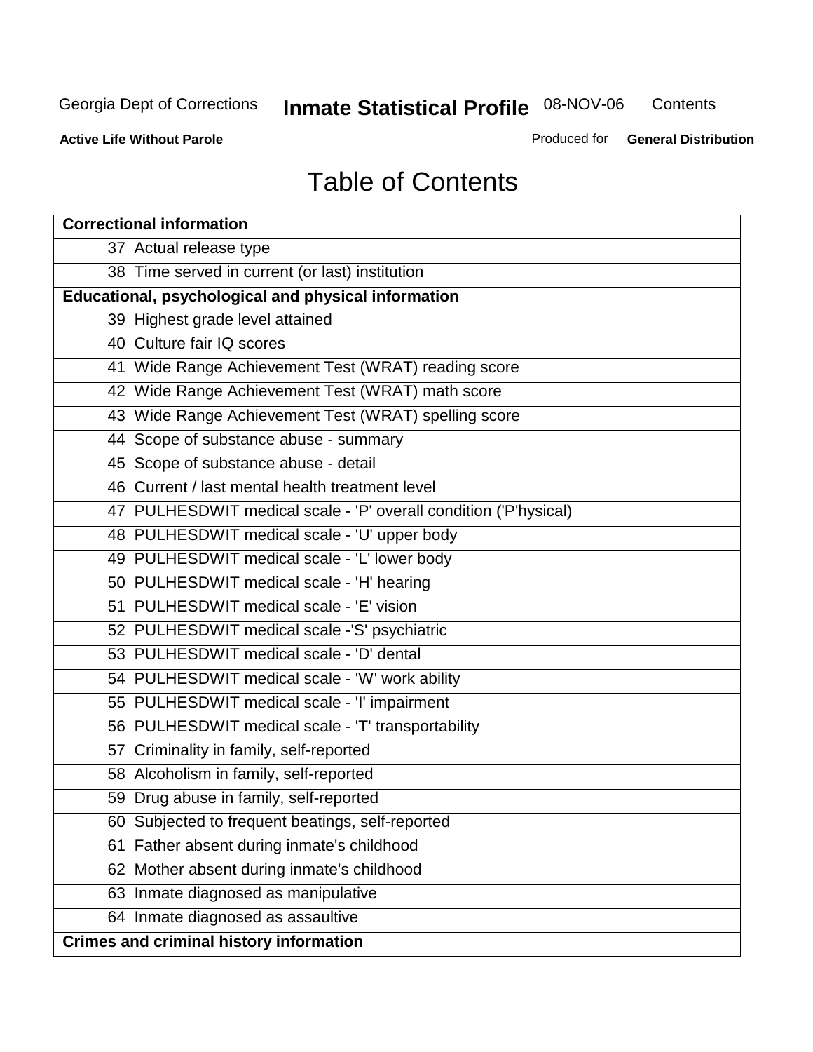# Table of Contents

| Correctional information |
|---|
| 37 Actual release type |
| 38 Time served in current (or last) institution |
| **Educational, psychological and physical information** |
| 39 Highest grade level attained |
| 40 Culture fair IQ scores |
| 41 Wide Range Achievement Test (WRAT) reading score |
| 42 Wide Range Achievement Test (WRAT) math score |
| 43 Wide Range Achievement Test (WRAT) spelling score |
| 44 Scope of substance abuse - summary |
| 45 Scope of substance abuse - detail |
| 46 Current / last mental health treatment level |
| 47 PULHESDWIT medical scale - 'P' overall condition ('P'hysical) |
| 48 PULHESDWIT medical scale - 'U' upper body |
| 49 PULHESDWIT medical scale - 'L' lower body |
| 50 PULHESDWIT medical scale - 'H' hearing |
| 51 PULHESDWIT medical scale - 'E' vision |
| 52 PULHESDWIT medical scale -'S' psychiatric |
| 53 PULHESDWIT medical scale - 'D' dental |
| 54 PULHESDWIT medical scale - 'W' work ability |
| 55 PULHESDWIT medical scale - 'I' impairment |
| 56 PULHESDWIT medical scale - 'T' transportability |
| 57 Criminality in family, self-reported |
| 58 Alcoholism in family, self-reported |
| 59 Drug abuse in family, self-reported |
| 60 Subjected to frequent beatings, self-reported |
| 61 Father absent during inmate's childhood |
| 62 Mother absent during inmate's childhood |
| 63 Inmate diagnosed as manipulative |
| 64 Inmate diagnosed as assaultive |
| **Crimes and criminal history information** |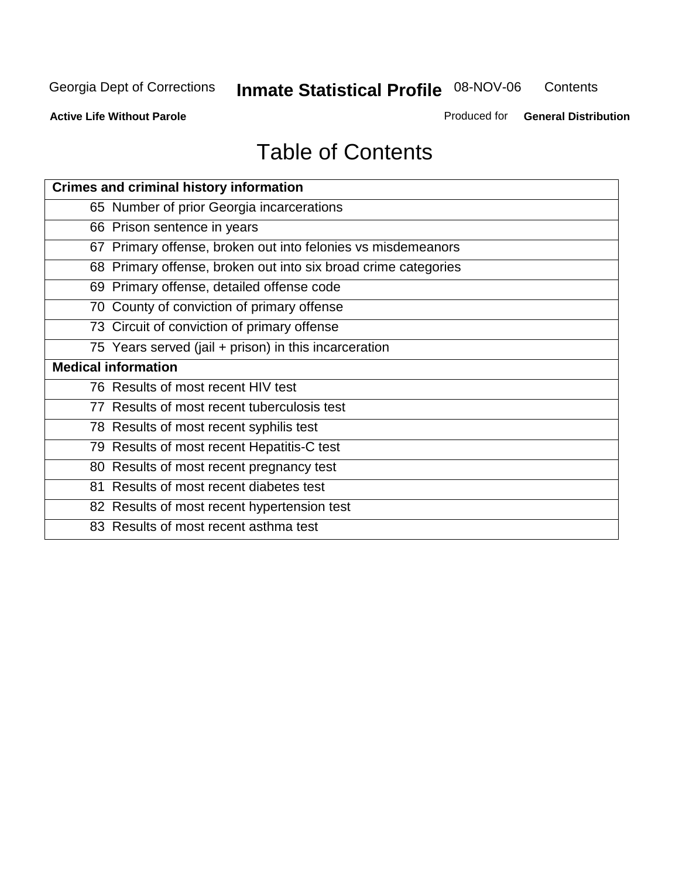# Table of Contents

| Crimes and criminal history information |
|---|
| 65 Number of prior Georgia incarcerations |
| 66 Prison sentence in years |
| 67 Primary offense, broken out into felonies vs misdemeanors |
| 68 Primary offense, broken out into six broad crime categories |
| 69 Primary offense, detailed offense code |
| 70 County of conviction of primary offense |
| 73 Circuit of conviction of primary offense |
| 75 Years served (jail + prison) in this incarceration |
| **Medical information** |
| 76 Results of most recent HIV test |
| 77 Results of most recent tuberculosis test |
| 78 Results of most recent syphilis test |
| 79 Results of most recent Hepatitis-C test |
| 80 Results of most recent pregnancy test |
| 81 Results of most recent diabetes test |
| 82 Results of most recent hypertension test |
| 83 Results of most recent asthma test |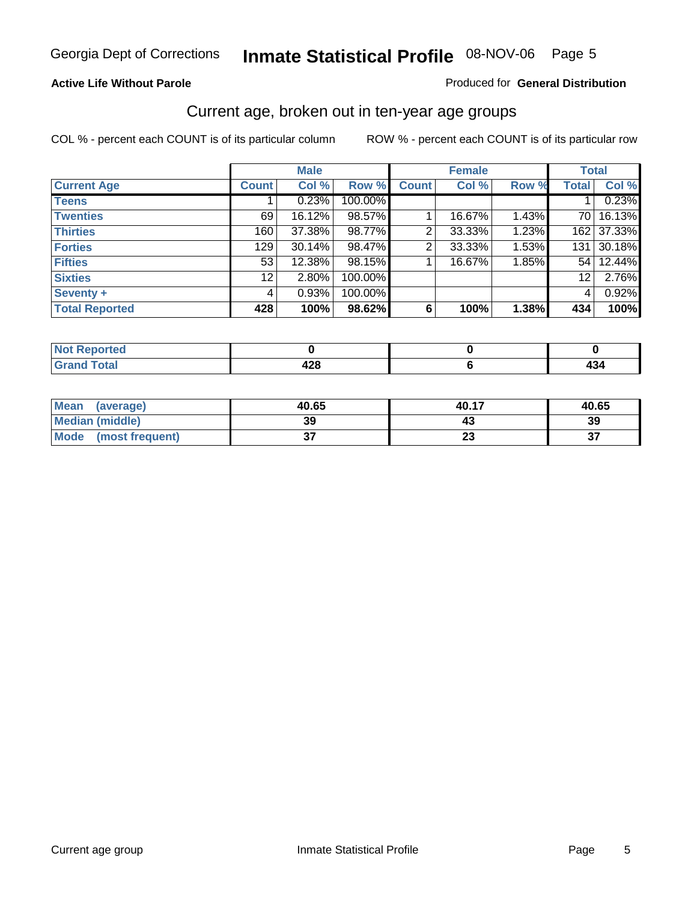Georgia Dept of Corrections **Inmate Statistical Profile** 08-NOV-06

**Active Life Without Parole**

Produced for **General Distribution**

## Current age, broken out in ten-year age groups

COL % - percent each COUNT is of its particular column

ROW % - percent each COUNT is of its particular row

| | Male | | | Female | | | Total | |
|---|---|---|---|---|---|---|---|---|
| **Current Age** | **Count** | **Col %** | **Row %** | **Count** | **Col %** | **Row %** | **Total** | **Col %** |
| **Teens** | 1 | 0.23% | 100.00% | | | | 1 | 0.23% |
| **Twenties** | 69 | 16.12% | 98.57% | 1 | 16.67% | 1.43% | 70 | 16.13% |
| **Thirties** | 160 | 37.38% | 98.77% | 2 | 33.33% | 1.23% | 162 | 37.33% |
| **Forties** | 129 | 30.14% | 98.47% | 2 | 33.33% | 1.53% | 131 | 30.18% |
| **Fifties** | 53 | 12.38% | 98.15% | 1 | 16.67% | 1.85% | 54 | 12.44% |
| **Sixties** | 12 | 2.80% | 100.00% | | | | 12 | 2.76% |
| **Seventy +** | 4 | 0.93% | 100.00% | | | | 4 | 0.92% |
| **Total Reported** | **428** | **100%** | **98.62%** | **6** | **100%** | **1.38%** | **434** | **100%** |

| | Male | Female | Total |
|---|---|---|---|
| **Not Reported** | **0** | **0** | **0** |
| **Grand Total** | **428** | **6** | **434** |

| | Male | Female | Total |
|---|---|---|---|
| **Mean (average)** | **40.65** | **40.17** | **40.65** |
| **Median (middle)** | **39** | **43** | **39** |
| **Mode (most frequent)** | **37** | **23** | **37** |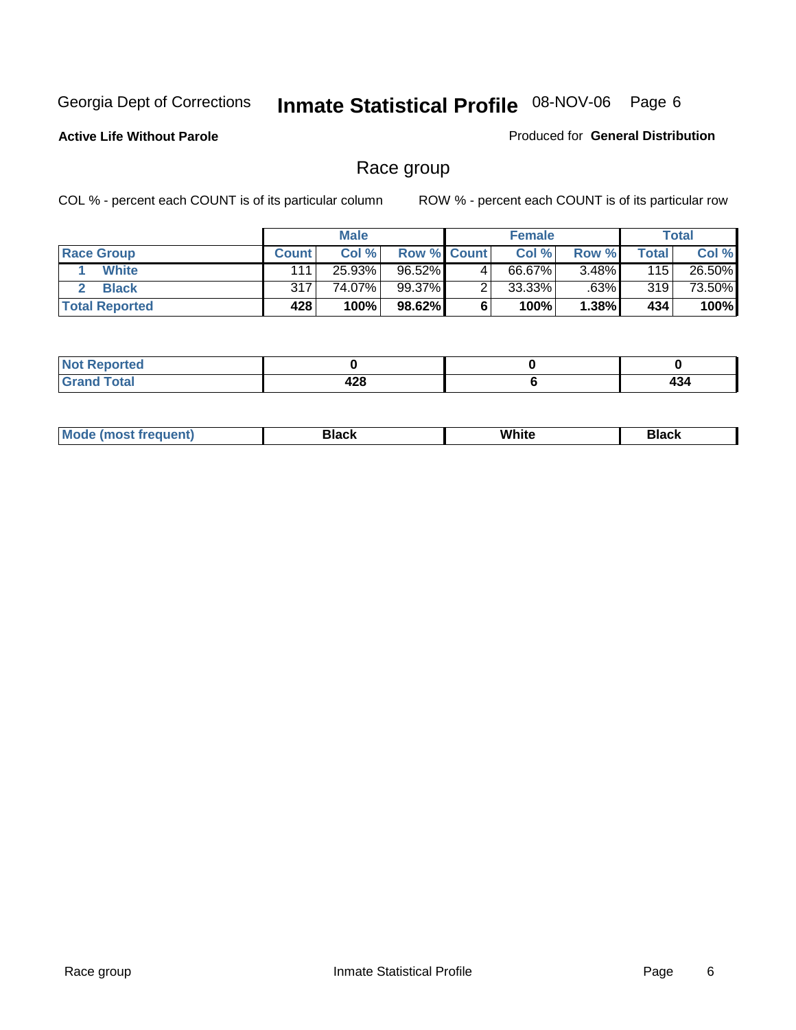Georgia Dept of Corrections **Inmate Statistical Profile** 08-NOV-06

**Active Life Without Parole**

Produced for **General Distribution**

## Race group

COL % - percent each COUNT is of its particular column

ROW % - percent each COUNT is of its particular row

| | Male | | | Female | | | Total | |
|---|---|---|---|---|---|---|---|---|
| **Race Group** | **Count** | **Col %** | **Row %** | **Count** | **Col %** | **Row %** | **Total** | **Col %** |
| 1 **White** | 111 | 25.93% | 96.52% | 4 | 66.67% | 3.48% | 115 | 26.50% |
| 2 **Black** | 317 | 74.07% | 99.37% | 2 | 33.33% | .63% | 319 | 73.50% |
| **Total Reported** | **428** | **100%** | **98.62%** | **6** | **100%** | **1.38%** | **434** | **100%** |

| | Male | Female | Total |
|---|---|---|---|
| **Not Reported** | **0** | **0** | **0** |
| **Grand Total** | **428** | **6** | **434** |

| | Male | Female | Total |
|---|---|---|---|
| **Mode (most frequent)** | **Black** | **White** | **Black** |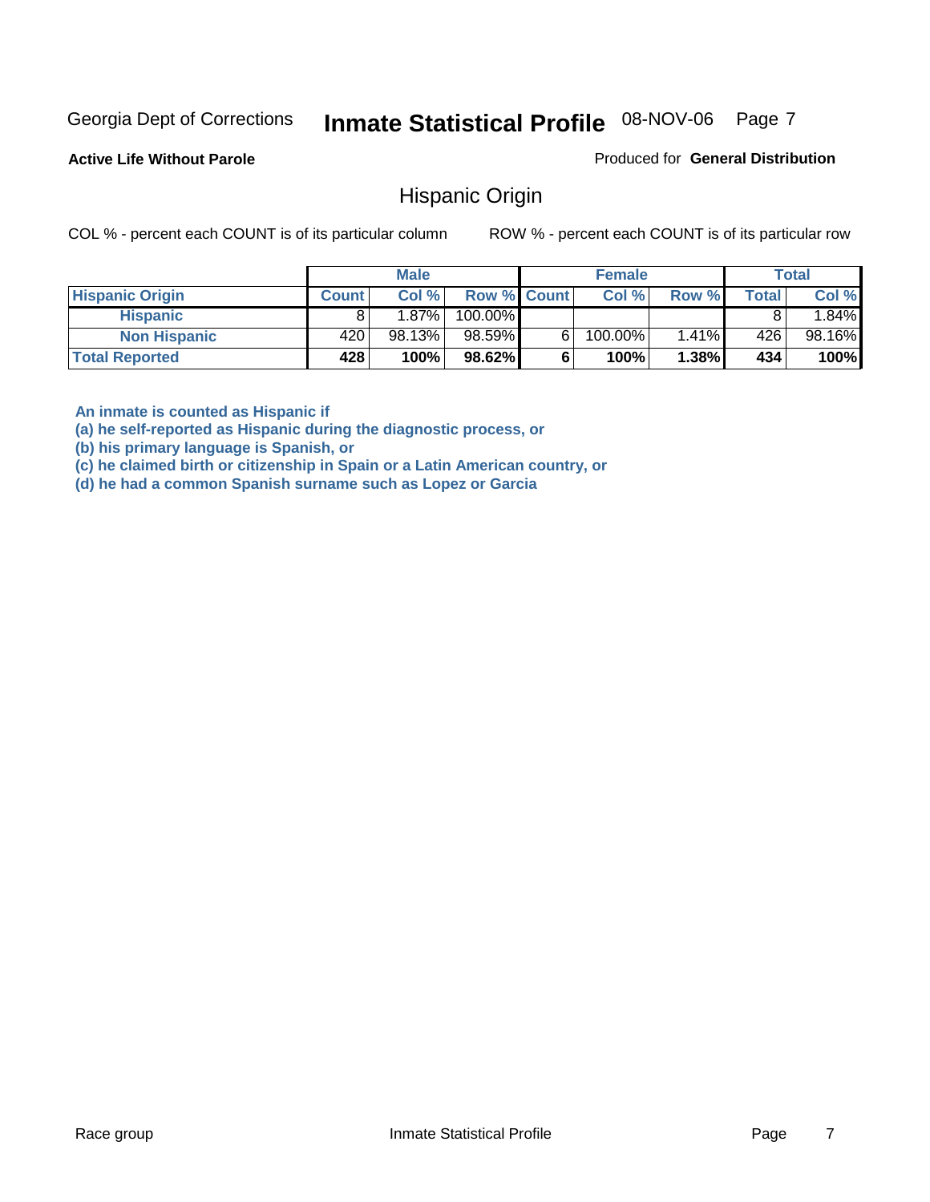Georgia Dept of Corrections **Inmate Statistical Profile** 08-NOV-06

**Active Life Without Parole**

Produced for **General Distribution**

## Hispanic Origin

COL % - percent each COUNT is of its particular column

ROW % - percent each COUNT is of its particular row

| | Male | | | Female | | | Total | |
|---|---|---|---|---|---|---|---|---|
| **Hispanic Origin** | **Count** | **Col %** | **Row %** | **Count** | **Col %** | **Row %** | **Total** | **Col %** |
| **Hispanic** | 8 | 1.87% | 100.00% | | | | 8 | 1.84% |
| **Non Hispanic** | 420 | 98.13% | 98.59% | 6 | 100.00% | 1.41% | 426 | 98.16% |
| **Total Reported** | **428** | **100%** | **98.62%** | **6** | **100%** | **1.38%** | **434** | **100%** |

**An inmate is counted as Hispanic if**
**(a) he self-reported as Hispanic during the diagnostic process, or**
**(b) his primary language is Spanish, or**
**(c) he claimed birth or citizenship in Spain or a Latin American country, or**
**(d) he had a common Spanish surname such as Lopez or Garcia**

Race group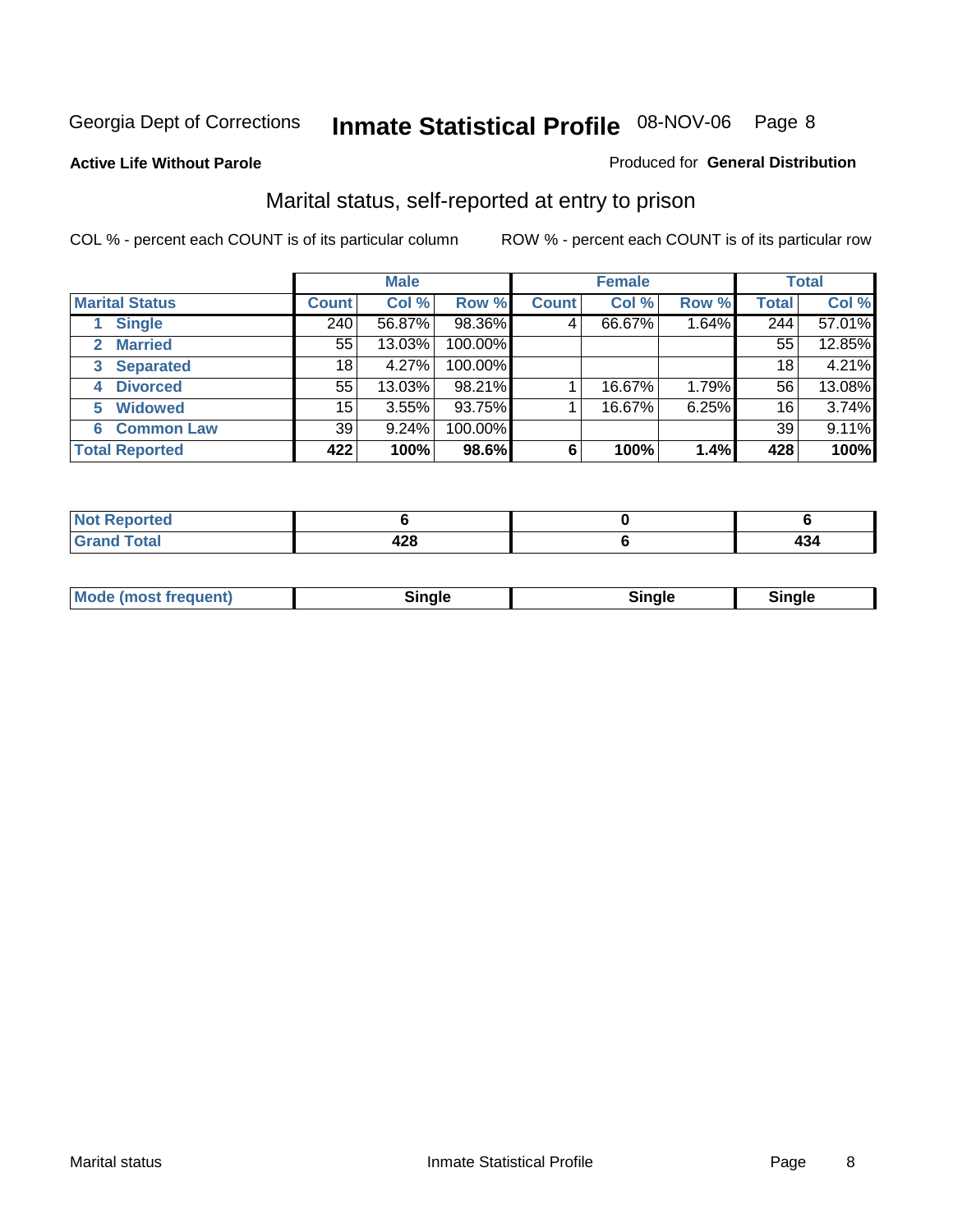Georgia Dept of Corrections **Inmate Statistical Profile** 08-NOV-06

**Active Life Without Parole**

Produced for **General Distribution**

## Marital status, self-reported at entry to prison

COL % - percent each COUNT is of its particular column

ROW % - percent each COUNT is of its particular row

| | Male | | | Female | | | Total | |
|---|---|---|---|---|---|---|---|---|
| **Marital Status** | **Count** | **Col %** | **Row %** | **Count** | **Col %** | **Row %** | **Total** | **Col %** |
| 1 Single | 240 | 56.87% | 98.36% | 4 | 66.67% | 1.64% | 244 | 57.01% |
| 2 Married | 55 | 13.03% | 100.00% | | | | 55 | 12.85% |
| 3 Separated | 18 | 4.27% | 100.00% | | | | 18 | 4.21% |
| 4 Divorced | 55 | 13.03% | 98.21% | 1 | 16.67% | 1.79% | 56 | 13.08% |
| 5 Widowed | 15 | 3.55% | 93.75% | 1 | 16.67% | 6.25% | 16 | 3.74% |
| 6 Common Law | 39 | 9.24% | 100.00% | | | | 39 | 9.11% |
| **Total Reported** | **422** | **100%** | **98.6%** | **6** | **100%** | **1.4%** | **428** | **100%** |

| | Male | Female | Total |
|---|---|---|---|
| Not Reported | 6 | 0 | 6 |
| Grand Total | 428 | 6 | 434 |

| | Male | Female | Total |
|---|---|---|---|
| Mode (most frequent) | Single | Single | Single |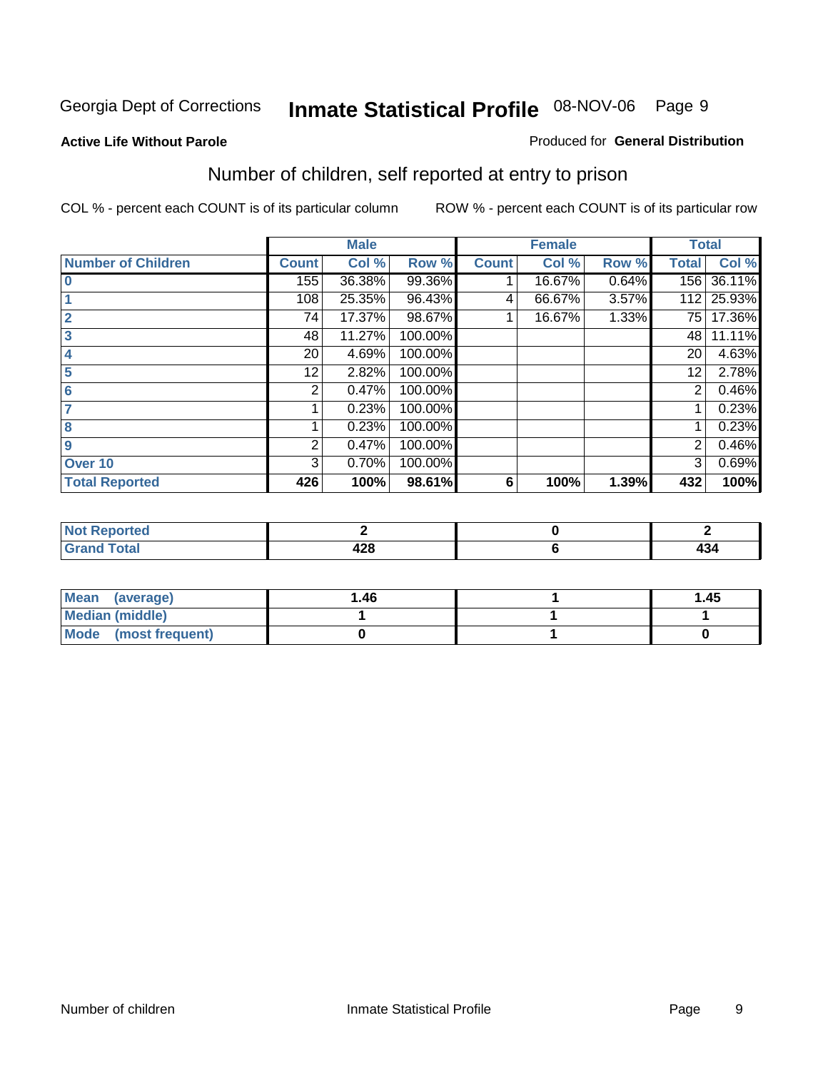Georgia Dept of Corrections **Inmate Statistical Profile** 08-NOV-06

**Active Life Without Parole**

Produced for **General Distribution**

## Number of children, self reported at entry to prison

COL % - percent each COUNT is of its particular column

ROW % - percent each COUNT is of its particular row

| | Male | | | Female | | | Total | |
|---|---|---|---|---|---|---|---|---|
| **Number of Children** | **Count** | **Col %** | **Row %** | **Count** | **Col %** | **Row %** | **Total** | **Col %** |
| 0 | 155 | 36.38% | 99.36% | 1 | 16.67% | 0.64% | 156 | 36.11% |
| 1 | 108 | 25.35% | 96.43% | 4 | 66.67% | 3.57% | 112 | 25.93% |
| 2 | 74 | 17.37% | 98.67% | 1 | 16.67% | 1.33% | 75 | 17.36% |
| 3 | 48 | 11.27% | 100.00% | | | | 48 | 11.11% |
| 4 | 20 | 4.69% | 100.00% | | | | 20 | 4.63% |
| 5 | 12 | 2.82% | 100.00% | | | | 12 | 2.78% |
| 6 | 2 | 0.47% | 100.00% | | | | 2 | 0.46% |
| 7 | 1 | 0.23% | 100.00% | | | | 1 | 0.23% |
| 8 | 1 | 0.23% | 100.00% | | | | 1 | 0.23% |
| 9 | 2 | 0.47% | 100.00% | | | | 2 | 0.46% |
| Over 10 | 3 | 0.70% | 100.00% | | | | 3 | 0.69% |
| **Total Reported** | **426** | **100%** | **98.61%** | **6** | **100%** | **1.39%** | **432** | **100%** |

| | Male | Female | Total |
|---|---|---|---|
| Not Reported | 2 | 0 | 2 |
| Grand Total | 428 | 6 | 434 |

| | Male | Female | Total |
|---|---|---|---|
| Mean (average) | 1.46 | 1 | 1.45 |
| Median (middle) | 1 | 1 | 1 |
| Mode (most frequent) | 0 | 1 | 0 |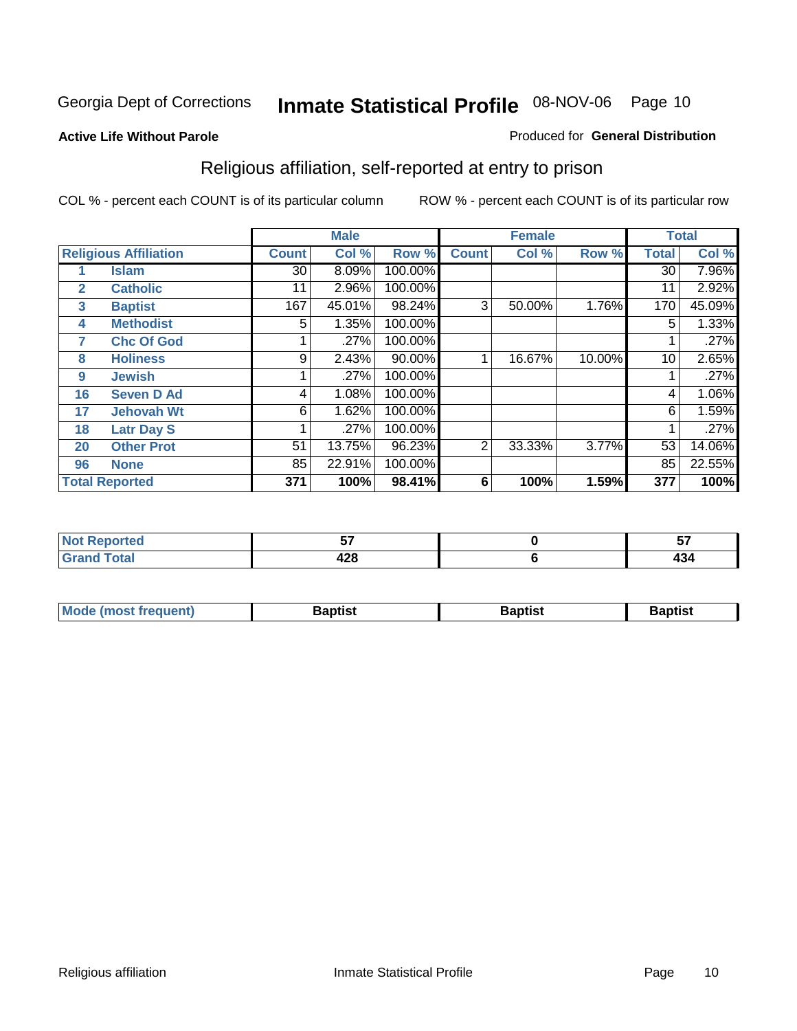Georgia Dept of Corrections **Inmate Statistical Profile** 08-NOV-06

**Active Life Without Parole**

Produced for **General Distribution**

## Religious affiliation, self-reported at entry to prison

COL % - percent each COUNT is of its particular column ROW % - percent each COUNT is of its particular row

| Religious Affiliation | | Male | | | Female | | | Total | |
|---|---|---|---|---|---|---|---|---|---|
| | | Count | Col % | Row % | Count | Col % | Row % | Total | Col % |
| 1 | Islam | 30 | 8.09% | 100.00% | | | | 30 | 7.96% |
| 2 | Catholic | 11 | 2.96% | 100.00% | | | | 11 | 2.92% |
| 3 | Baptist | 167 | 45.01% | 98.24% | 3 | 50.00% | 1.76% | 170 | 45.09% |
| 4 | Methodist | 5 | 1.35% | 100.00% | | | | 5 | 1.33% |
| 7 | Chc Of God | 1 | .27% | 100.00% | | | | 1 | .27% |
| 8 | Holiness | 9 | 2.43% | 90.00% | 1 | 16.67% | 10.00% | 10 | 2.65% |
| 9 | Jewish | 1 | .27% | 100.00% | | | | 1 | .27% |
| 16 | Seven D Ad | 4 | 1.08% | 100.00% | | | | 4 | 1.06% |
| 17 | Jehovah Wt | 6 | 1.62% | 100.00% | | | | 6 | 1.59% |
| 18 | Latr Day S | 1 | .27% | 100.00% | | | | 1 | .27% |
| 20 | Other Prot | 51 | 13.75% | 96.23% | 2 | 33.33% | 3.77% | 53 | 14.06% |
| 96 | None | 85 | 22.91% | 100.00% | | | | 85 | 22.55% |
| **Total Reported** | | **371** | **100%** | **98.41%** | **6** | **100%** | **1.59%** | **377** | **100%** |

| | Male | Female | Total |
|---|---|---|---|
| Not Reported | 57 | 0 | 57 |
| Grand Total | 428 | 6 | 434 |

| | Male | Female | Total |
|---|---|---|---|
| Mode (most frequent) | Baptist | Baptist | Baptist |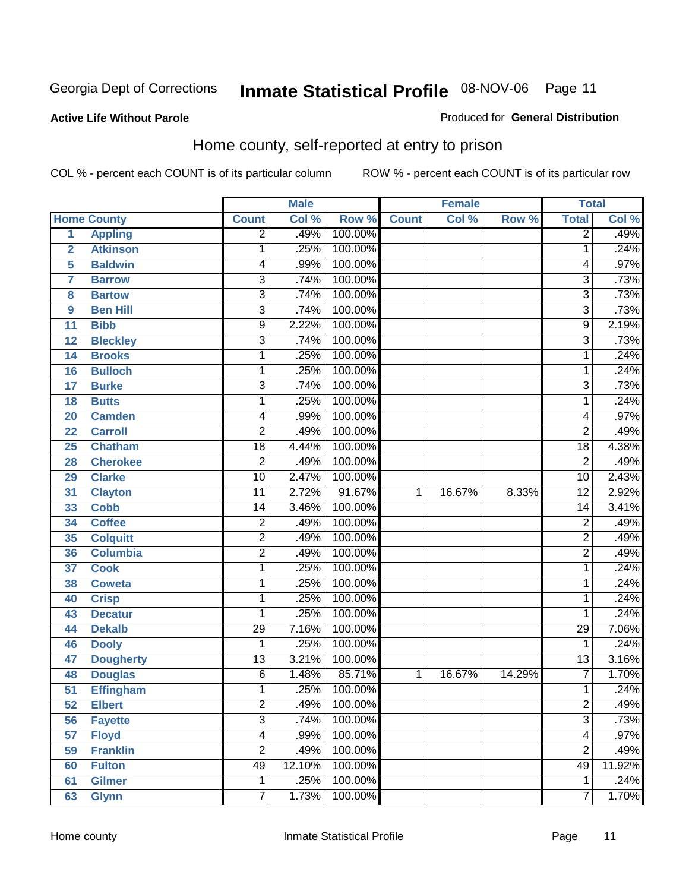Georgia Dept of Corrections **Inmate Statistical Profile** 08-NOV-06

**Active Life Without Parole**

Produced for **General Distribution**

## Home county, self-reported at entry to prison

COL % - percent each COUNT is of its particular column ROW % - percent each COUNT is of its particular row

| | Home County | Male | | | Female | | | Total | |
|---|---|---|---|---|---|---|---|---|---|
| | | Count | Col % | Row % | Count | Col % | Row % | Total | Col % |
| 1 | Appling | 2 | .49% | 100.00% | | | | 2 | .49% |
| 2 | Atkinson | 1 | .25% | 100.00% | | | | 1 | .24% |
| 5 | Baldwin | 4 | .99% | 100.00% | | | | 4 | .97% |
| 7 | Barrow | 3 | .74% | 100.00% | | | | 3 | .73% |
| 8 | Bartow | 3 | .74% | 100.00% | | | | 3 | .73% |
| 9 | Ben Hill | 3 | .74% | 100.00% | | | | 3 | .73% |
| 11 | Bibb | 9 | 2.22% | 100.00% | | | | 9 | 2.19% |
| 12 | Bleckley | 3 | .74% | 100.00% | | | | 3 | .73% |
| 14 | Brooks | 1 | .25% | 100.00% | | | | 1 | .24% |
| 16 | Bulloch | 1 | .25% | 100.00% | | | | 1 | .24% |
| 17 | Burke | 3 | .74% | 100.00% | | | | 3 | .73% |
| 18 | Butts | 1 | .25% | 100.00% | | | | 1 | .24% |
| 20 | Camden | 4 | .99% | 100.00% | | | | 4 | .97% |
| 22 | Carroll | 2 | .49% | 100.00% | | | | 2 | .49% |
| 25 | Chatham | 18 | 4.44% | 100.00% | | | | 18 | 4.38% |
| 28 | Cherokee | 2 | .49% | 100.00% | | | | 2 | .49% |
| 29 | Clarke | 10 | 2.47% | 100.00% | | | | 10 | 2.43% |
| 31 | Clayton | 11 | 2.72% | 91.67% | 1 | 16.67% | 8.33% | 12 | 2.92% |
| 33 | Cobb | 14 | 3.46% | 100.00% | | | | 14 | 3.41% |
| 34 | Coffee | 2 | .49% | 100.00% | | | | 2 | .49% |
| 35 | Colquitt | 2 | .49% | 100.00% | | | | 2 | .49% |
| 36 | Columbia | 2 | .49% | 100.00% | | | | 2 | .49% |
| 37 | Cook | 1 | .25% | 100.00% | | | | 1 | .24% |
| 38 | Coweta | 1 | .25% | 100.00% | | | | 1 | .24% |
| 40 | Crisp | 1 | .25% | 100.00% | | | | 1 | .24% |
| 43 | Decatur | 1 | .25% | 100.00% | | | | 1 | .24% |
| 44 | Dekalb | 29 | 7.16% | 100.00% | | | | 29 | 7.06% |
| 46 | Dooly | 1 | .25% | 100.00% | | | | 1 | .24% |
| 47 | Dougherty | 13 | 3.21% | 100.00% | | | | 13 | 3.16% |
| 48 | Douglas | 6 | 1.48% | 85.71% | 1 | 16.67% | 14.29% | 7 | 1.70% |
| 51 | Effingham | 1 | .25% | 100.00% | | | | 1 | .24% |
| 52 | Elbert | 2 | .49% | 100.00% | | | | 2 | .49% |
| 56 | Fayette | 3 | .74% | 100.00% | | | | 3 | .73% |
| 57 | Floyd | 4 | .99% | 100.00% | | | | 4 | .97% |
| 59 | Franklin | 2 | .49% | 100.00% | | | | 2 | .49% |
| 60 | Fulton | 49 | 12.10% | 100.00% | | | | 49 | 11.92% |
| 61 | Gilmer | 1 | .25% | 100.00% | | | | 1 | .24% |
| 63 | Glynn | 7 | 1.73% | 100.00% | | | | 7 | 1.70% |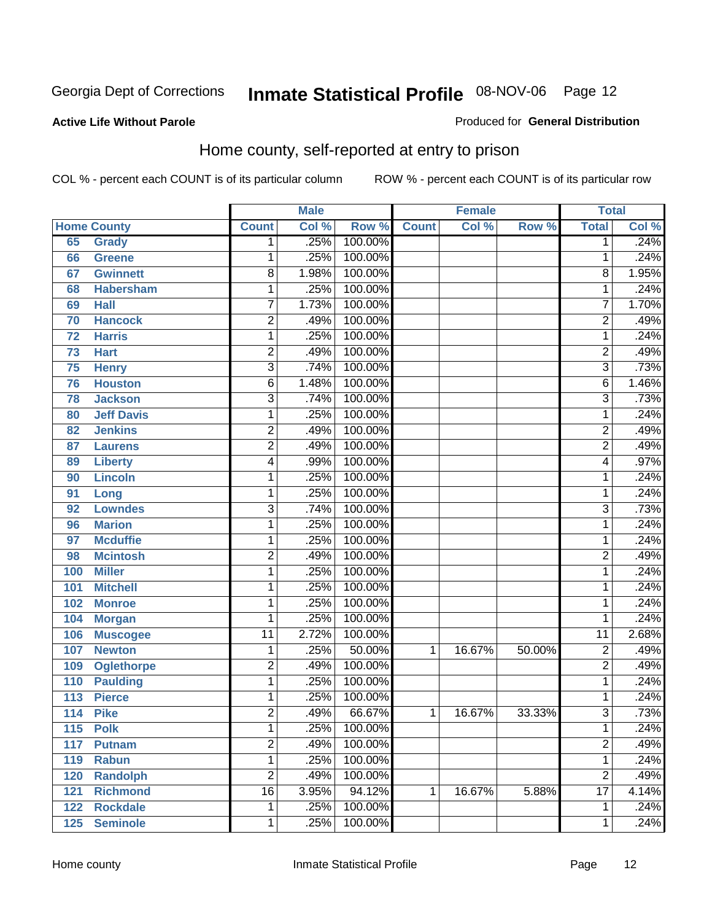Georgia Dept of Corrections **Inmate Statistical Profile** 08-NOV-06

**Active Life Without Parole**

Produced for **General Distribution**

## Home county, self-reported at entry to prison

COL % - percent each COUNT is of its particular column ROW % - percent each COUNT is of its particular row

| Home County | | Male | | | Female | | | Total | |
|---|---|---|---|---|---|---|---|---|---|
| | | Count | Col % | Row % | Count | Col % | Row % | Total | Col % |
| 65 | Grady | 1 | .25% | 100.00% | | | | 1 | .24% |
| 66 | Greene | 1 | .25% | 100.00% | | | | 1 | .24% |
| 67 | Gwinnett | 8 | 1.98% | 100.00% | | | | 8 | 1.95% |
| 68 | Habersham | 1 | .25% | 100.00% | | | | 1 | .24% |
| 69 | Hall | 7 | 1.73% | 100.00% | | | | 7 | 1.70% |
| 70 | Hancock | 2 | .49% | 100.00% | | | | 2 | .49% |
| 72 | Harris | 1 | .25% | 100.00% | | | | 1 | .24% |
| 73 | Hart | 2 | .49% | 100.00% | | | | 2 | .49% |
| 75 | Henry | 3 | .74% | 100.00% | | | | 3 | .73% |
| 76 | Houston | 6 | 1.48% | 100.00% | | | | 6 | 1.46% |
| 78 | Jackson | 3 | .74% | 100.00% | | | | 3 | .73% |
| 80 | Jeff Davis | 1 | .25% | 100.00% | | | | 1 | .24% |
| 82 | Jenkins | 2 | .49% | 100.00% | | | | 2 | .49% |
| 87 | Laurens | 2 | .49% | 100.00% | | | | 2 | .49% |
| 89 | Liberty | 4 | .99% | 100.00% | | | | 4 | .97% |
| 90 | Lincoln | 1 | .25% | 100.00% | | | | 1 | .24% |
| 91 | Long | 1 | .25% | 100.00% | | | | 1 | .24% |
| 92 | Lowndes | 3 | .74% | 100.00% | | | | 3 | .73% |
| 96 | Marion | 1 | .25% | 100.00% | | | | 1 | .24% |
| 97 | Mcduffie | 1 | .25% | 100.00% | | | | 1 | .24% |
| 98 | Mcintosh | 2 | .49% | 100.00% | | | | 2 | .49% |
| 100 | Miller | 1 | .25% | 100.00% | | | | 1 | .24% |
| 101 | Mitchell | 1 | .25% | 100.00% | | | | 1 | .24% |
| 102 | Monroe | 1 | .25% | 100.00% | | | | 1 | .24% |
| 104 | Morgan | 1 | .25% | 100.00% | | | | 1 | .24% |
| 106 | Muscogee | 11 | 2.72% | 100.00% | | | | 11 | 2.68% |
| 107 | Newton | 1 | .25% | 50.00% | 1 | 16.67% | 50.00% | 2 | .49% |
| 109 | Oglethorpe | 2 | .49% | 100.00% | | | | 2 | .49% |
| 110 | Paulding | 1 | .25% | 100.00% | | | | 1 | .24% |
| 113 | Pierce | 1 | .25% | 100.00% | | | | 1 | .24% |
| 114 | Pike | 2 | .49% | 66.67% | 1 | 16.67% | 33.33% | 3 | .73% |
| 115 | Polk | 1 | .25% | 100.00% | | | | 1 | .24% |
| 117 | Putnam | 2 | .49% | 100.00% | | | | 2 | .49% |
| 119 | Rabun | 1 | .25% | 100.00% | | | | 1 | .24% |
| 120 | Randolph | 2 | .49% | 100.00% | | | | 2 | .49% |
| 121 | Richmond | 16 | 3.95% | 94.12% | 1 | 16.67% | 5.88% | 17 | 4.14% |
| 122 | Rockdale | 1 | .25% | 100.00% | | | | 1 | .24% |
| 125 | Seminole | 1 | .25% | 100.00% | | | | 1 | .24% |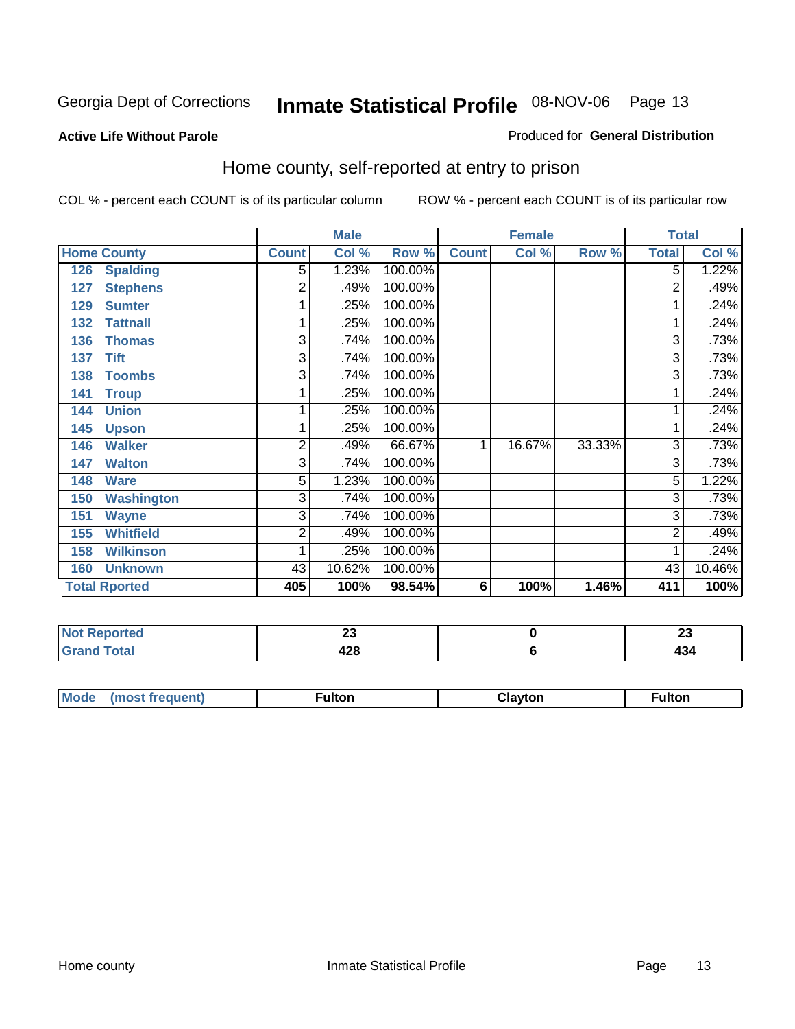Georgia Dept of Corrections **Inmate Statistical Profile** 08-NOV-06 Page 13

**Active Life Without Parole**

Produced for **General Distribution**

## Home county, self-reported at entry to prison

COL % - percent each COUNT is of its particular column ROW % - percent each COUNT is of its particular row

| Home County | Male | | | Female | | | Total | |
|---|---|---|---|---|---|---|---|---|
| | Count | Col % | Row % | Count | Col % | Row % | Total | Col % |
| 126 Spalding | 5 | 1.23% | 100.00% | | | | 5 | 1.22% |
| 127 Stephens | 2 | .49% | 100.00% | | | | 2 | .49% |
| 129 Sumter | 1 | .25% | 100.00% | | | | 1 | .24% |
| 132 Tattnall | 1 | .25% | 100.00% | | | | 1 | .24% |
| 136 Thomas | 3 | .74% | 100.00% | | | | 3 | .73% |
| 137 Tift | 3 | .74% | 100.00% | | | | 3 | .73% |
| 138 Toombs | 3 | .74% | 100.00% | | | | 3 | .73% |
| 141 Troup | 1 | .25% | 100.00% | | | | 1 | .24% |
| 144 Union | 1 | .25% | 100.00% | | | | 1 | .24% |
| 145 Upson | 1 | .25% | 100.00% | | | | 1 | .24% |
| 146 Walker | 2 | .49% | 66.67% | 1 | 16.67% | 33.33% | 3 | .73% |
| 147 Walton | 3 | .74% | 100.00% | | | | 3 | .73% |
| 148 Ware | 5 | 1.23% | 100.00% | | | | 5 | 1.22% |
| 150 Washington | 3 | .74% | 100.00% | | | | 3 | .73% |
| 151 Wayne | 3 | .74% | 100.00% | | | | 3 | .73% |
| 155 Whitfield | 2 | .49% | 100.00% | | | | 2 | .49% |
| 158 Wilkinson | 1 | .25% | 100.00% | | | | 1 | .24% |
| 160 Unknown | 43 | 10.62% | 100.00% | | | | 43 | 10.46% |
| **Total Rported** | **405** | **100%** | **98.54%** | **6** | **100%** | **1.46%** | **411** | **100%** |

| | Male | Female | Total |
|---|---|---|---|
| Not Reported | 23 | 0 | 23 |
| Grand Total | 428 | 6 | 434 |

| | Male | Female | Total |
|---|---|---|---|
| Mode (most frequent) | Fulton | Clayton | Fulton |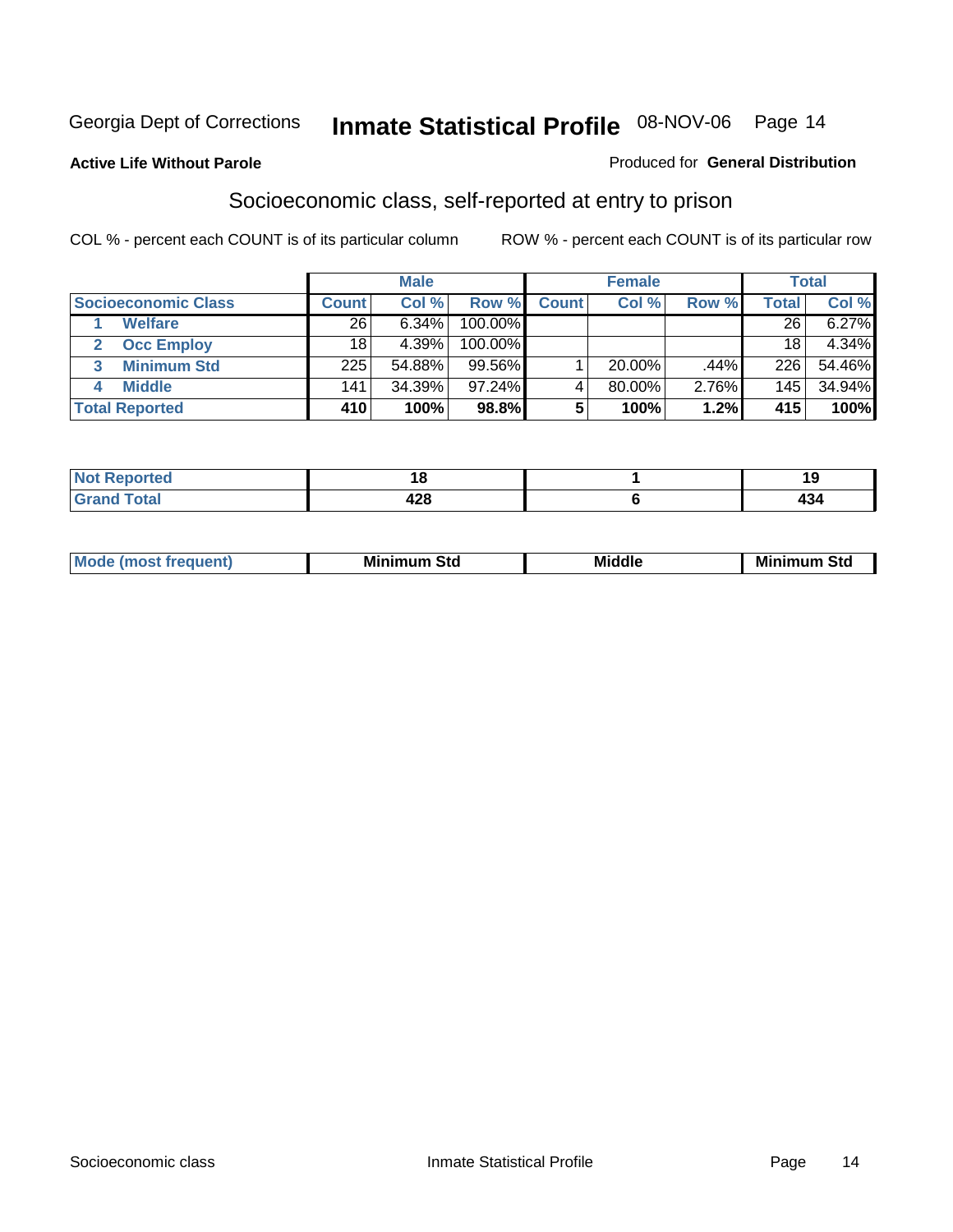Georgia Dept of Corrections **Inmate Statistical Profile** 08-NOV-06

**Active Life Without Parole**

Produced for **General Distribution**

## Socioeconomic class, self-reported at entry to prison

COL % - percent each COUNT is of its particular column ROW % - percent each COUNT is of its particular row

| | Male | | | Female | | | Total | |
|---|---|---|---|---|---|---|---|---|
| **Socioeconomic Class** | **Count** | **Col %** | **Row %** | **Count** | **Col %** | **Row %** | **Total** | **Col %** |
| 1 **Welfare** | 26 | 6.34% | 100.00% | | | | 26 | 6.27% |
| 2 **Occ Employ** | 18 | 4.39% | 100.00% | | | | 18 | 4.34% |
| 3 **Minimum Std** | 225 | 54.88% | 99.56% | 1 | 20.00% | .44% | 226 | 54.46% |
| 4 **Middle** | 141 | 34.39% | 97.24% | 4 | 80.00% | 2.76% | 145 | 34.94% |
| **Total Reported** | **410** | **100%** | **98.8%** | **5** | **100%** | **1.2%** | **415** | **100%** |

| | Male | Female | Total |
|---|---|---|---|
| **Not Reported** | **18** | **1** | **19** |
| **Grand Total** | **428** | **6** | **434** |

| | Male | Female | Total |
|---|---|---|---|
| **Mode (most frequent)** | **Minimum Std** | **Middle** | **Minimum Std** |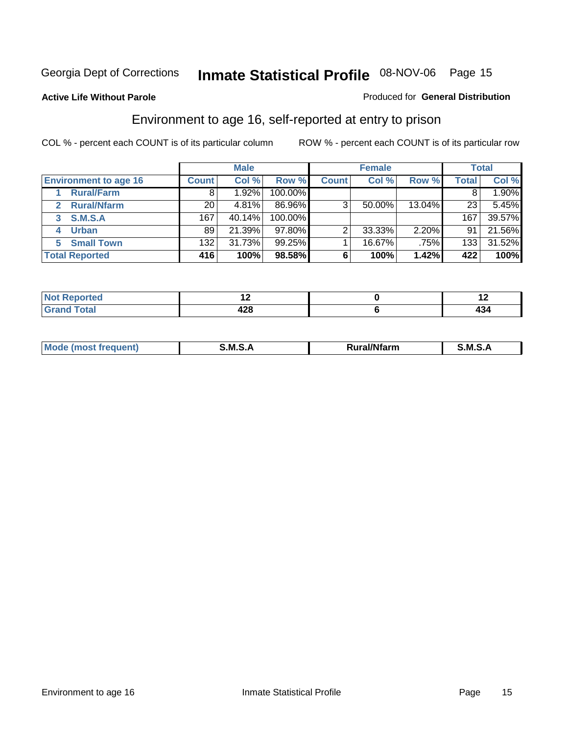Georgia Dept of Corrections **Inmate Statistical Profile** 08-NOV-06 Page 15

**Active Life Without Parole**

Produced for **General Distribution**

## Environment to age 16, self-reported at entry to prison

COL % - percent each COUNT is of its particular column

ROW % - percent each COUNT is of its particular row

| | Male | | | Female | | | Total | |
|---|---|---|---|---|---|---|---|---|
| **Environment to age 16** | **Count** | **Col %** | **Row %** | **Count** | **Col %** | **Row %** | **Total** | **Col %** |
| 1 **Rural/Farm** | 8 | 1.92% | 100.00% | | | | 8 | 1.90% |
| 2 **Rural/Nfarm** | 20 | 4.81% | 86.96% | 3 | 50.00% | 13.04% | 23 | 5.45% |
| 3 **S.M.S.A** | 167 | 40.14% | 100.00% | | | | 167 | 39.57% |
| 4 **Urban** | 89 | 21.39% | 97.80% | 2 | 33.33% | 2.20% | 91 | 21.56% |
| 5 **Small Town** | 132 | 31.73% | 99.25% | 1 | 16.67% | .75% | 133 | 31.52% |
| **Total Reported** | **416** | **100%** | **98.58%** | **6** | **100%** | **1.42%** | **422** | **100%** |

| | Male | Female | Total |
|---|---|---|---|
| **Not Reported** | **12** | **0** | **12** |
| **Grand Total** | **428** | **6** | **434** |

| | Male | Female | Total |
|---|---|---|---|
| **Mode (most frequent)** | **S.M.S.A** | **Rural/Nfarm** | **S.M.S.A** |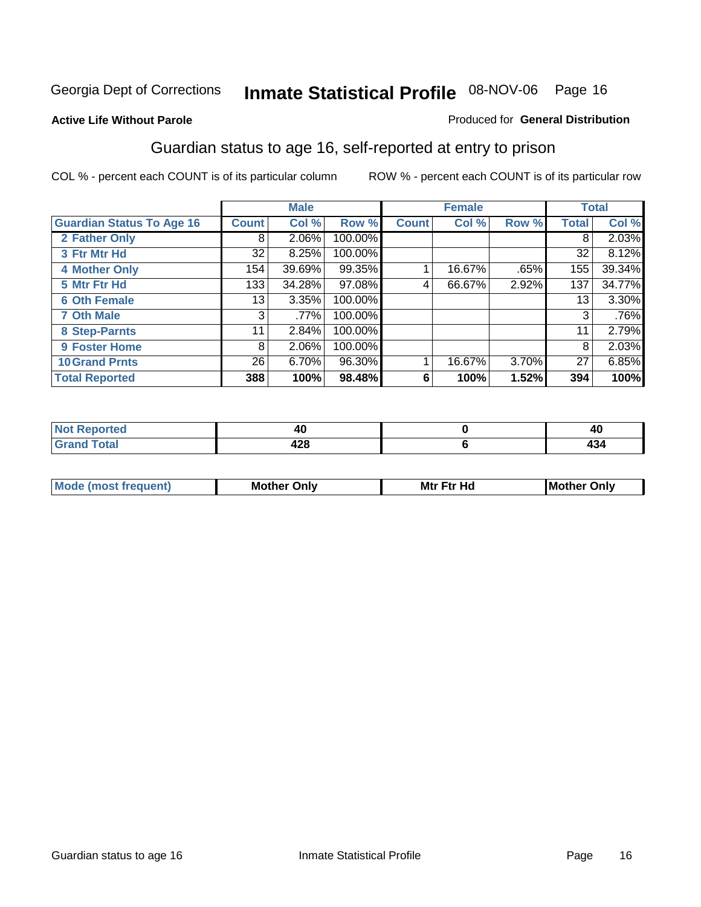Georgia Dept of Corrections **Inmate Statistical Profile** 08-NOV-06

**Active Life Without Parole**

Produced for **General Distribution**

## Guardian status to age 16, self-reported at entry to prison

COL % - percent each COUNT is of its particular column

ROW % - percent each COUNT is of its particular row

| | Male | | | Female | | | Total | |
|---|---|---|---|---|---|---|---|---|
| **Guardian Status To Age 16** | **Count** | **Col %** | **Row %** | **Count** | **Col %** | **Row %** | **Total** | **Col %** |
| 2 Father Only | 8 | 2.06% | 100.00% | | | | 8 | 2.03% |
| 3 Ftr Mtr Hd | 32 | 8.25% | 100.00% | | | | 32 | 8.12% |
| 4 Mother Only | 154 | 39.69% | 99.35% | 1 | 16.67% | .65% | 155 | 39.34% |
| 5 Mtr Ftr Hd | 133 | 34.28% | 97.08% | 4 | 66.67% | 2.92% | 137 | 34.77% |
| 6 Oth Female | 13 | 3.35% | 100.00% | | | | 13 | 3.30% |
| 7 Oth Male | 3 | .77% | 100.00% | | | | 3 | .76% |
| 8 Step-Parnts | 11 | 2.84% | 100.00% | | | | 11 | 2.79% |
| 9 Foster Home | 8 | 2.06% | 100.00% | | | | 8 | 2.03% |
| 10 Grand Prnts | 26 | 6.70% | 96.30% | 1 | 16.67% | 3.70% | 27 | 6.85% |
| **Total Reported** | **388** | **100%** | **98.48%** | **6** | **100%** | **1.52%** | **394** | **100%** |

| | Male | Female | Total |
|---|---|---|---|
| Not Reported | 40 | 0 | 40 |
| Grand Total | 428 | 6 | 434 |

| | Male | Female | Total |
|---|---|---|---|
| Mode (most frequent) | Mother Only | Mtr Ftr Hd | Mother Only |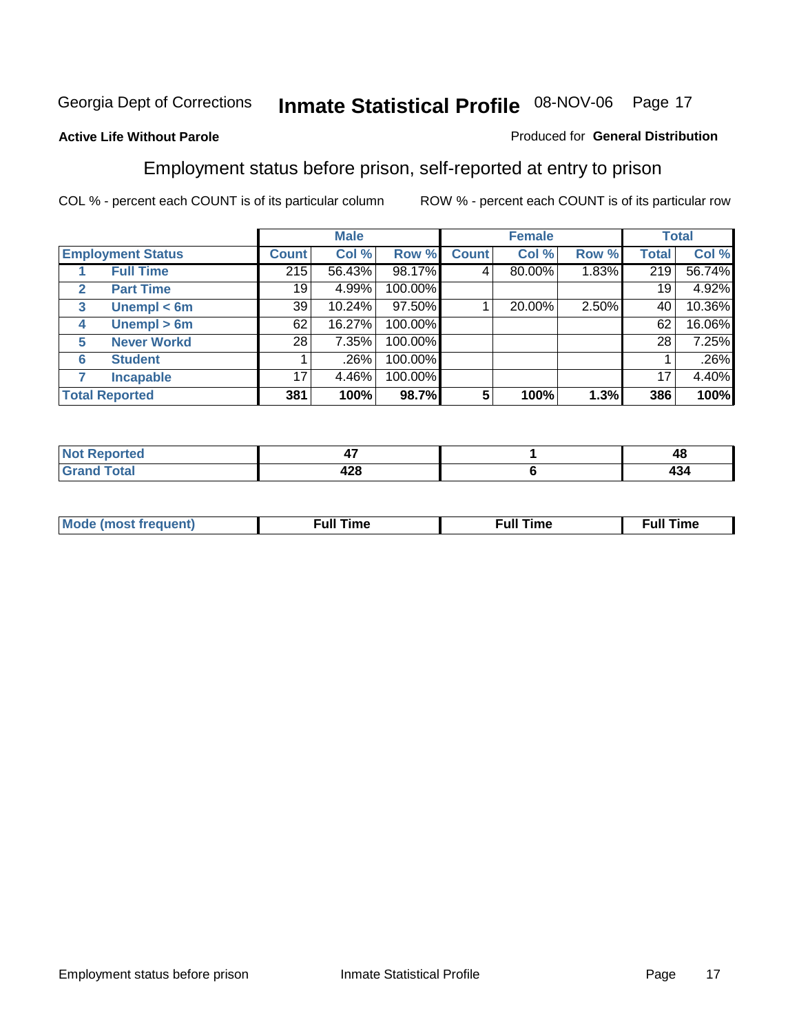Georgia Dept of Corrections **Inmate Statistical Profile** 08-NOV-06

**Active Life Without Parole**

Produced for **General Distribution**

## Employment status before prison, self-reported at entry to prison

COL % - percent each COUNT is of its particular column ROW % - percent each COUNT is of its particular row

| | | Male | | | Female | | | Total | |
|---|---|---|---|---|---|---|---|---|---|
| **Employment Status** | | **Count** | **Col %** | **Row %** | **Count** | **Col %** | **Row %** | **Total** | **Col %** |
| 1 | **Full Time** | 215 | 56.43% | 98.17% | 4 | 80.00% | 1.83% | 219 | 56.74% |
| 2 | **Part Time** | 19 | 4.99% | 100.00% | | | | 19 | 4.92% |
| 3 | **Unempl < 6m** | 39 | 10.24% | 97.50% | 1 | 20.00% | 2.50% | 40 | 10.36% |
| 4 | **Unempl > 6m** | 62 | 16.27% | 100.00% | | | | 62 | 16.06% |
| 5 | **Never Workd** | 28 | 7.35% | 100.00% | | | | 28 | 7.25% |
| 6 | **Student** | 1 | .26% | 100.00% | | | | 1 | .26% |
| 7 | **Incapable** | 17 | 4.46% | 100.00% | | | | 17 | 4.40% |
| **Total Reported** | | **381** | **100%** | **98.7%** | **5** | **100%** | **1.3%** | **386** | **100%** |

| | Male | Female | Total |
|---|---|---|---|
| **Not Reported** | **47** | **1** | **48** |
| **Grand Total** | **428** | **6** | **434** |

| | Male | Female | Total |
|---|---|---|---|
| **Mode (most frequent)** | **Full Time** | **Full Time** | **Full Time** |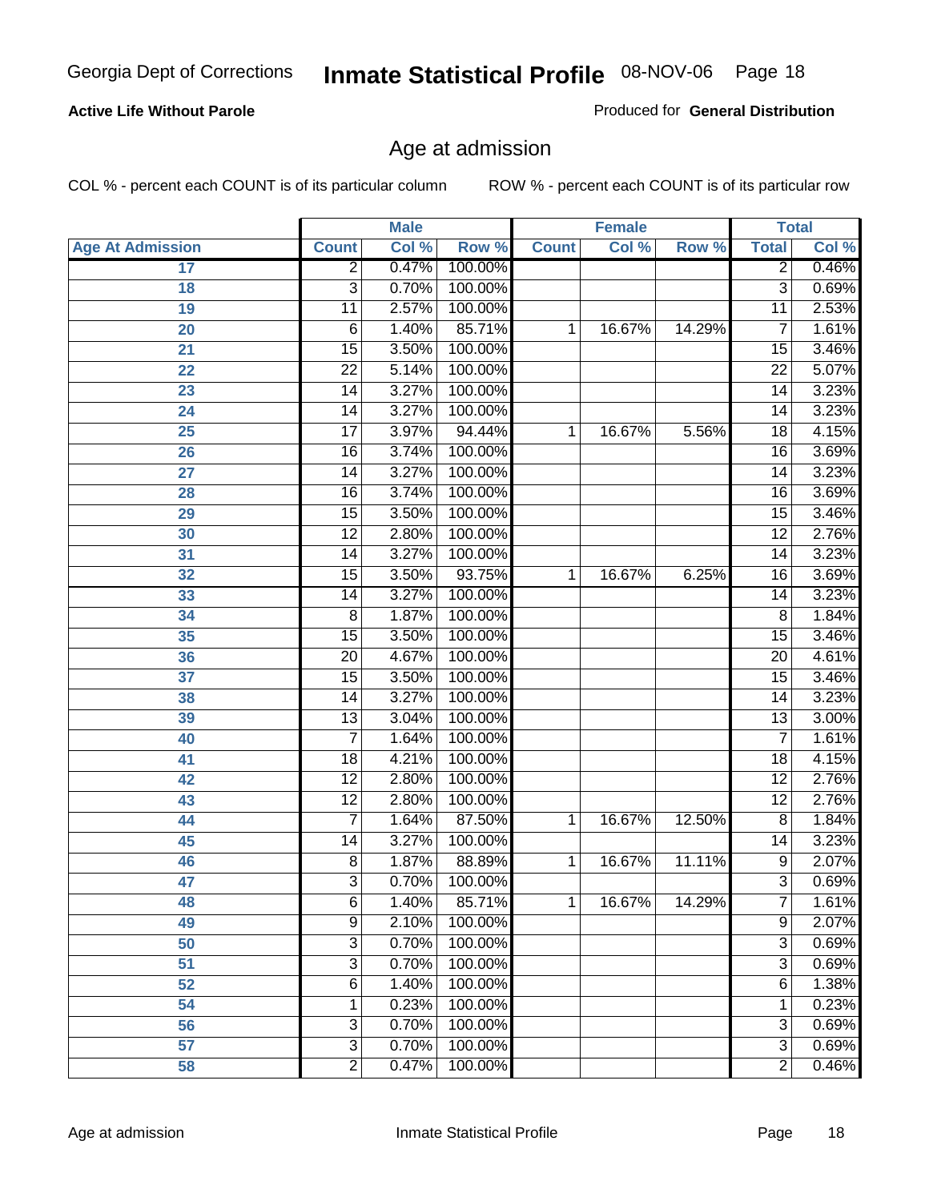**Active Life Without Parole**

Produced for **General Distribution**

## Age at admission

COL % - percent each COUNT is of its particular column

ROW % - percent each COUNT is of its particular row

| Age At Admission | Male | | | Female | | | Total | |
|---|---|---|---|---|---|---|---|---|
| | Count | Col % | Row % | Count | Col % | Row % | Total | Col % |
| 17 | 2 | 0.47% | 100.00% | | | | 2 | 0.46% |
| 18 | 3 | 0.70% | 100.00% | | | | 3 | 0.69% |
| 19 | 11 | 2.57% | 100.00% | | | | 11 | 2.53% |
| 20 | 6 | 1.40% | 85.71% | 1 | 16.67% | 14.29% | 7 | 1.61% |
| 21 | 15 | 3.50% | 100.00% | | | | 15 | 3.46% |
| 22 | 22 | 5.14% | 100.00% | | | | 22 | 5.07% |
| 23 | 14 | 3.27% | 100.00% | | | | 14 | 3.23% |
| 24 | 14 | 3.27% | 100.00% | | | | 14 | 3.23% |
| 25 | 17 | 3.97% | 94.44% | 1 | 16.67% | 5.56% | 18 | 4.15% |
| 26 | 16 | 3.74% | 100.00% | | | | 16 | 3.69% |
| 27 | 14 | 3.27% | 100.00% | | | | 14 | 3.23% |
| 28 | 16 | 3.74% | 100.00% | | | | 16 | 3.69% |
| 29 | 15 | 3.50% | 100.00% | | | | 15 | 3.46% |
| 30 | 12 | 2.80% | 100.00% | | | | 12 | 2.76% |
| 31 | 14 | 3.27% | 100.00% | | | | 14 | 3.23% |
| 32 | 15 | 3.50% | 93.75% | 1 | 16.67% | 6.25% | 16 | 3.69% |
| 33 | 14 | 3.27% | 100.00% | | | | 14 | 3.23% |
| 34 | 8 | 1.87% | 100.00% | | | | 8 | 1.84% |
| 35 | 15 | 3.50% | 100.00% | | | | 15 | 3.46% |
| 36 | 20 | 4.67% | 100.00% | | | | 20 | 4.61% |
| 37 | 15 | 3.50% | 100.00% | | | | 15 | 3.46% |
| 38 | 14 | 3.27% | 100.00% | | | | 14 | 3.23% |
| 39 | 13 | 3.04% | 100.00% | | | | 13 | 3.00% |
| 40 | 7 | 1.64% | 100.00% | | | | 7 | 1.61% |
| 41 | 18 | 4.21% | 100.00% | | | | 18 | 4.15% |
| 42 | 12 | 2.80% | 100.00% | | | | 12 | 2.76% |
| 43 | 12 | 2.80% | 100.00% | | | | 12 | 2.76% |
| 44 | 7 | 1.64% | 87.50% | 1 | 16.67% | 12.50% | 8 | 1.84% |
| 45 | 14 | 3.27% | 100.00% | | | | 14 | 3.23% |
| 46 | 8 | 1.87% | 88.89% | 1 | 16.67% | 11.11% | 9 | 2.07% |
| 47 | 3 | 0.70% | 100.00% | | | | 3 | 0.69% |
| 48 | 6 | 1.40% | 85.71% | 1 | 16.67% | 14.29% | 7 | 1.61% |
| 49 | 9 | 2.10% | 100.00% | | | | 9 | 2.07% |
| 50 | 3 | 0.70% | 100.00% | | | | 3 | 0.69% |
| 51 | 3 | 0.70% | 100.00% | | | | 3 | 0.69% |
| 52 | 6 | 1.40% | 100.00% | | | | 6 | 1.38% |
| 54 | 1 | 0.23% | 100.00% | | | | 1 | 0.23% |
| 56 | 3 | 0.70% | 100.00% | | | | 3 | 0.69% |
| 57 | 3 | 0.70% | 100.00% | | | | 3 | 0.69% |
| 58 | 2 | 0.47% | 100.00% | | | | 2 | 0.46% |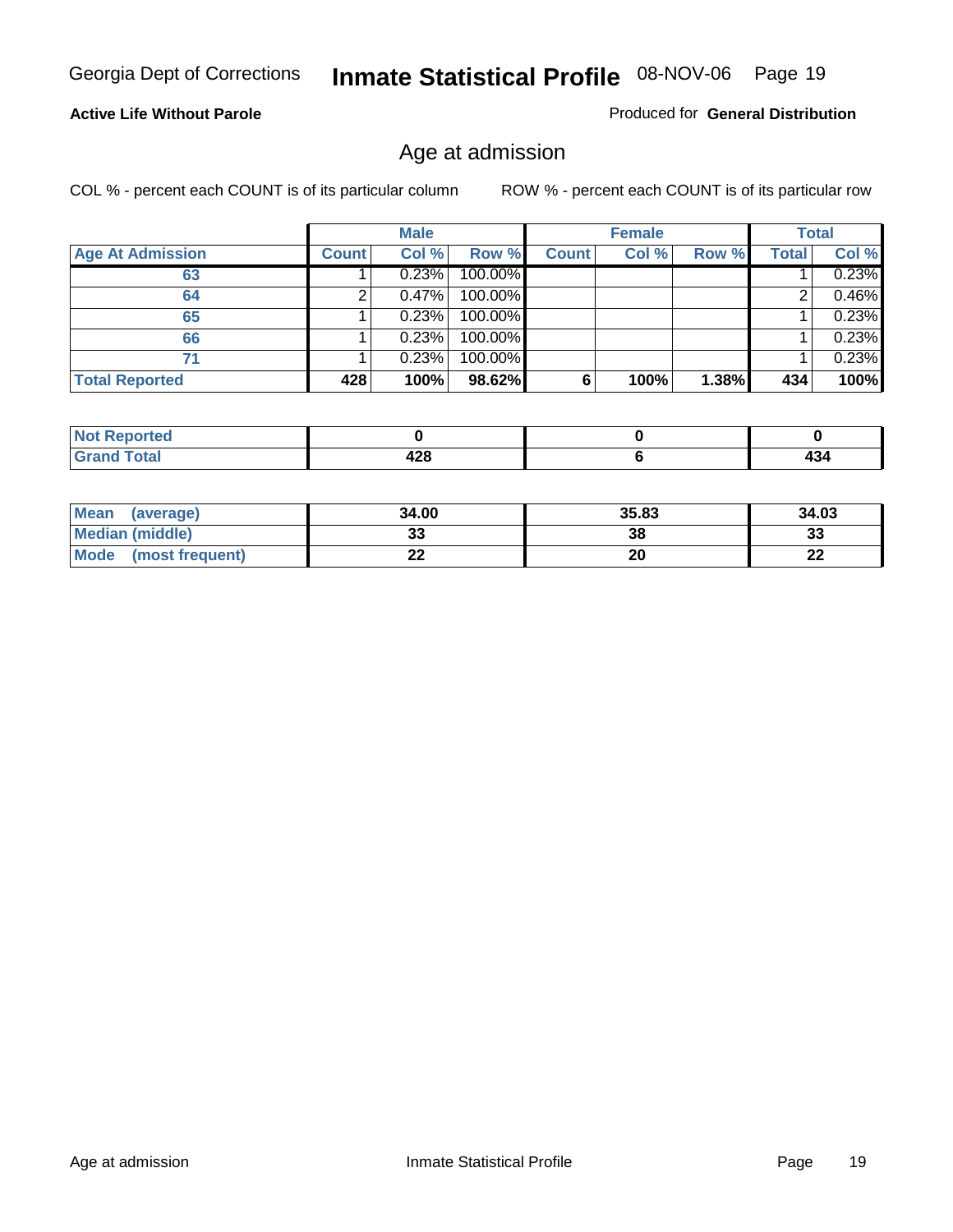**Active Life Without Parole**

Produced for **General Distribution**

## Age at admission

COL % - percent each COUNT is of its particular column

ROW % - percent each COUNT is of its particular row

| | Male | | | Female | | | Total | |
|---|---|---|---|---|---|---|---|---|
| **Age At Admission** | **Count** | **Col %** | **Row %** | **Count** | **Col %** | **Row %** | **Total** | **Col %** |
| 63 | 1 | 0.23% | 100.00% | | | | 1 | 0.23% |
| 64 | 2 | 0.47% | 100.00% | | | | 2 | 0.46% |
| 65 | 1 | 0.23% | 100.00% | | | | 1 | 0.23% |
| 66 | 1 | 0.23% | 100.00% | | | | 1 | 0.23% |
| 71 | 1 | 0.23% | 100.00% | | | | 1 | 0.23% |
| **Total Reported** | **428** | **100%** | **98.62%** | **6** | **100%** | **1.38%** | **434** | **100%** |

| | Male | Female | Total |
|---|---|---|---|
| **Not Reported** | **0** | **0** | **0** |
| **Grand Total** | **428** | **6** | **434** |

| | Male | Female | Total |
|---|---|---|---|
| **Mean (average)** | **34.00** | **35.83** | **34.03** |
| **Median (middle)** | **33** | **38** | **33** |
| **Mode (most frequent)** | **22** | **20** | **22** |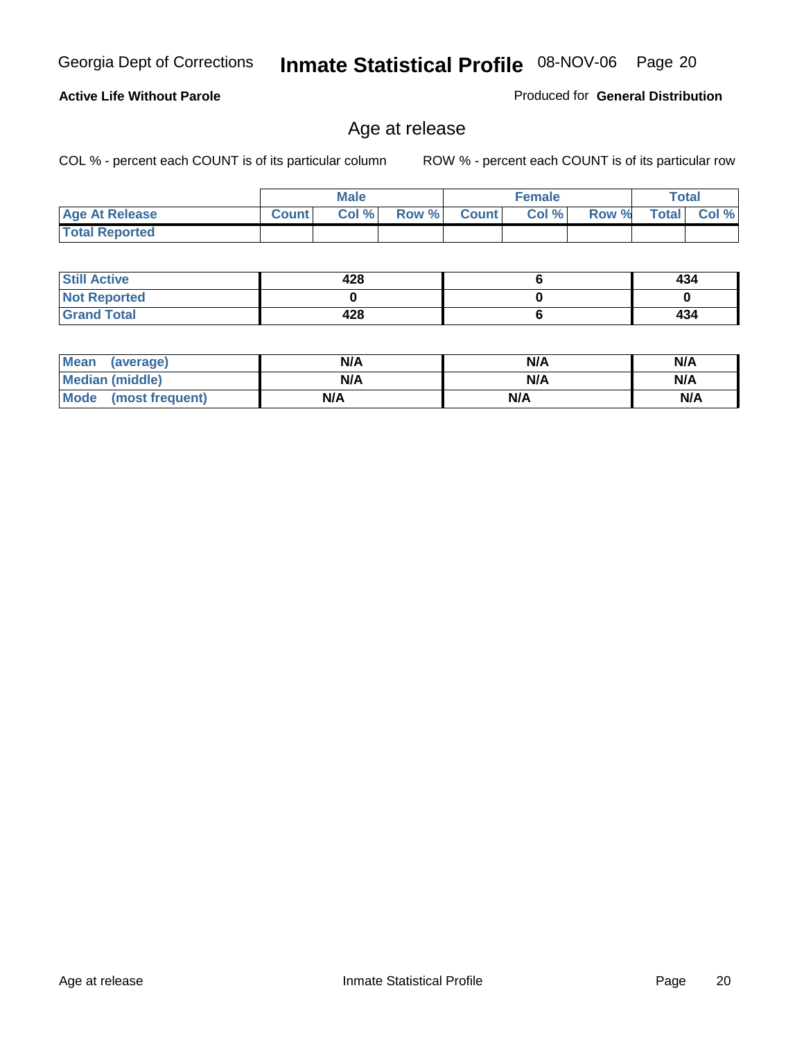Georgia Dept of Corrections **Inmate Statistical Profile** 08-NOV-06

**Active Life Without Parole**

Produced for **General Distribution**

## Age at release

COL % - percent each COUNT is of its particular column

ROW % - percent each COUNT is of its particular row

| | Male | | | Female | | | Total | |
|---|---|---|---|---|---|---|---|---|
| Age At Release | Count | Col % | Row % | Count | Col % | Row % | Total | Col % |
| Total Reported | | | | | | | | |

| | Male | Female | Total |
|---|---|---|---|
| Still Active | 428 | 6 | 434 |
| Not Reported | 0 | 0 | 0 |
| Grand Total | 428 | 6 | 434 |

| | Male | Female | Total |
|---|---|---|---|
| Mean (average) | N/A | N/A | N/A |
| Median (middle) | N/A | N/A | N/A |
| Mode (most frequent) | N/A | N/A | N/A |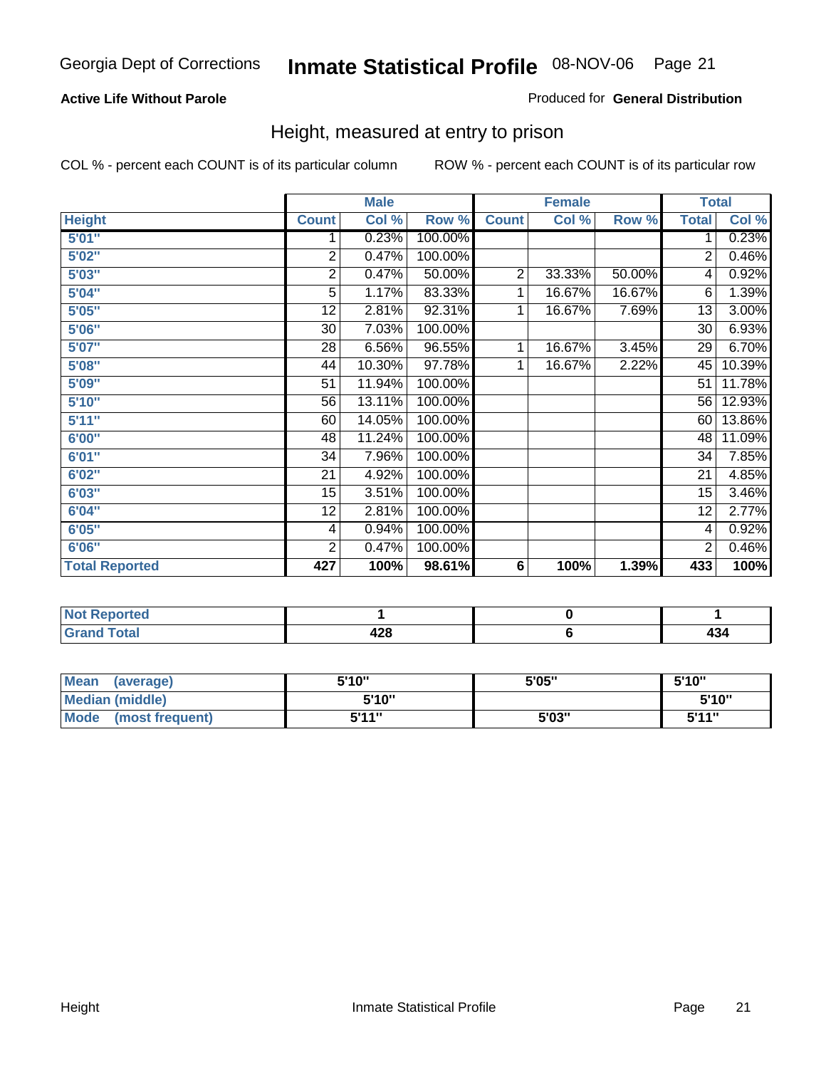Georgia Dept of Corrections **Inmate Statistical Profile** 08-NOV-06 Page 21

**Active Life Without Parole**

Produced for **General Distribution**

## Height, measured at entry to prison

COL % - percent each COUNT is of its particular column

ROW % - percent each COUNT is of its particular row

| | Male | | | Female | | | Total | |
|---|---|---|---|---|---|---|---|---|
| **Height** | **Count** | **Col %** | **Row %** | **Count** | **Col %** | **Row %** | **Total** | **Col %** |
| **5'01"** | 1 | 0.23% | 100.00% | | | | 1 | 0.23% |
| **5'02"** | 2 | 0.47% | 100.00% | | | | 2 | 0.46% |
| **5'03"** | 2 | 0.47% | 50.00% | 2 | 33.33% | 50.00% | 4 | 0.92% |
| **5'04"** | 5 | 1.17% | 83.33% | 1 | 16.67% | 16.67% | 6 | 1.39% |
| **5'05"** | 12 | 2.81% | 92.31% | 1 | 16.67% | 7.69% | 13 | 3.00% |
| **5'06"** | 30 | 7.03% | 100.00% | | | | 30 | 6.93% |
| **5'07"** | 28 | 6.56% | 96.55% | 1 | 16.67% | 3.45% | 29 | 6.70% |
| **5'08"** | 44 | 10.30% | 97.78% | 1 | 16.67% | 2.22% | 45 | 10.39% |
| **5'09"** | 51 | 11.94% | 100.00% | | | | 51 | 11.78% |
| **5'10"** | 56 | 13.11% | 100.00% | | | | 56 | 12.93% |
| **5'11"** | 60 | 14.05% | 100.00% | | | | 60 | 13.86% |
| **6'00"** | 48 | 11.24% | 100.00% | | | | 48 | 11.09% |
| **6'01"** | 34 | 7.96% | 100.00% | | | | 34 | 7.85% |
| **6'02"** | 21 | 4.92% | 100.00% | | | | 21 | 4.85% |
| **6'03"** | 15 | 3.51% | 100.00% | | | | 15 | 3.46% |
| **6'04"** | 12 | 2.81% | 100.00% | | | | 12 | 2.77% |
| **6'05"** | 4 | 0.94% | 100.00% | | | | 4 | 0.92% |
| **6'06"** | 2 | 0.47% | 100.00% | | | | 2 | 0.46% |
| **Total Reported** | **427** | **100%** | **98.61%** | **6** | **100%** | **1.39%** | **433** | **100%** |

| | Male | Female | Total |
|---|---|---|---|
| **Not Reported** | **1** | **0** | **1** |
| **Grand Total** | **428** | **6** | **434** |

| | Male | Female | Total |
|---|---|---|---|
| **Mean (average)** | **5'10"** | **5'05"** | **5'10"** |
| **Median (middle)** | **5'10"** | | **5'10"** |
| **Mode (most frequent)** | **5'11"** | **5'03"** | **5'11"** |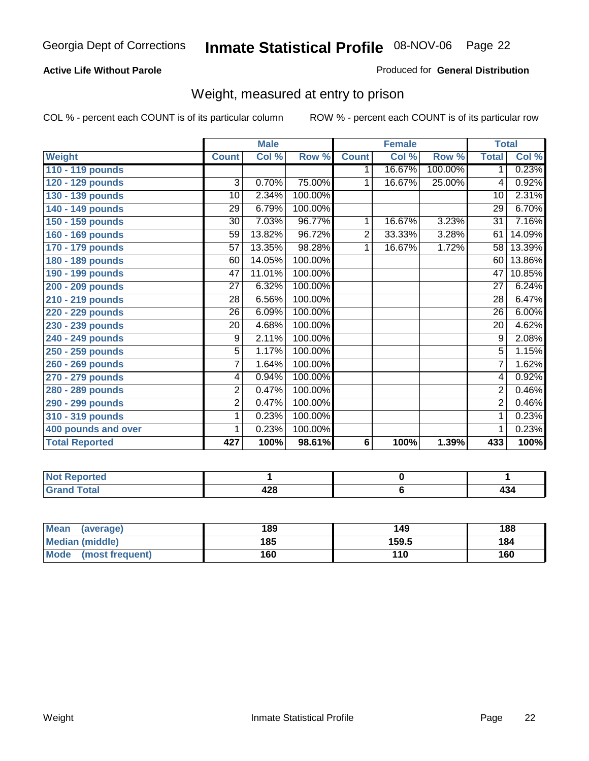# Inmate Statistical Profile

Georgia Dept of Corrections — 08-NOV-06

**Active Life Without Parole**

Produced for **General Distribution**

## Weight, measured at entry to prison

COL % - percent each COUNT is of its particular column

ROW % - percent each COUNT is of its particular row

| | Male | | | Female | | | Total | |
|---|---|---|---|---|---|---|---|---|
| **Weight** | **Count** | **Col %** | **Row %** | **Count** | **Col %** | **Row %** | **Total** | **Col %** |
| 110 - 119 pounds | | | | 1 | 16.67% | 100.00% | 1 | 0.23% |
| 120 - 129 pounds | 3 | 0.70% | 75.00% | 1 | 16.67% | 25.00% | 4 | 0.92% |
| 130 - 139 pounds | 10 | 2.34% | 100.00% | | | | 10 | 2.31% |
| 140 - 149 pounds | 29 | 6.79% | 100.00% | | | | 29 | 6.70% |
| 150 - 159 pounds | 30 | 7.03% | 96.77% | 1 | 16.67% | 3.23% | 31 | 7.16% |
| 160 - 169 pounds | 59 | 13.82% | 96.72% | 2 | 33.33% | 3.28% | 61 | 14.09% |
| 170 - 179 pounds | 57 | 13.35% | 98.28% | 1 | 16.67% | 1.72% | 58 | 13.39% |
| 180 - 189 pounds | 60 | 14.05% | 100.00% | | | | 60 | 13.86% |
| 190 - 199 pounds | 47 | 11.01% | 100.00% | | | | 47 | 10.85% |
| 200 - 209 pounds | 27 | 6.32% | 100.00% | | | | 27 | 6.24% |
| 210 - 219 pounds | 28 | 6.56% | 100.00% | | | | 28 | 6.47% |
| 220 - 229 pounds | 26 | 6.09% | 100.00% | | | | 26 | 6.00% |
| 230 - 239 pounds | 20 | 4.68% | 100.00% | | | | 20 | 4.62% |
| 240 - 249 pounds | 9 | 2.11% | 100.00% | | | | 9 | 2.08% |
| 250 - 259 pounds | 5 | 1.17% | 100.00% | | | | 5 | 1.15% |
| 260 - 269 pounds | 7 | 1.64% | 100.00% | | | | 7 | 1.62% |
| 270 - 279 pounds | 4 | 0.94% | 100.00% | | | | 4 | 0.92% |
| 280 - 289 pounds | 2 | 0.47% | 100.00% | | | | 2 | 0.46% |
| 290 - 299 pounds | 2 | 0.47% | 100.00% | | | | 2 | 0.46% |
| 310 - 319 pounds | 1 | 0.23% | 100.00% | | | | 1 | 0.23% |
| 400 pounds and over | 1 | 0.23% | 100.00% | | | | 1 | 0.23% |
| **Total Reported** | **427** | **100%** | **98.61%** | **6** | **100%** | **1.39%** | **433** | **100%** |

| | Male | Female | Total |
|---|---|---|---|
| Not Reported | 1 | 0 | 1 |
| Grand Total | 428 | 6 | 434 |

| | Male | Female | Total |
|---|---|---|---|
| Mean (average) | 189 | 149 | 188 |
| Median (middle) | 185 | 159.5 | 184 |
| Mode (most frequent) | 160 | 110 | 160 |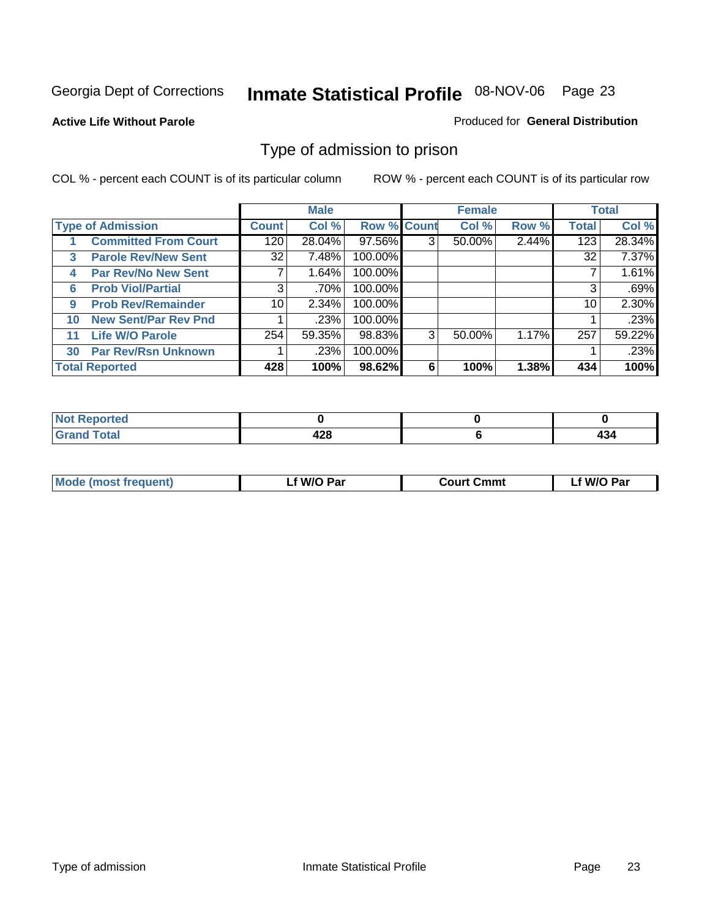Georgia Dept of Corrections **Inmate Statistical Profile** 08-NOV-06

**Active Life Without Parole**

Produced for **General Distribution**

## Type of admission to prison

COL % - percent each COUNT is of its particular column

ROW % - percent each COUNT is of its particular row

| | Male | | | Female | | | Total | |
|---|---|---|---|---|---|---|---|---|
| **Type of Admission** | **Count** | **Col %** | **Row %** | **Count** | **Col %** | **Row %** | **Total** | **Col %** |
| 1 **Committed From Court** | 120 | 28.04% | 97.56% | 3 | 50.00% | 2.44% | 123 | 28.34% |
| 3 **Parole Rev/New Sent** | 32 | 7.48% | 100.00% | | | | 32 | 7.37% |
| 4 **Par Rev/No New Sent** | 7 | 1.64% | 100.00% | | | | 7 | 1.61% |
| 6 **Prob Viol/Partial** | 3 | .70% | 100.00% | | | | 3 | .69% |
| 9 **Prob Rev/Remainder** | 10 | 2.34% | 100.00% | | | | 10 | 2.30% |
| 10 **New Sent/Par Rev Pnd** | 1 | .23% | 100.00% | | | | 1 | .23% |
| 11 **Life W/O Parole** | 254 | 59.35% | 98.83% | 3 | 50.00% | 1.17% | 257 | 59.22% |
| 30 **Par Rev/Rsn Unknown** | 1 | .23% | 100.00% | | | | 1 | .23% |
| **Total Reported** | **428** | **100%** | **98.62%** | **6** | **100%** | **1.38%** | **434** | **100%** |

| | Male | Female | Total |
|---|---|---|---|
| **Not Reported** | **0** | **0** | **0** |
| **Grand Total** | **428** | **6** | **434** |

| | Male | Female | Total |
|---|---|---|---|
| **Mode (most frequent)** | **Lf W/O Par** | **Court Cmmt** | **Lf W/O Par** |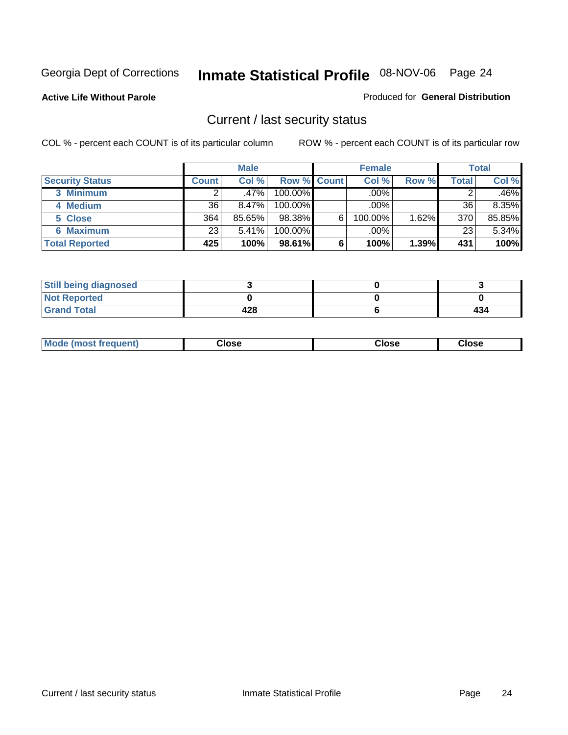Georgia Dept of Corrections **Inmate Statistical Profile** 08-NOV-06

**Active Life Without Parole**

Produced for **General Distribution**

## Current / last security status

COL % - percent each COUNT is of its particular column

ROW % - percent each COUNT is of its particular row

| | Male | | | Female | | | Total | |
|---|---|---|---|---|---|---|---|---|
| **Security Status** | **Count** | **Col %** | **Row %** | **Count** | **Col %** | **Row %** | **Total** | **Col %** |
| 3 Minimum | 2 | .47% | 100.00% | | .00% | | 2 | .46% |
| 4 Medium | 36 | 8.47% | 100.00% | | .00% | | 36 | 8.35% |
| 5 Close | 364 | 85.65% | 98.38% | 6 | 100.00% | 1.62% | 370 | 85.85% |
| 6 Maximum | 23 | 5.41% | 100.00% | | .00% | | 23 | 5.34% |
| **Total Reported** | **425** | **100%** | **98.61%** | **6** | **100%** | **1.39%** | **431** | **100%** |

| | Male | Female | Total |
|---|---|---|---|
| Still being diagnosed | 3 | 0 | 3 |
| Not Reported | 0 | 0 | 0 |
| Grand Total | 428 | 6 | 434 |

| | Male | Female | Total |
|---|---|---|---|
| Mode (most frequent) | Close | Close | Close |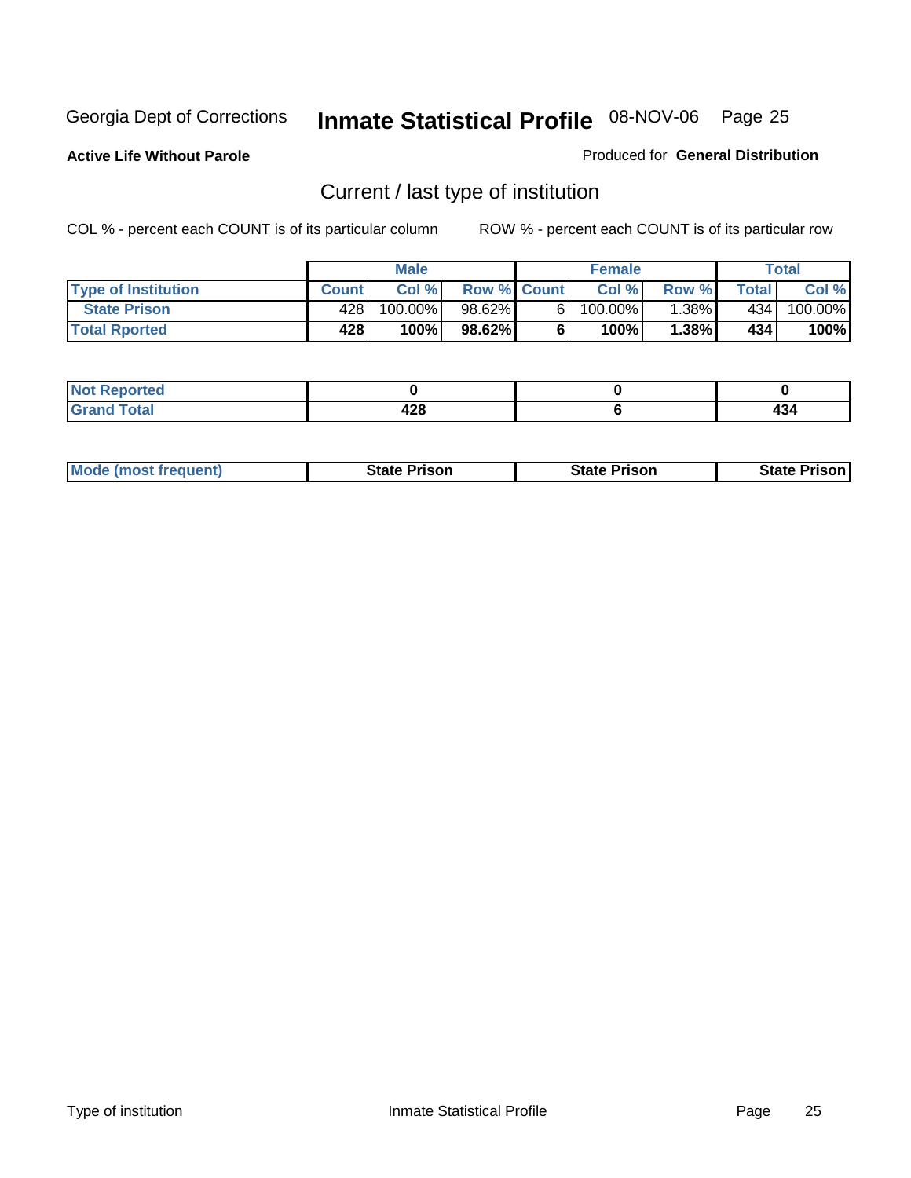Georgia Dept of Corrections **Inmate Statistical Profile** 08-NOV-06 Page 25

**Active Life Without Parole**

Produced for **General Distribution**

## Current / last type of institution

COL % - percent each COUNT is of its particular column

ROW % - percent each COUNT is of its particular row

| | Male | | | Female | | | Total | |
|---|---|---|---|---|---|---|---|---|
| **Type of Institution** | **Count** | **Col %** | **Row %** | **Count** | **Col %** | **Row %** | **Total** | **Col %** |
| **State Prison** | 428 | 100.00% | 98.62% | 6 | 100.00% | 1.38% | 434 | 100.00% |
| **Total Rported** | **428** | **100%** | **98.62%** | **6** | **100%** | **1.38%** | **434** | **100%** |

| | Male | Female | Total |
|---|---|---|---|
| **Not Reported** | **0** | **0** | **0** |
| **Grand Total** | **428** | **6** | **434** |

| | Male | Female | Total |
|---|---|---|---|
| **Mode (most frequent)** | **State Prison** | **State Prison** | **State Prison** |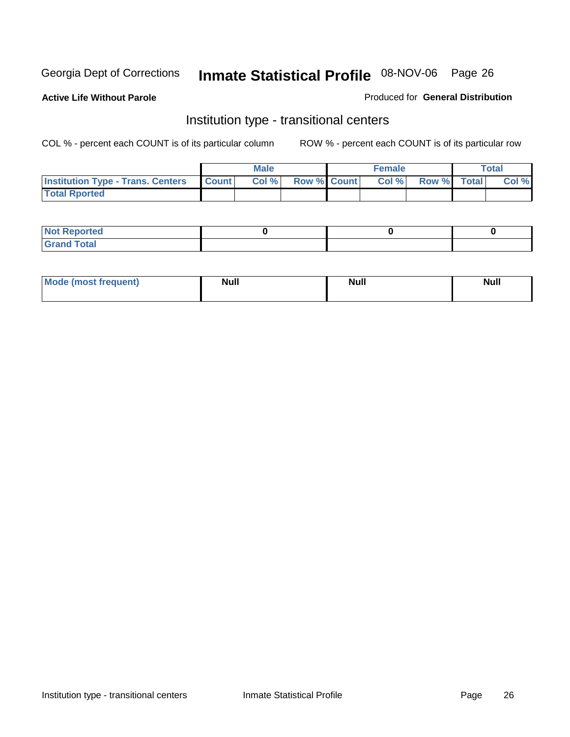Georgia Dept of Corrections **Inmate Statistical Profile** 08-NOV-06 Page 26

**Active Life Without Parole**

Produced for **General Distribution**

## Institution type - transitional centers

COL % - percent each COUNT is of its particular column

ROW % - percent each COUNT is of its particular row

| | Male | | | Female | | | Total | |
|---|---|---|---|---|---|---|---|---|
| Institution Type - Trans. Centers | Count | Col % | Row % | Count | Col % | Row % | Total | Col % |
| Total Rported | | | | | | | | |

| | Male | Female | Total |
|---|---|---|---|
| Not Reported | 0 | 0 | 0 |
| Grand Total | | | |

| | Male | Female | Total |
|---|---|---|---|
| Mode (most frequent) | Null | Null | Null |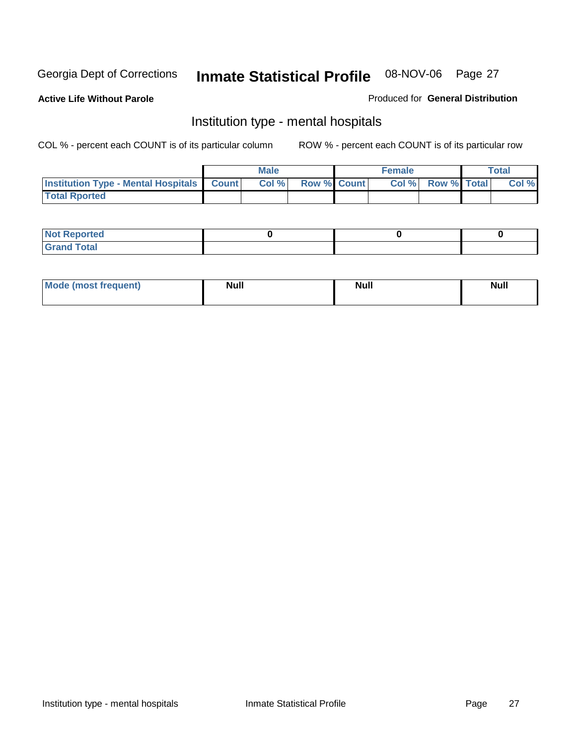Georgia Dept of Corrections **Inmate Statistical Profile** 08-NOV-06

**Active Life Without Parole**

Produced for **General Distribution**

## Institution type - mental hospitals

COL % - percent each COUNT is of its particular column

ROW % - percent each COUNT is of its particular row

| | Male | | | Female | | | Total | |
|---|---|---|---|---|---|---|---|---|
| **Institution Type - Mental Hospitals** | **Count** | **Col %** | **Row %** | **Count** | **Col %** | **Row %** | **Total** | **Col %** |
| **Total Rported** | | | | | | | | |

| | Male | Female | Total |
|---|---|---|---|
| **Not Reported** | **0** | **0** | **0** |
| **Grand Total** | | | |

| | Male | Female | Total |
|---|---|---|---|
| **Mode (most frequent)** | **Null** | **Null** | **Null** |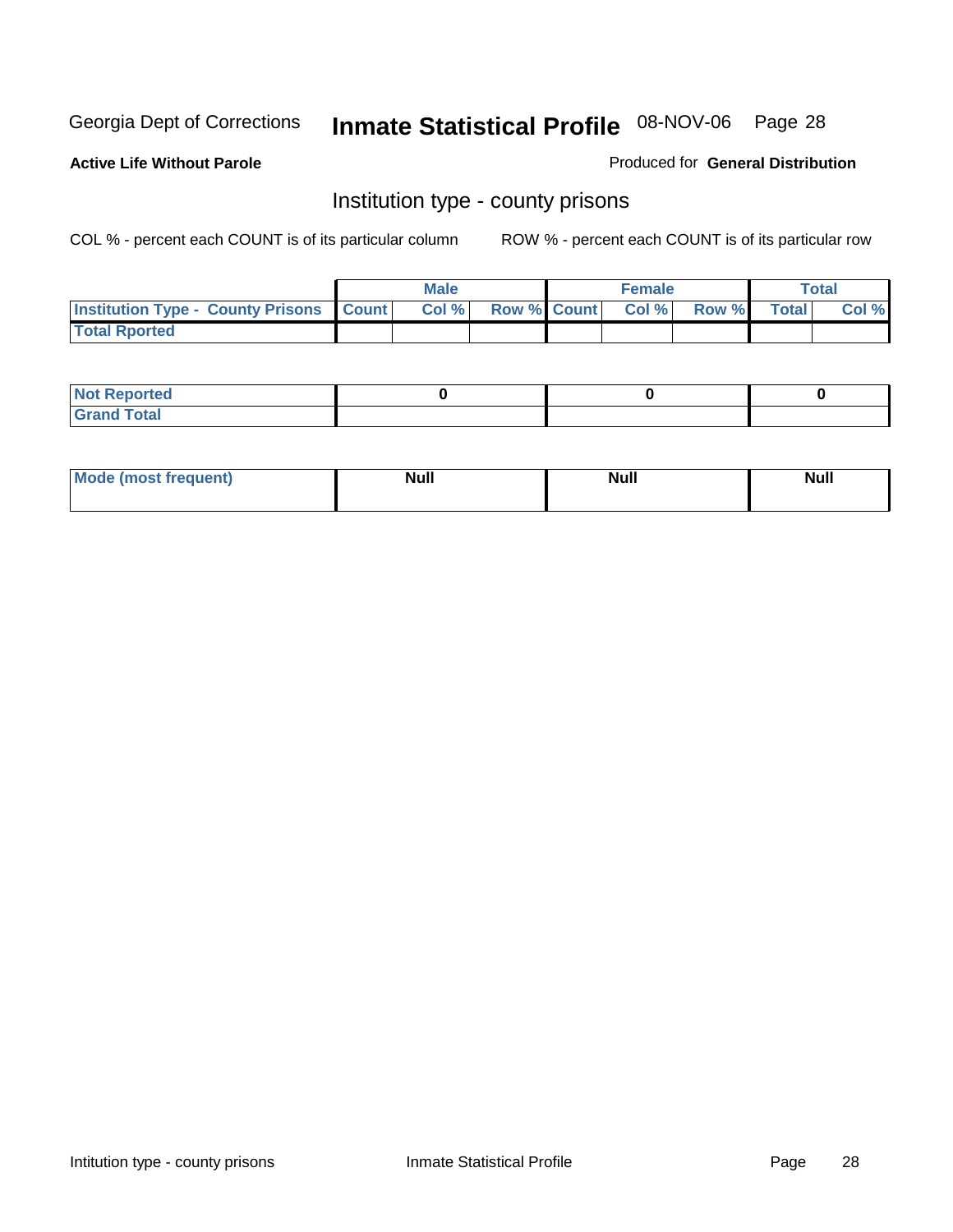Georgia Dept of Corrections **Inmate Statistical Profile** 08-NOV-06

**Active Life Without Parole**

Produced for **General Distribution**

## Institution type - county prisons

COL % - percent each COUNT is of its particular column

ROW % - percent each COUNT is of its particular row

| | Male | | | Female | | | Total | |
|---|---|---|---|---|---|---|---|---|
| **Institution Type - County Prisons** | **Count** | **Col %** | **Row %** | **Count** | **Col %** | **Row %** | **Total** | **Col %** |
| **Total Rported** | | | | | | | | |
| **Not Reported** | 0 | | | 0 | | | 0 | |
| **Grand Total** | | | | | | | | |

| | Male | Female | Total |
|---|---|---|---|
| **Mode (most frequent)** | **Null** | **Null** | **Null** |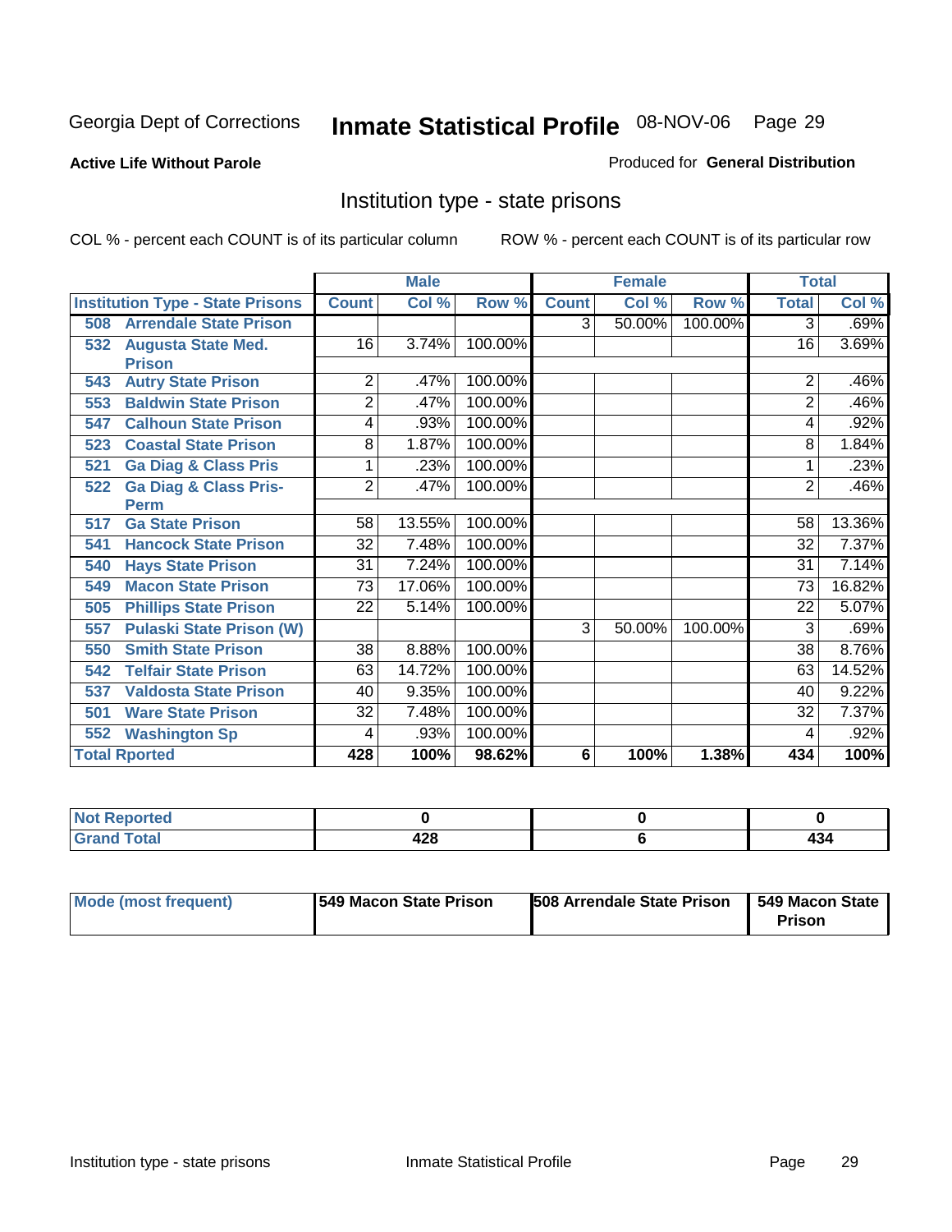Georgia Dept of Corrections **Inmate Statistical Profile** 08-NOV-06

**Active Life Without Parole**

Produced for **General Distribution**

## Institution type - state prisons

COL % - percent each COUNT is of its particular column ROW % - percent each COUNT is of its particular row

| | Male | | | Female | | | Total | |
|---|---|---|---|---|---|---|---|---|
| **Institution Type - State Prisons** | **Count** | **Col %** | **Row %** | **Count** | **Col %** | **Row %** | **Total** | **Col %** |
| **508 Arrendale State Prison** | | | | 3 | 50.00% | 100.00% | 3 | .69% |
| **532 Augusta State Med. Prison** | 16 | 3.74% | 100.00% | | | | 16 | 3.69% |
| **543 Autry State Prison** | 2 | .47% | 100.00% | | | | 2 | .46% |
| **553 Baldwin State Prison** | 2 | .47% | 100.00% | | | | 2 | .46% |
| **547 Calhoun State Prison** | 4 | .93% | 100.00% | | | | 4 | .92% |
| **523 Coastal State Prison** | 8 | 1.87% | 100.00% | | | | 8 | 1.84% |
| **521 Ga Diag & Class Pris** | 1 | .23% | 100.00% | | | | 1 | .23% |
| **522 Ga Diag & Class Pris-Perm** | 2 | .47% | 100.00% | | | | 2 | .46% |
| **517 Ga State Prison** | 58 | 13.55% | 100.00% | | | | 58 | 13.36% |
| **541 Hancock State Prison** | 32 | 7.48% | 100.00% | | | | 32 | 7.37% |
| **540 Hays State Prison** | 31 | 7.24% | 100.00% | | | | 31 | 7.14% |
| **549 Macon State Prison** | 73 | 17.06% | 100.00% | | | | 73 | 16.82% |
| **505 Phillips State Prison** | 22 | 5.14% | 100.00% | | | | 22 | 5.07% |
| **557 Pulaski State Prison (W)** | | | | 3 | 50.00% | 100.00% | 3 | .69% |
| **550 Smith State Prison** | 38 | 8.88% | 100.00% | | | | 38 | 8.76% |
| **542 Telfair State Prison** | 63 | 14.72% | 100.00% | | | | 63 | 14.52% |
| **537 Valdosta State Prison** | 40 | 9.35% | 100.00% | | | | 40 | 9.22% |
| **501 Ware State Prison** | 32 | 7.48% | 100.00% | | | | 32 | 7.37% |
| **552 Washington Sp** | 4 | .93% | 100.00% | | | | 4 | .92% |
| **Total Rported** | **428** | **100%** | **98.62%** | **6** | **100%** | **1.38%** | **434** | **100%** |

| | Male | Female | Total |
|---|---|---|---|
| **Not Reported** | **0** | **0** | **0** |
| **Grand Total** | **428** | **6** | **434** |

| | Male | Female | Total |
|---|---|---|---|
| **Mode (most frequent)** | **549 Macon State Prison** | **508 Arrendale State Prison** | **549 Macon State Prison** |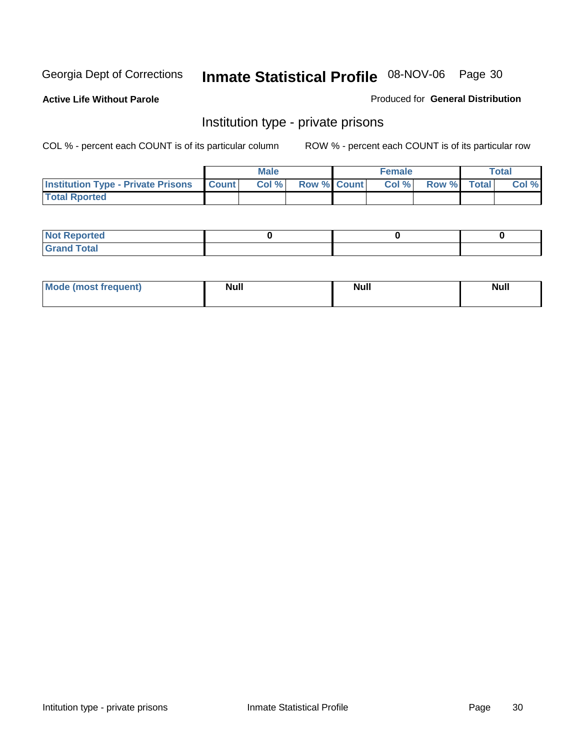Georgia Dept of Corrections **Inmate Statistical Profile** 08-NOV-06 Page 30

**Active Life Without Parole**

Produced for **General Distribution**

## Institution type - private prisons

COL % - percent each COUNT is of its particular column

ROW % - percent each COUNT is of its particular row

| | Male | | | Female | | | Total | |
|---|---|---|---|---|---|---|---|---|
| Institution Type - Private Prisons | Count | Col % | Row % | Count | Col % | Row % | Total | Col % |
| Total Rported | | | | | | | | |

| | Male | Female | Total |
|---|---|---|---|
| Not Reported | 0 | 0 | 0 |
| Grand Total | | | |

| | Male | Female | Total |
|---|---|---|---|
| Mode (most frequent) | Null | Null | Null |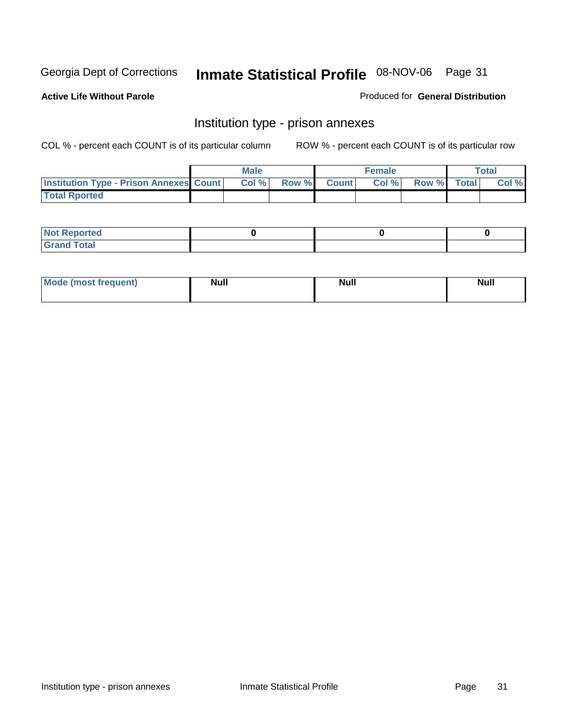Georgia Dept of Corrections **Inmate Statistical Profile** 08-NOV-06

**Active Life Without Parole**

Produced for **General Distribution**

## Institution type - prison annexes

COL % - percent each COUNT is of its particular column ROW % - percent each COUNT is of its particular row

| | Male | | | Female | | | Total | |
|---|---|---|---|---|---|---|---|---|
| **Institution Type - Prison Annexes** | **Count** | **Col %** | **Row %** | **Count** | **Col %** | **Row %** | **Total** | **Col %** |
| **Total Rported** | | | | | | | | |

| | Male | Female | Total |
|---|---|---|---|
| **Not Reported** | 0 | 0 | 0 |
| **Grand Total** | | | |

| | Male | Female | Total |
|---|---|---|---|
| **Mode (most frequent)** | Null | Null | Null |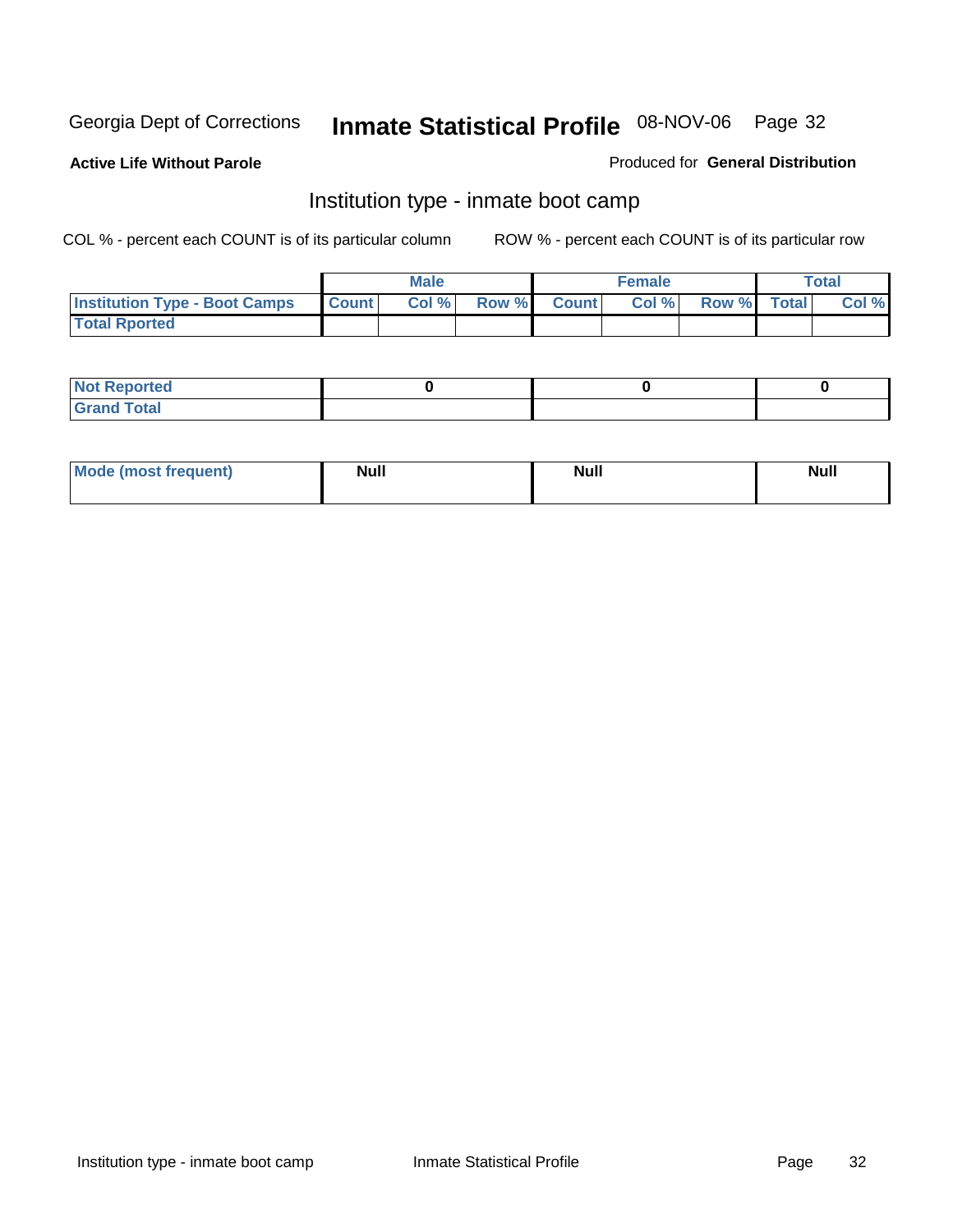Georgia Dept of Corrections **Inmate Statistical Profile** 08-NOV-06 Page 32

**Active Life Without Parole**

Produced for **General Distribution**

## Institution type - inmate boot camp

COL % - percent each COUNT is of its particular column

ROW % - percent each COUNT is of its particular row

| | Male | | | Female | | | Total | |
|---|---|---|---|---|---|---|---|---|
| **Institution Type - Boot Camps** | **Count** | **Col %** | **Row %** | **Count** | **Col %** | **Row %** | **Total** | **Col %** |
| **Total Rported** | | | | | | | | |

| | Male | Female | Total |
|---|---|---|---|
| **Not Reported** | 0 | 0 | 0 |
| **Grand Total** | | | |

| | Male | Female | Total |
|---|---|---|---|
| **Mode (most frequent)** | Null | Null | Null |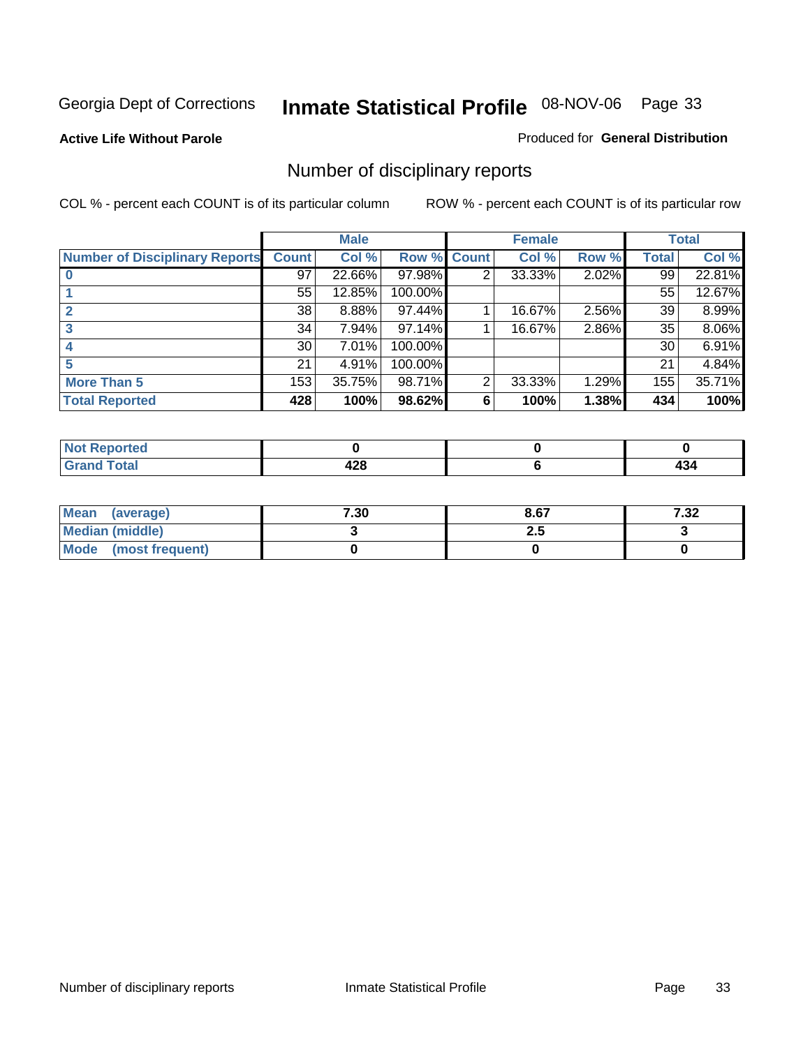Georgia Dept of Corrections

# Inmate Statistical Profile 08-NOV-06

**Active Life Without Parole**

Produced for **General Distribution**

## Number of disciplinary reports

COL % - percent each COUNT is of its particular column

ROW % - percent each COUNT is of its particular row

| | Male | | | Female | | | Total | |
|---|---|---|---|---|---|---|---|---|
| Number of Disciplinary Reports | Count | Col % | Row % | Count | Col % | Row % | Total | Col % |
| 0 | 97 | 22.66% | 97.98% | 2 | 33.33% | 2.02% | 99 | 22.81% |
| 1 | 55 | 12.85% | 100.00% | | | | 55 | 12.67% |
| 2 | 38 | 8.88% | 97.44% | 1 | 16.67% | 2.56% | 39 | 8.99% |
| 3 | 34 | 7.94% | 97.14% | 1 | 16.67% | 2.86% | 35 | 8.06% |
| 4 | 30 | 7.01% | 100.00% | | | | 30 | 6.91% |
| 5 | 21 | 4.91% | 100.00% | | | | 21 | 4.84% |
| More Than 5 | 153 | 35.75% | 98.71% | 2 | 33.33% | 1.29% | 155 | 35.71% |
| **Total Reported** | **428** | **100%** | **98.62%** | **6** | **100%** | **1.38%** | **434** | **100%** |

| | Male | Female | Total |
|---|---|---|---|
| Not Reported | 0 | 0 | 0 |
| Grand Total | 428 | 6 | 434 |

| | Male | Female | Total |
|---|---|---|---|
| Mean (average) | 7.30 | 8.67 | 7.32 |
| Median (middle) | 3 | 2.5 | 3 |
| Mode (most frequent) | 0 | 0 | 0 |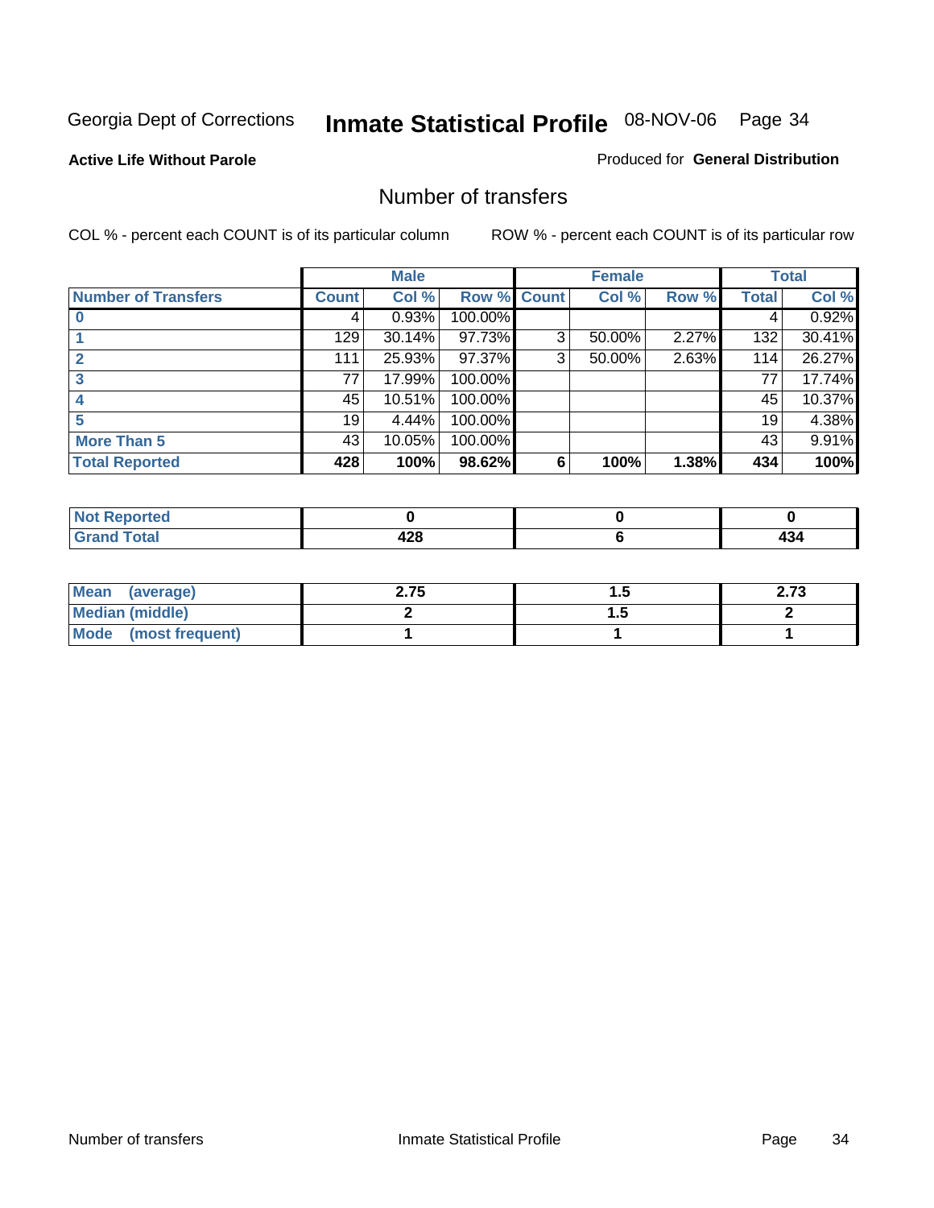Georgia Dept of Corrections **Inmate Statistical Profile** 08-NOV-06 Page 34

**Active Life Without Parole**

Produced for **General Distribution**

## Number of transfers

COL % - percent each COUNT is of its particular column

ROW % - percent each COUNT is of its particular row

| | Male | | | Female | | | Total | |
|---|---|---|---|---|---|---|---|---|
| **Number of Transfers** | **Count** | **Col %** | **Row %** | **Count** | **Col %** | **Row %** | **Total** | **Col %** |
| **0** | 4 | 0.93% | 100.00% | | | | 4 | 0.92% |
| **1** | 129 | 30.14% | 97.73% | 3 | 50.00% | 2.27% | 132 | 30.41% |
| **2** | 111 | 25.93% | 97.37% | 3 | 50.00% | 2.63% | 114 | 26.27% |
| **3** | 77 | 17.99% | 100.00% | | | | 77 | 17.74% |
| **4** | 45 | 10.51% | 100.00% | | | | 45 | 10.37% |
| **5** | 19 | 4.44% | 100.00% | | | | 19 | 4.38% |
| **More Than 5** | 43 | 10.05% | 100.00% | | | | 43 | 9.91% |
| **Total Reported** | **428** | **100%** | **98.62%** | **6** | **100%** | **1.38%** | **434** | **100%** |

| | Male | Female | Total |
|---|---|---|---|
| **Not Reported** | **0** | **0** | **0** |
| **Grand Total** | **428** | **6** | **434** |

| | Male | Female | Total |
|---|---|---|---|
| **Mean (average)** | **2.75** | **1.5** | **2.73** |
| **Median (middle)** | **2** | **1.5** | **2** |
| **Mode (most frequent)** | **1** | **1** | **1** |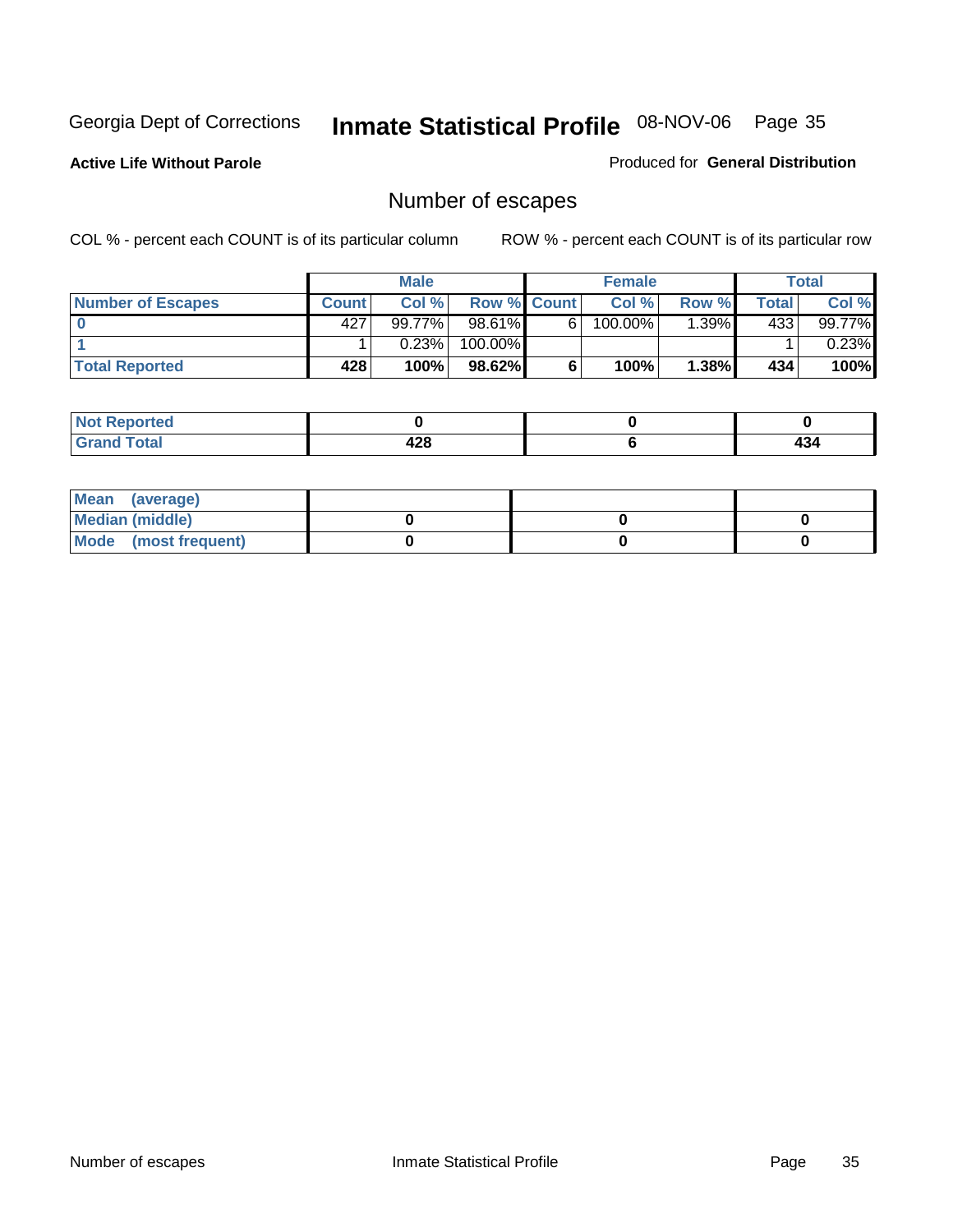Georgia Dept of Corrections **Inmate Statistical Profile** 08-NOV-06

**Active Life Without Parole**

Produced for **General Distribution**

## Number of escapes

COL % - percent each COUNT is of its particular column    ROW % - percent each COUNT is of its particular row

| | Male | | | Female | | | Total | |
|---|---|---|---|---|---|---|---|---|
| **Number of Escapes** | **Count** | **Col %** | **Row %** | **Count** | **Col %** | **Row %** | **Total** | **Col %** |
| **0** | 427 | 99.77% | 98.61% | 6 | 100.00% | 1.39% | 433 | 99.77% |
| **1** | 1 | 0.23% | 100.00% | | | | 1 | 0.23% |
| **Total Reported** | **428** | **100%** | **98.62%** | **6** | **100%** | **1.38%** | **434** | **100%** |

| | Male | Female | Total |
|---|---|---|---|
| **Not Reported** | **0** | **0** | **0** |
| **Grand Total** | **428** | **6** | **434** |

| | Male | Female | Total |
|---|---|---|---|
| **Mean (average)** | | | |
| **Median (middle)** | **0** | **0** | **0** |
| **Mode (most frequent)** | **0** | **0** | **0** |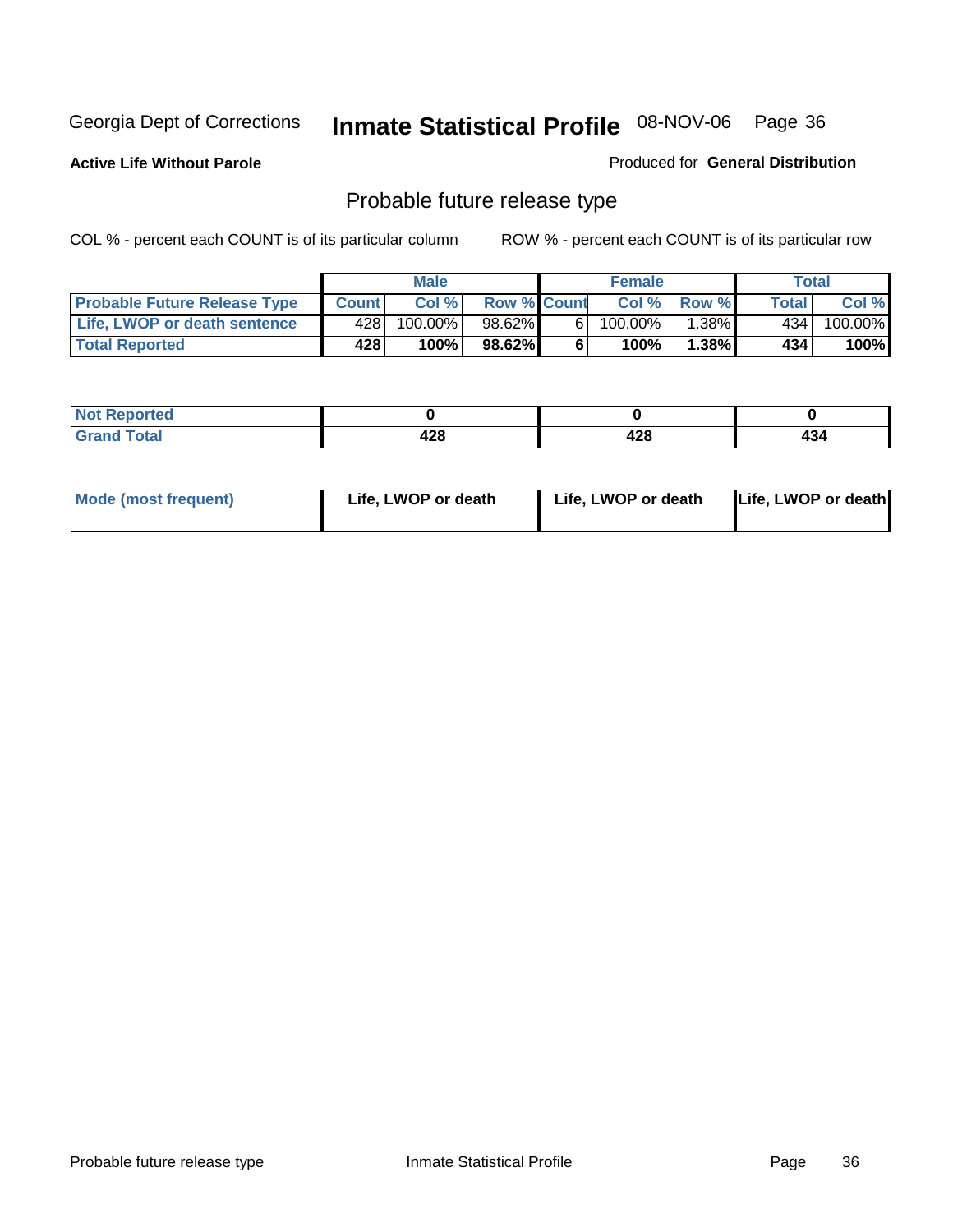Georgia Dept of Corrections **Inmate Statistical Profile** 08-NOV-06

**Active Life Without Parole**

Produced for **General Distribution**

## Probable future release type

COL % - percent each COUNT is of its particular column

ROW % - percent each COUNT is of its particular row

| | Male | | | Female | | | Total | |
|---|---|---|---|---|---|---|---|---|
| **Probable Future Release Type** | **Count** | **Col %** | **Row %** | **Count** | **Col %** | **Row %** | **Total** | **Col %** |
| **Life, LWOP or death sentence** | 428 | 100.00% | 98.62% | 6 | 100.00% | 1.38% | 434 | 100.00% |
| **Total Reported** | **428** | **100%** | **98.62%** | **6** | **100%** | **1.38%** | **434** | **100%** |

| | | | |
|---|---|---|---|
| **Not Reported** | **0** | **0** | **0** |
| **Grand Total** | **428** | **428** | **434** |

| | | | |
|---|---|---|---|
| **Mode (most frequent)** | **Life, LWOP or death** | **Life, LWOP or death** | **Life, LWOP or death** |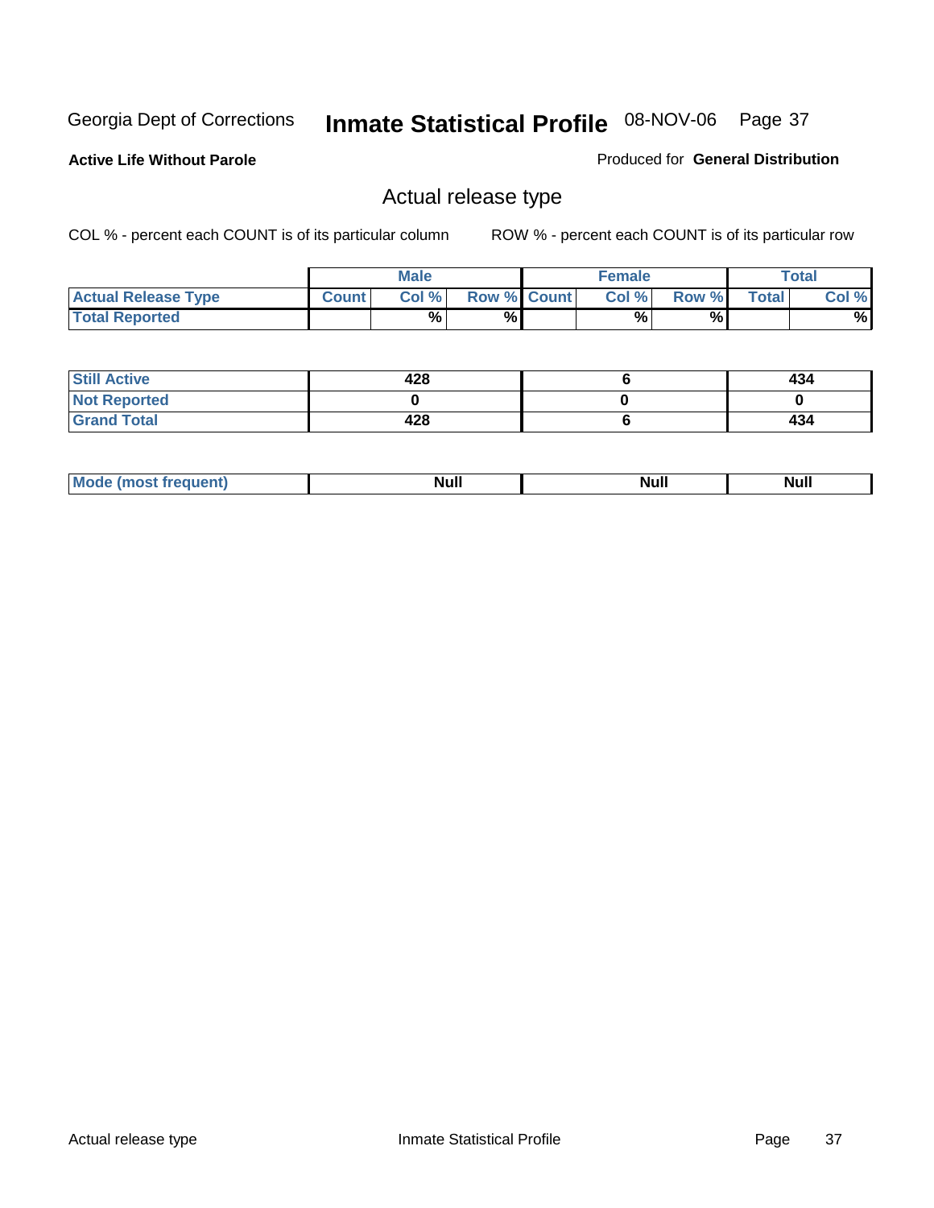Georgia Dept of Corrections **Inmate Statistical Profile** 08-NOV-06

**Active Life Without Parole**

Produced for **General Distribution**

## Actual release type

COL % - percent each COUNT is of its particular column

ROW % - percent each COUNT is of its particular row

| | Male | | | Female | | | Total | |
|---|---|---|---|---|---|---|---|---|
| **Actual Release Type** | **Count** | **Col %** | **Row %** | **Count** | **Col %** | **Row %** | **Total** | **Col %** |
| **Total Reported** | | % | % | | % | % | | % |
| **Still Active** | 428 | | | 6 | | | 434 | |
| **Not Reported** | 0 | | | 0 | | | 0 | |
| **Grand Total** | 428 | | | 6 | | | 434 | |
| **Mode (most frequent)** | Null | | | Null | | | Null | |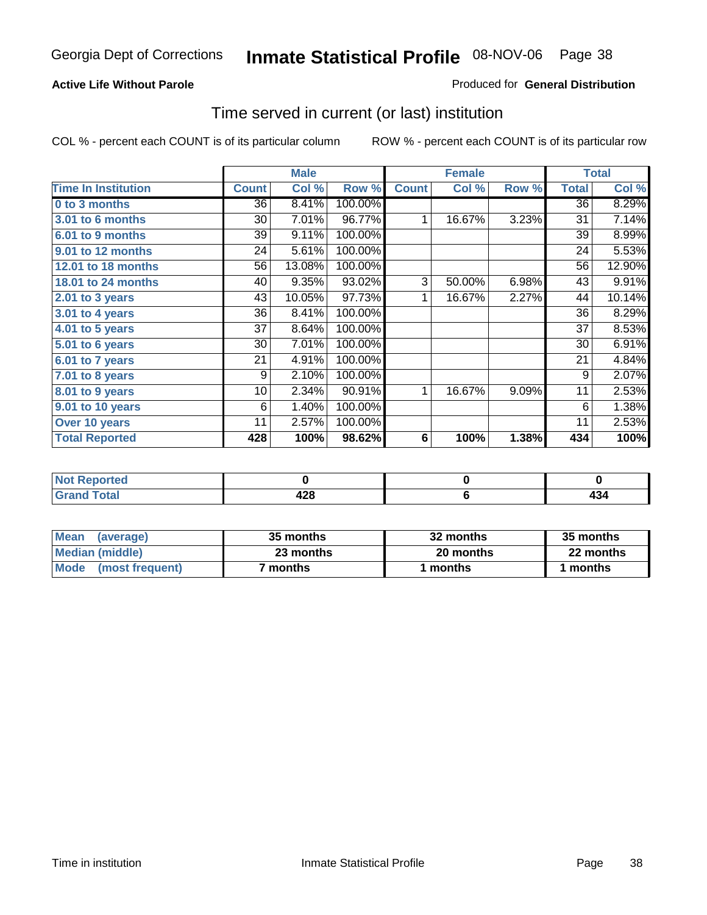Georgia Dept of Corrections **Inmate Statistical Profile** 08-NOV-06

**Active Life Without Parole**

Produced for **General Distribution**

## Time served in current (or last) institution

COL % - percent each COUNT is of its particular column ROW % - percent each COUNT is of its particular row

| | Male | | | Female | | | Total | |
|---|---|---|---|---|---|---|---|---|
| **Time In Institution** | **Count** | **Col %** | **Row %** | **Count** | **Col %** | **Row %** | **Total** | **Col %** |
| 0 to 3 months | 36 | 8.41% | 100.00% | | | | 36 | 8.29% |
| 3.01 to 6 months | 30 | 7.01% | 96.77% | 1 | 16.67% | 3.23% | 31 | 7.14% |
| 6.01 to 9 months | 39 | 9.11% | 100.00% | | | | 39 | 8.99% |
| 9.01 to 12 months | 24 | 5.61% | 100.00% | | | | 24 | 5.53% |
| 12.01 to 18 months | 56 | 13.08% | 100.00% | | | | 56 | 12.90% |
| 18.01 to 24 months | 40 | 9.35% | 93.02% | 3 | 50.00% | 6.98% | 43 | 9.91% |
| 2.01 to 3 years | 43 | 10.05% | 97.73% | 1 | 16.67% | 2.27% | 44 | 10.14% |
| 3.01 to 4 years | 36 | 8.41% | 100.00% | | | | 36 | 8.29% |
| 4.01 to 5 years | 37 | 8.64% | 100.00% | | | | 37 | 8.53% |
| 5.01 to 6 years | 30 | 7.01% | 100.00% | | | | 30 | 6.91% |
| 6.01 to 7 years | 21 | 4.91% | 100.00% | | | | 21 | 4.84% |
| 7.01 to 8 years | 9 | 2.10% | 100.00% | | | | 9 | 2.07% |
| 8.01 to 9 years | 10 | 2.34% | 90.91% | 1 | 16.67% | 9.09% | 11 | 2.53% |
| 9.01 to 10 years | 6 | 1.40% | 100.00% | | | | 6 | 1.38% |
| Over 10 years | 11 | 2.57% | 100.00% | | | | 11 | 2.53% |
| **Total Reported** | **428** | **100%** | **98.62%** | **6** | **100%** | **1.38%** | **434** | **100%** |

| | Male | Female | Total |
|---|---|---|---|
| Not Reported | **0** | **0** | **0** |
| Grand Total | **428** | **6** | **434** |

| | Male | Female | Total |
|---|---|---|---|
| Mean (average) | **35 months** | **32 months** | **35 months** |
| Median (middle) | **23 months** | **20 months** | **22 months** |
| Mode (most frequent) | **7 months** | **1 months** | **1 months** |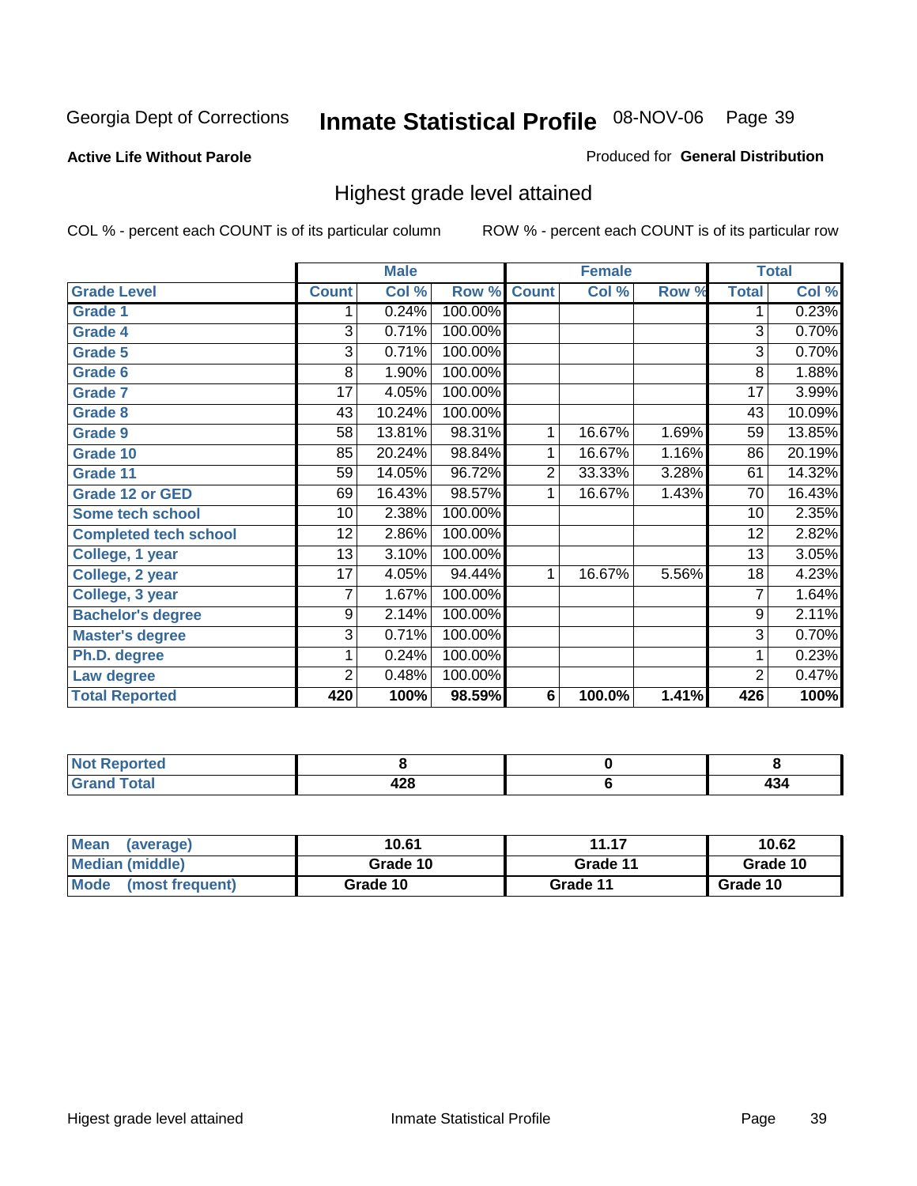Georgia Dept of Corrections **Inmate Statistical Profile** 08-NOV-06

**Active Life Without Parole**

Produced for **General Distribution**

## Highest grade level attained

COL % - percent each COUNT is of its particular column ROW % - percent each COUNT is of its particular row

| | Male | | | Female | | | Total | |
|---|---|---|---|---|---|---|---|---|
| **Grade Level** | **Count** | **Col %** | **Row %** | **Count** | **Col %** | **Row %** | **Total** | **Col %** |
| Grade 1 | 1 | 0.24% | 100.00% | | | | 1 | 0.23% |
| Grade 4 | 3 | 0.71% | 100.00% | | | | 3 | 0.70% |
| Grade 5 | 3 | 0.71% | 100.00% | | | | 3 | 0.70% |
| Grade 6 | 8 | 1.90% | 100.00% | | | | 8 | 1.88% |
| Grade 7 | 17 | 4.05% | 100.00% | | | | 17 | 3.99% |
| Grade 8 | 43 | 10.24% | 100.00% | | | | 43 | 10.09% |
| Grade 9 | 58 | 13.81% | 98.31% | 1 | 16.67% | 1.69% | 59 | 13.85% |
| Grade 10 | 85 | 20.24% | 98.84% | 1 | 16.67% | 1.16% | 86 | 20.19% |
| Grade 11 | 59 | 14.05% | 96.72% | 2 | 33.33% | 3.28% | 61 | 14.32% |
| Grade 12 or GED | 69 | 16.43% | 98.57% | 1 | 16.67% | 1.43% | 70 | 16.43% |
| Some tech school | 10 | 2.38% | 100.00% | | | | 10 | 2.35% |
| Completed tech school | 12 | 2.86% | 100.00% | | | | 12 | 2.82% |
| College, 1 year | 13 | 3.10% | 100.00% | | | | 13 | 3.05% |
| College, 2 year | 17 | 4.05% | 94.44% | 1 | 16.67% | 5.56% | 18 | 4.23% |
| College, 3 year | 7 | 1.67% | 100.00% | | | | 7 | 1.64% |
| Bachelor's degree | 9 | 2.14% | 100.00% | | | | 9 | 2.11% |
| Master's degree | 3 | 0.71% | 100.00% | | | | 3 | 0.70% |
| Ph.D. degree | 1 | 0.24% | 100.00% | | | | 1 | 0.23% |
| Law degree | 2 | 0.48% | 100.00% | | | | 2 | 0.47% |
| **Total Reported** | **420** | **100%** | **98.59%** | **6** | **100.0%** | **1.41%** | **426** | **100%** |

| | Male | Female | Total |
|---|---|---|---|
| Not Reported | 8 | 0 | 8 |
| Grand Total | 428 | 6 | 434 |

| | Male | Female | Total |
|---|---|---|---|
| Mean (average) | 10.61 | 11.17 | 10.62 |
| Median (middle) | Grade 10 | Grade 11 | Grade 10 |
| Mode (most frequent) | Grade 10 | Grade 11 | Grade 10 |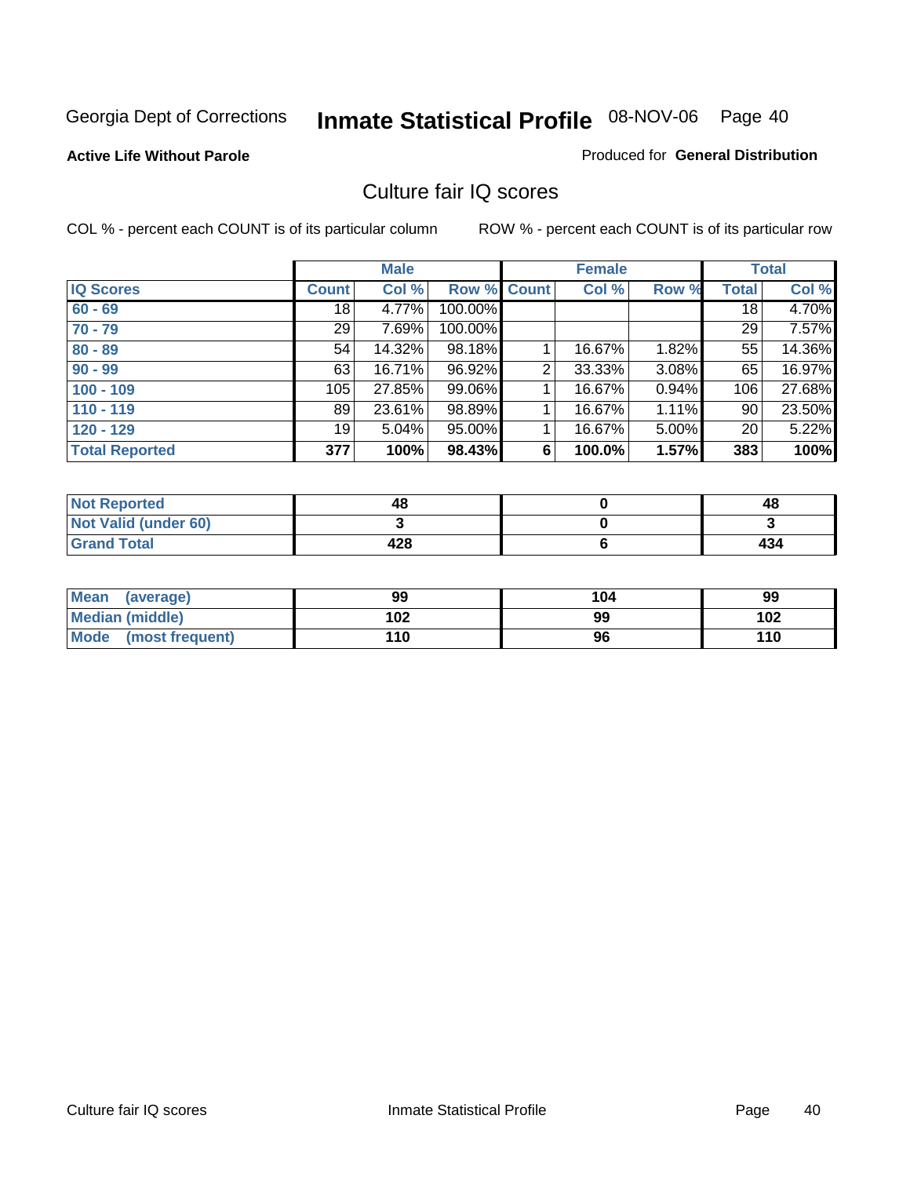Georgia Dept of Corrections **Inmate Statistical Profile** 08-NOV-06 Page 40

**Active Life Without Parole**

Produced for **General Distribution**

## Culture fair IQ scores

COL % - percent each COUNT is of its particular column

ROW % - percent each COUNT is of its particular row

| | Male | | | Female | | | Total | |
|---|---|---|---|---|---|---|---|---|
| **IQ Scores** | **Count** | **Col %** | **Row %** | **Count** | **Col %** | **Row %** | **Total** | **Col %** |
| **60 - 69** | 18 | 4.77% | 100.00% | | | | 18 | 4.70% |
| **70 - 79** | 29 | 7.69% | 100.00% | | | | 29 | 7.57% |
| **80 - 89** | 54 | 14.32% | 98.18% | 1 | 16.67% | 1.82% | 55 | 14.36% |
| **90 - 99** | 63 | 16.71% | 96.92% | 2 | 33.33% | 3.08% | 65 | 16.97% |
| **100 - 109** | 105 | 27.85% | 99.06% | 1 | 16.67% | 0.94% | 106 | 27.68% |
| **110 - 119** | 89 | 23.61% | 98.89% | 1 | 16.67% | 1.11% | 90 | 23.50% |
| **120 - 129** | 19 | 5.04% | 95.00% | 1 | 16.67% | 5.00% | 20 | 5.22% |
| **Total Reported** | **377** | **100%** | **98.43%** | **6** | **100.0%** | **1.57%** | **383** | **100%** |

| | Male | Female | Total |
|---|---|---|---|
| **Not Reported** | **48** | **0** | **48** |
| **Not Valid (under 60)** | **3** | **0** | **3** |
| **Grand Total** | **428** | **6** | **434** |

| | Male | Female | Total |
|---|---|---|---|
| **Mean (average)** | **99** | **104** | **99** |
| **Median (middle)** | **102** | **99** | **102** |
| **Mode (most frequent)** | **110** | **96** | **110** |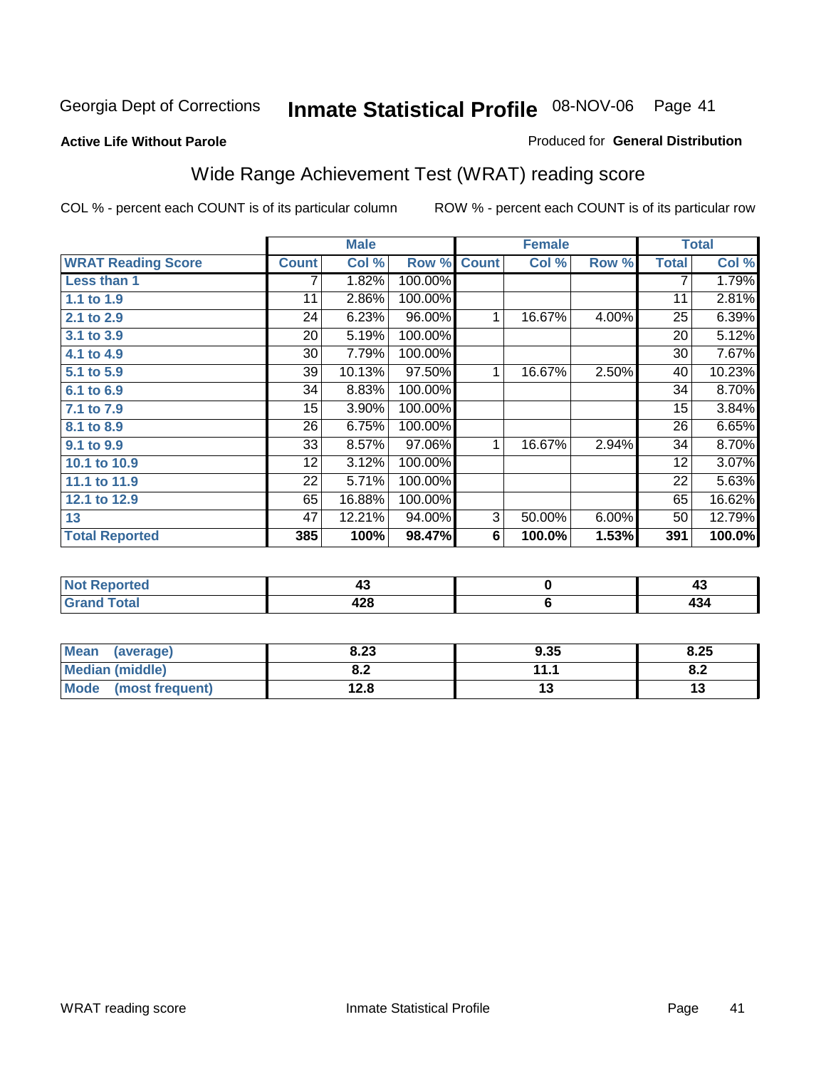Georgia Dept of Corrections **Inmate Statistical Profile** 08-NOV-06

**Active Life Without Parole**

Produced for **General Distribution**

## Wide Range Achievement Test (WRAT) reading score

COL % - percent each COUNT is of its particular column ROW % - percent each COUNT is of its particular row

| | Male | | | Female | | | Total | |
|---|---|---|---|---|---|---|---|---|
| **WRAT Reading Score** | **Count** | **Col %** | **Row %** | **Count** | **Col %** | **Row %** | **Total** | **Col %** |
| **Less than 1** | 7 | 1.82% | 100.00% | | | | 7 | 1.79% |
| **1.1 to 1.9** | 11 | 2.86% | 100.00% | | | | 11 | 2.81% |
| **2.1 to 2.9** | 24 | 6.23% | 96.00% | 1 | 16.67% | 4.00% | 25 | 6.39% |
| **3.1 to 3.9** | 20 | 5.19% | 100.00% | | | | 20 | 5.12% |
| **4.1 to 4.9** | 30 | 7.79% | 100.00% | | | | 30 | 7.67% |
| **5.1 to 5.9** | 39 | 10.13% | 97.50% | 1 | 16.67% | 2.50% | 40 | 10.23% |
| **6.1 to 6.9** | 34 | 8.83% | 100.00% | | | | 34 | 8.70% |
| **7.1 to 7.9** | 15 | 3.90% | 100.00% | | | | 15 | 3.84% |
| **8.1 to 8.9** | 26 | 6.75% | 100.00% | | | | 26 | 6.65% |
| **9.1 to 9.9** | 33 | 8.57% | 97.06% | 1 | 16.67% | 2.94% | 34 | 8.70% |
| **10.1 to 10.9** | 12 | 3.12% | 100.00% | | | | 12 | 3.07% |
| **11.1 to 11.9** | 22 | 5.71% | 100.00% | | | | 22 | 5.63% |
| **12.1 to 12.9** | 65 | 16.88% | 100.00% | | | | 65 | 16.62% |
| **13** | 47 | 12.21% | 94.00% | 3 | 50.00% | 6.00% | 50 | 12.79% |
| **Total Reported** | **385** | **100%** | **98.47%** | **6** | **100.0%** | **1.53%** | **391** | **100.0%** |

| | Male | Female | Total |
|---|---|---|---|
| **Not Reported** | **43** | **0** | **43** |
| **Grand Total** | **428** | **6** | **434** |

| | Male | Female | Total |
|---|---|---|---|
| **Mean (average)** | **8.23** | **9.35** | **8.25** |
| **Median (middle)** | **8.2** | **11.1** | **8.2** |
| **Mode (most frequent)** | **12.8** | **13** | **13** |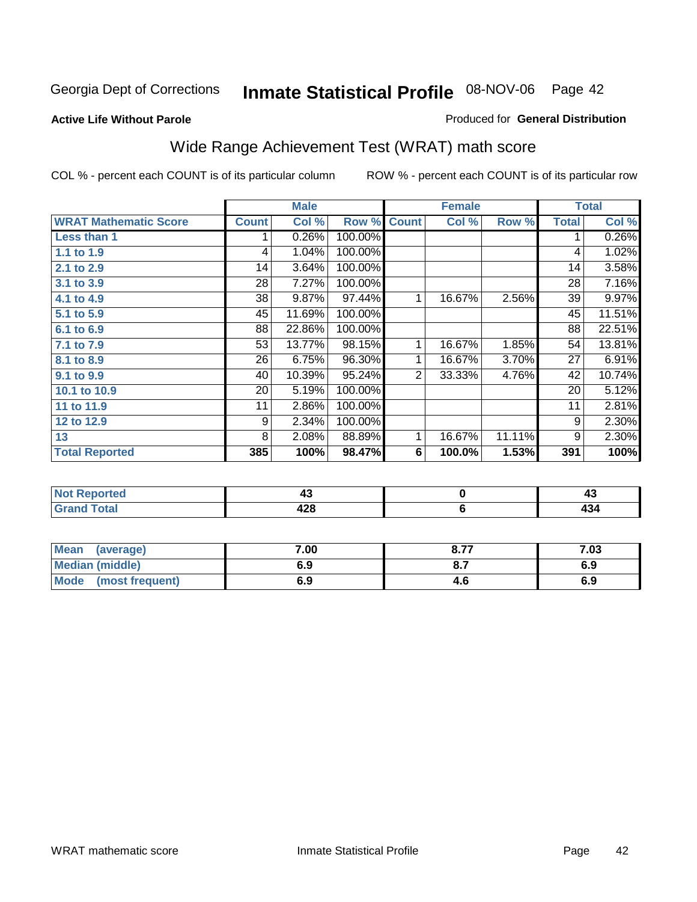Georgia Dept of Corrections **Inmate Statistical Profile** 08-NOV-06 Page 42

**Active Life Without Parole**

Produced for **General Distribution**

## Wide Range Achievement Test (WRAT) math score

COL % - percent each COUNT is of its particular column ROW % - percent each COUNT is of its particular row

| | Male | | | Female | | | Total | |
|---|---|---|---|---|---|---|---|---|
| **WRAT Mathematic Score** | **Count** | **Col %** | **Row %** | **Count** | **Col %** | **Row %** | **Total** | **Col %** |
| **Less than 1** | 1 | 0.26% | 100.00% | | | | 1 | 0.26% |
| **1.1 to 1.9** | 4 | 1.04% | 100.00% | | | | 4 | 1.02% |
| **2.1 to 2.9** | 14 | 3.64% | 100.00% | | | | 14 | 3.58% |
| **3.1 to 3.9** | 28 | 7.27% | 100.00% | | | | 28 | 7.16% |
| **4.1 to 4.9** | 38 | 9.87% | 97.44% | 1 | 16.67% | 2.56% | 39 | 9.97% |
| **5.1 to 5.9** | 45 | 11.69% | 100.00% | | | | 45 | 11.51% |
| **6.1 to 6.9** | 88 | 22.86% | 100.00% | | | | 88 | 22.51% |
| **7.1 to 7.9** | 53 | 13.77% | 98.15% | 1 | 16.67% | 1.85% | 54 | 13.81% |
| **8.1 to 8.9** | 26 | 6.75% | 96.30% | 1 | 16.67% | 3.70% | 27 | 6.91% |
| **9.1 to 9.9** | 40 | 10.39% | 95.24% | 2 | 33.33% | 4.76% | 42 | 10.74% |
| **10.1 to 10.9** | 20 | 5.19% | 100.00% | | | | 20 | 5.12% |
| **11 to 11.9** | 11 | 2.86% | 100.00% | | | | 11 | 2.81% |
| **12 to 12.9** | 9 | 2.34% | 100.00% | | | | 9 | 2.30% |
| **13** | 8 | 2.08% | 88.89% | 1 | 16.67% | 11.11% | 9 | 2.30% |
| **Total Reported** | **385** | **100%** | **98.47%** | **6** | **100.0%** | **1.53%** | **391** | **100%** |

| | Male | Female | Total |
|---|---|---|---|
| **Not Reported** | **43** | **0** | **43** |
| **Grand Total** | **428** | **6** | **434** |

| | Male | Female | Total |
|---|---|---|---|
| **Mean (average)** | **7.00** | **8.77** | **7.03** |
| **Median (middle)** | **6.9** | **8.7** | **6.9** |
| **Mode (most frequent)** | **6.9** | **4.6** | **6.9** |

WRAT mathematic score Inmate Statistical Profile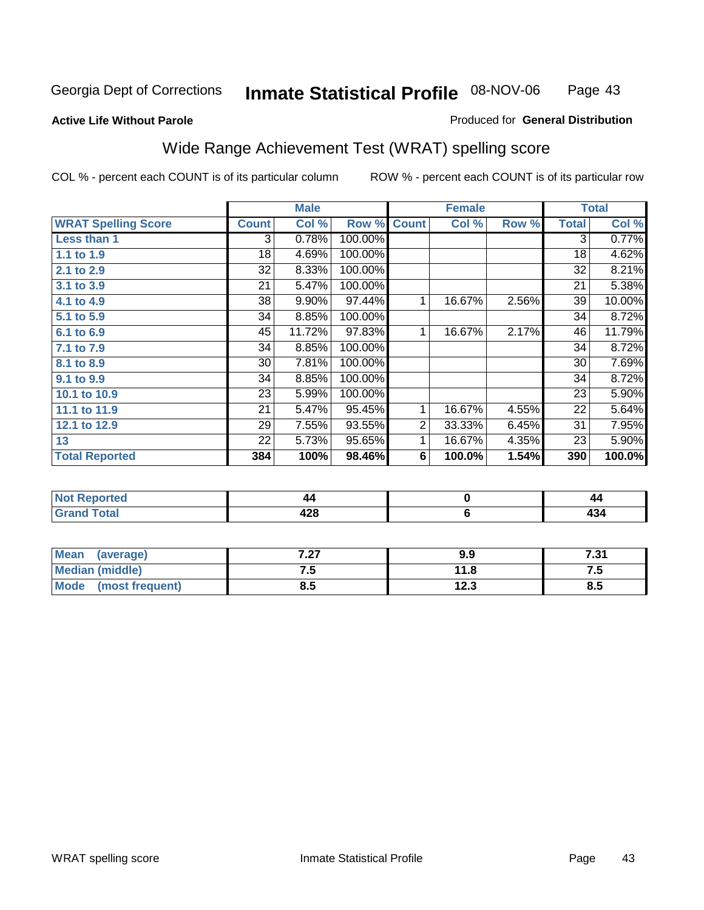Georgia Dept of Corrections **Inmate Statistical Profile** 08-NOV-06 Page 43

**Active Life Without Parole**

Produced for **General Distribution**

## Wide Range Achievement Test (WRAT) spelling score

COL % - percent each COUNT is of its particular column ROW % - percent each COUNT is of its particular row

| | Male | | | Female | | | Total | |
|---|---|---|---|---|---|---|---|---|
| **WRAT Spelling Score** | **Count** | **Col %** | **Row %** | **Count** | **Col %** | **Row %** | **Total** | **Col %** |
| **Less than 1** | 3 | 0.78% | 100.00% | | | | 3 | 0.77% |
| **1.1 to 1.9** | 18 | 4.69% | 100.00% | | | | 18 | 4.62% |
| **2.1 to 2.9** | 32 | 8.33% | 100.00% | | | | 32 | 8.21% |
| **3.1 to 3.9** | 21 | 5.47% | 100.00% | | | | 21 | 5.38% |
| **4.1 to 4.9** | 38 | 9.90% | 97.44% | 1 | 16.67% | 2.56% | 39 | 10.00% |
| **5.1 to 5.9** | 34 | 8.85% | 100.00% | | | | 34 | 8.72% |
| **6.1 to 6.9** | 45 | 11.72% | 97.83% | 1 | 16.67% | 2.17% | 46 | 11.79% |
| **7.1 to 7.9** | 34 | 8.85% | 100.00% | | | | 34 | 8.72% |
| **8.1 to 8.9** | 30 | 7.81% | 100.00% | | | | 30 | 7.69% |
| **9.1 to 9.9** | 34 | 8.85% | 100.00% | | | | 34 | 8.72% |
| **10.1 to 10.9** | 23 | 5.99% | 100.00% | | | | 23 | 5.90% |
| **11.1 to 11.9** | 21 | 5.47% | 95.45% | 1 | 16.67% | 4.55% | 22 | 5.64% |
| **12.1 to 12.9** | 29 | 7.55% | 93.55% | 2 | 33.33% | 6.45% | 31 | 7.95% |
| **13** | 22 | 5.73% | 95.65% | 1 | 16.67% | 4.35% | 23 | 5.90% |
| **Total Reported** | **384** | **100%** | **98.46%** | **6** | **100.0%** | **1.54%** | **390** | **100.0%** |

| | Male | Female | Total |
|---|---|---|---|
| **Not Reported** | **44** | **0** | **44** |
| **Grand Total** | **428** | **6** | **434** |

| | Male | Female | Total |
|---|---|---|---|
| **Mean (average)** | **7.27** | **9.9** | **7.31** |
| **Median (middle)** | **7.5** | **11.8** | **7.5** |
| **Mode (most frequent)** | **8.5** | **12.3** | **8.5** |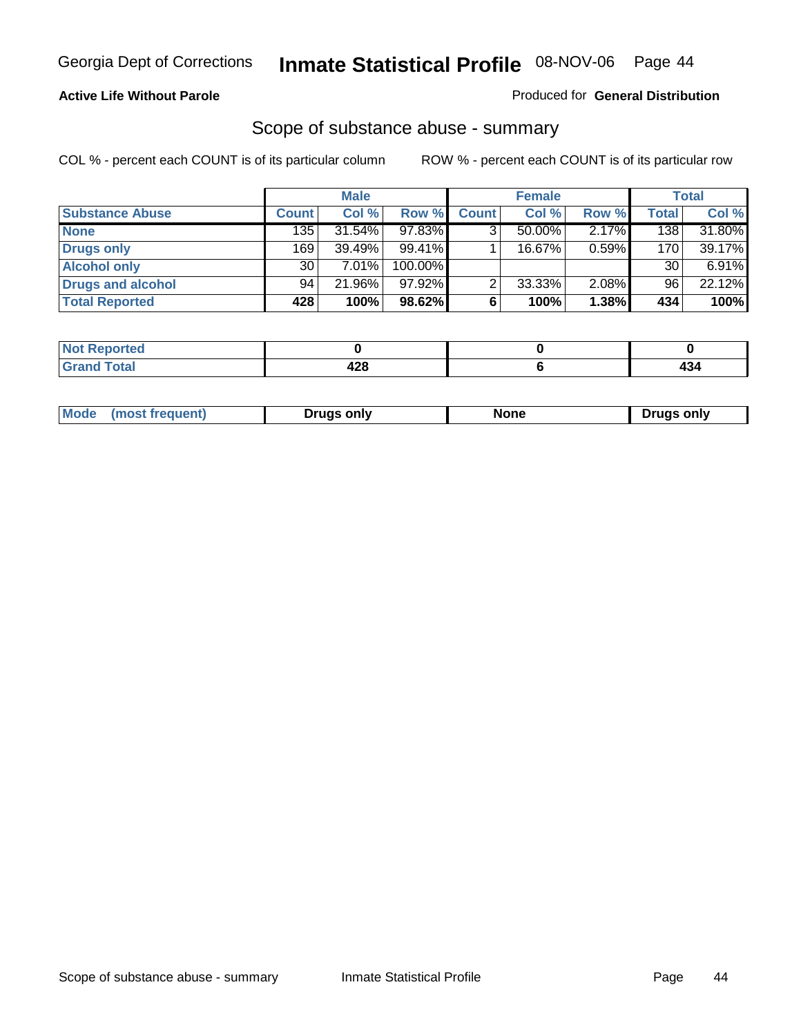Georgia Dept of Corrections **Inmate Statistical Profile** 08-NOV-06

**Active Life Without Parole**

Produced for **General Distribution**

## Scope of substance abuse - summary

COL % - percent each COUNT is of its particular column    ROW % - percent each COUNT is of its particular row

| | Male | | | Female | | | Total | |
|---|---|---|---|---|---|---|---|---|
| **Substance Abuse** | **Count** | **Col %** | **Row %** | **Count** | **Col %** | **Row %** | **Total** | **Col %** |
| **None** | 135 | 31.54% | 97.83% | 3 | 50.00% | 2.17% | 138 | 31.80% |
| **Drugs only** | 169 | 39.49% | 99.41% | 1 | 16.67% | 0.59% | 170 | 39.17% |
| **Alcohol only** | 30 | 7.01% | 100.00% | | | | 30 | 6.91% |
| **Drugs and alcohol** | 94 | 21.96% | 97.92% | 2 | 33.33% | 2.08% | 96 | 22.12% |
| **Total Reported** | **428** | **100%** | **98.62%** | **6** | **100%** | **1.38%** | **434** | **100%** |

| | Male | Female | Total |
|---|---|---|---|
| **Not Reported** | **0** | **0** | **0** |
| **Grand Total** | **428** | **6** | **434** |

| | Male | Female | Total |
|---|---|---|---|
| **Mode (most frequent)** | **Drugs only** | **None** | **Drugs only** |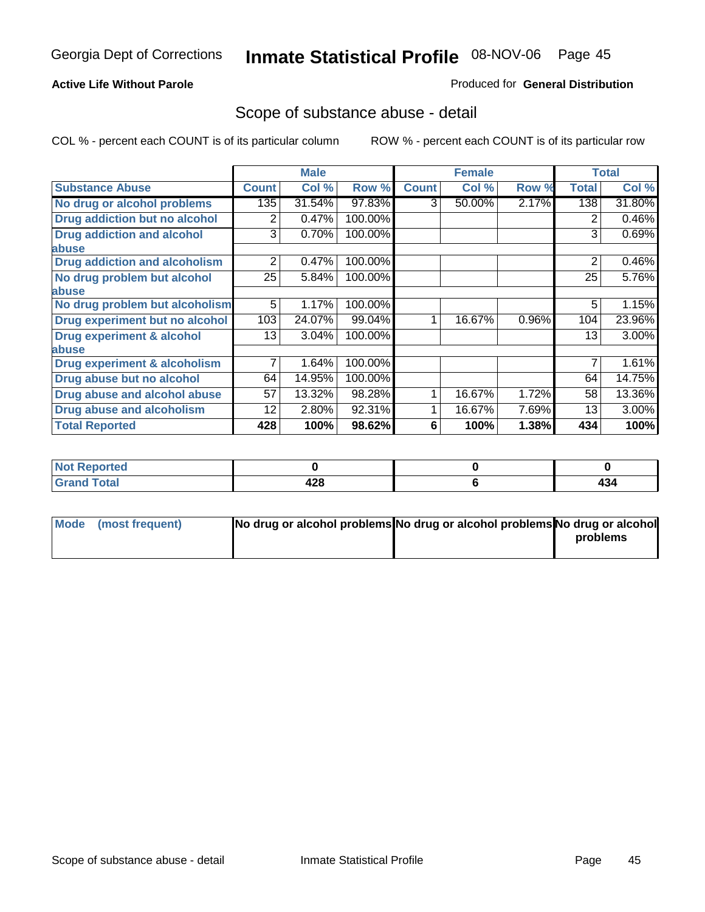**Active Life Without Parole**

Produced for **General Distribution**

## Scope of substance abuse - detail

COL % - percent each COUNT is of its particular column

ROW % - percent each COUNT is of its particular row

| Substance Abuse | Male | | | Female | | | Total | |
|---|---|---|---|---|---|---|---|---|
| | Count | Col % | Row % | Count | Col % | Row % | Total | Col % |
| No drug or alcohol problems | 135 | 31.54% | 97.83% | 3 | 50.00% | 2.17% | 138 | 31.80% |
| Drug addiction but no alcohol | 2 | 0.47% | 100.00% | | | | 2 | 0.46% |
| Drug addiction and alcohol abuse | 3 | 0.70% | 100.00% | | | | 3 | 0.69% |
| Drug addiction and alcoholism | 2 | 0.47% | 100.00% | | | | 2 | 0.46% |
| No drug problem but alcohol abuse | 25 | 5.84% | 100.00% | | | | 25 | 5.76% |
| No drug problem but alcoholism | 5 | 1.17% | 100.00% | | | | 5 | 1.15% |
| Drug experiment but no alcohol | 103 | 24.07% | 99.04% | 1 | 16.67% | 0.96% | 104 | 23.96% |
| Drug experiment & alcohol abuse | 13 | 3.04% | 100.00% | | | | 13 | 3.00% |
| Drug experiment & alcoholism | 7 | 1.64% | 100.00% | | | | 7 | 1.61% |
| Drug abuse but no alcohol | 64 | 14.95% | 100.00% | | | | 64 | 14.75% |
| Drug abuse and alcohol abuse | 57 | 13.32% | 98.28% | 1 | 16.67% | 1.72% | 58 | 13.36% |
| Drug abuse and alcoholism | 12 | 2.80% | 92.31% | 1 | 16.67% | 7.69% | 13 | 3.00% |
| **Total Reported** | **428** | **100%** | **98.62%** | **6** | **100%** | **1.38%** | **434** | **100%** |

| | Male | Female | Total |
|---|---|---|---|
| Not Reported | 0 | 0 | 0 |
| Grand Total | 428 | 6 | 434 |

| | Male | Female | Total |
|---|---|---|---|
| Mode (most frequent) | No drug or alcohol problems | No drug or alcohol problems | No drug or alcohol problems |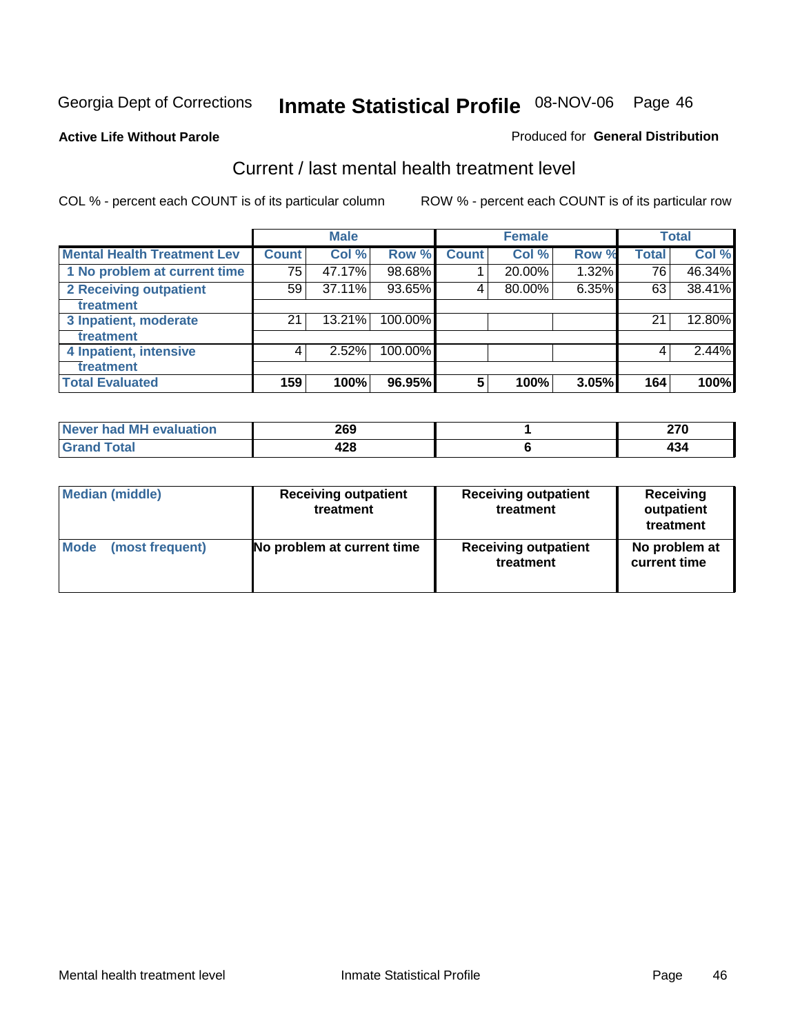Georgia Dept of Corrections **Inmate Statistical Profile** 08-NOV-06

**Active Life Without Parole**

Produced for **General Distribution**

## Current / last mental health treatment level

COL % - percent each COUNT is of its particular column

ROW % - percent each COUNT is of its particular row

| | Male | | | Female | | | Total | |
|---|---|---|---|---|---|---|---|---|
| **Mental Health Treatment Lev** | **Count** | **Col %** | **Row %** | **Count** | **Col %** | **Row %** | **Total** | **Col %** |
| 1 No problem at current time | 75 | 47.17% | 98.68% | 1 | 20.00% | 1.32% | 76 | 46.34% |
| 2 Receiving outpatient treatment | 59 | 37.11% | 93.65% | 4 | 80.00% | 6.35% | 63 | 38.41% |
| 3 Inpatient, moderate treatment | 21 | 13.21% | 100.00% | | | | 21 | 12.80% |
| 4 Inpatient, intensive treatment | 4 | 2.52% | 100.00% | | | | 4 | 2.44% |
| **Total Evaluated** | **159** | **100%** | **96.95%** | **5** | **100%** | **3.05%** | **164** | **100%** |

| | Male | Female | Total |
|---|---|---|---|
| Never had MH evaluation | 269 | 1 | 270 |
| Grand Total | 428 | 6 | 434 |

| | Male | Female | Total |
|---|---|---|---|
| Median (middle) | Receiving outpatient treatment | Receiving outpatient treatment | Receiving outpatient treatment |
| Mode (most frequent) | No problem at current time | Receiving outpatient treatment | No problem at current time |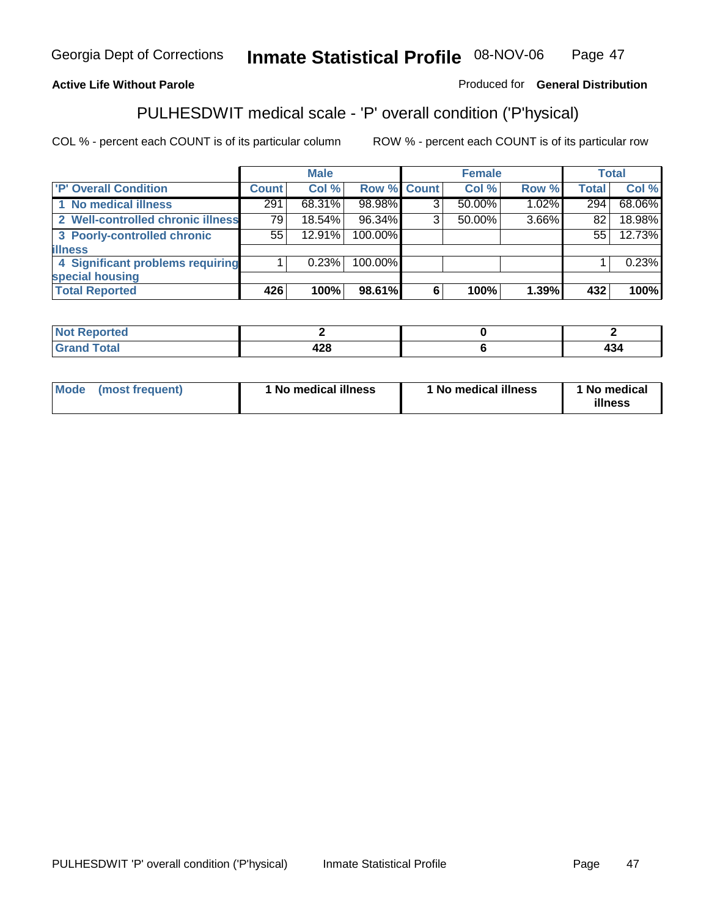**Active Life Without Parole** Produced for **General Distribution**

## PULHESDWIT medical scale - 'P' overall condition ('P'hysical)

COL % - percent each COUNT is of its particular column ROW % - percent each COUNT is of its particular row

| | Male | | | Female | | | Total | |
|---|---|---|---|---|---|---|---|---|
| 'P' Overall Condition | Count | Col % | Row % | Count | Col % | Row % | Total | Col % |
| 1 No medical illness | 291 | 68.31% | 98.98% | 3 | 50.00% | 1.02% | 294 | 68.06% |
| 2 Well-controlled chronic illness | 79 | 18.54% | 96.34% | 3 | 50.00% | 3.66% | 82 | 18.98% |
| 3 Poorly-controlled chronic illness | 55 | 12.91% | 100.00% | | | | 55 | 12.73% |
| 4 Significant problems requiring special housing | 1 | 0.23% | 100.00% | | | | 1 | 0.23% |
| **Total Reported** | **426** | **100%** | **98.61%** | **6** | **100%** | **1.39%** | **432** | **100%** |

| | Male | Female | Total |
|---|---|---|---|
| Not Reported | 2 | 0 | 2 |
| Grand Total | 428 | 6 | 434 |

| | Male | Female | Total |
|---|---|---|---|
| Mode (most frequent) | 1 No medical illness | 1 No medical illness | 1 No medical illness |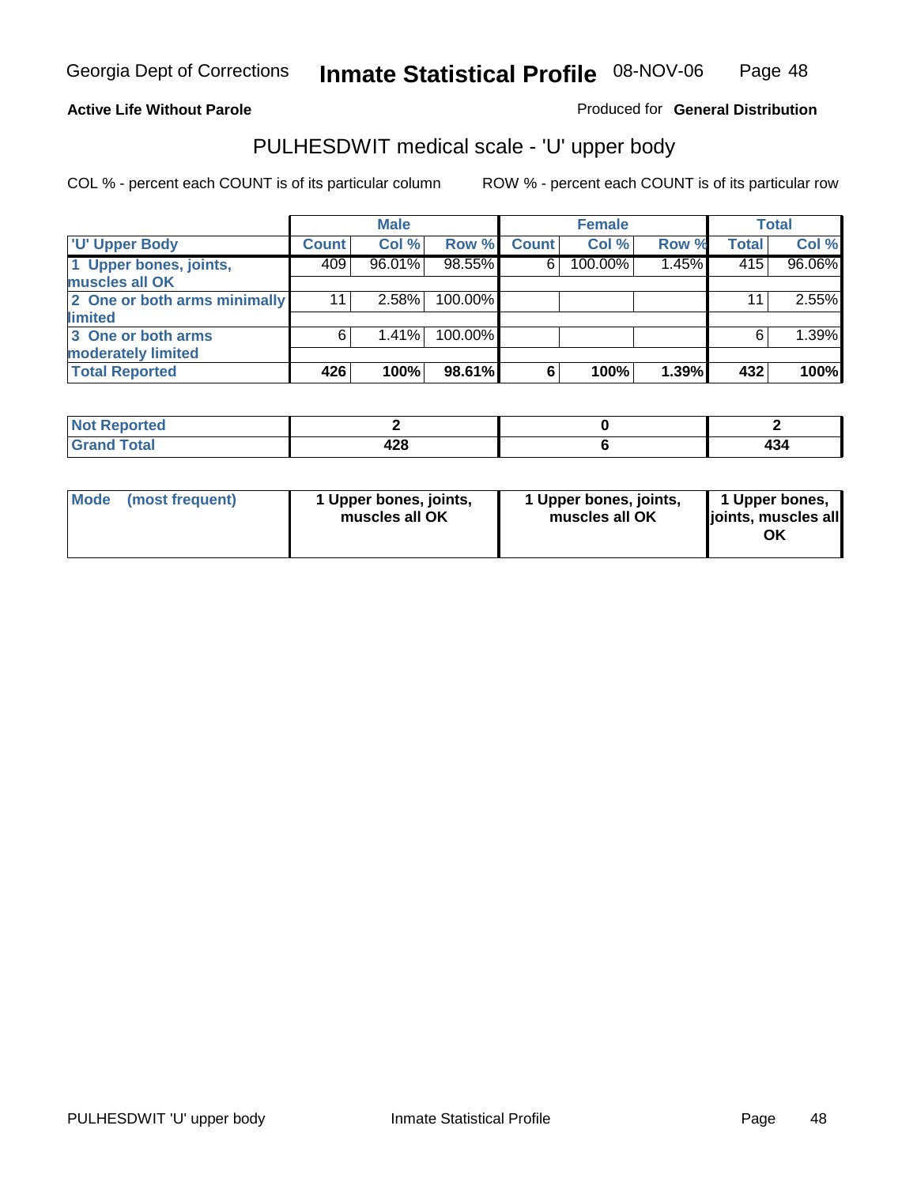**Active Life Without Parole**

Produced for **General Distribution**

## PULHESDWIT medical scale - 'U' upper body

COL % - percent each COUNT is of its particular column

ROW % - percent each COUNT is of its particular row

| | Male | | | Female | | | Total | |
|---|---|---|---|---|---|---|---|---|
| 'U' Upper Body | Count | Col % | Row % | Count | Col % | Row % | Total | Col % |
| 1 Upper bones, joints, muscles all OK | 409 | 96.01% | 98.55% | 6 | 100.00% | 1.45% | 415 | 96.06% |
| 2 One or both arms minimally limited | 11 | 2.58% | 100.00% | | | | 11 | 2.55% |
| 3 One or both arms moderately limited | 6 | 1.41% | 100.00% | | | | 6 | 1.39% |
| **Total Reported** | **426** | **100%** | **98.61%** | **6** | **100%** | **1.39%** | **432** | **100%** |

| | Male | Female | Total |
|---|---|---|---|
| Not Reported | 2 | 0 | 2 |
| Grand Total | 428 | 6 | 434 |

| | Male | Female | Total |
|---|---|---|---|
| Mode (most frequent) | 1 Upper bones, joints, muscles all OK | 1 Upper bones, joints, muscles all OK | 1 Upper bones, joints, muscles all OK |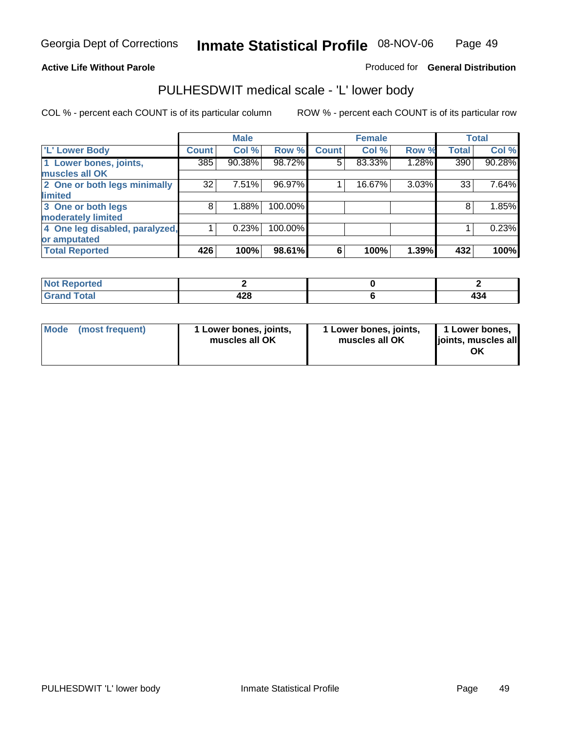**Active Life Without Parole**

Produced for **General Distribution**

## PULHESDWIT medical scale - 'L' lower body

COL % - percent each COUNT is of its particular column

ROW % - percent each COUNT is of its particular row

| | Male | | | Female | | | Total | |
|---|---|---|---|---|---|---|---|---|
| 'L' Lower Body | Count | Col % | Row % | Count | Col % | Row % | Total | Col % |
| 1 Lower bones, joints, muscles all OK | 385 | 90.38% | 98.72% | 5 | 83.33% | 1.28% | 390 | 90.28% |
| 2 One or both legs minimally limited | 32 | 7.51% | 96.97% | 1 | 16.67% | 3.03% | 33 | 7.64% |
| 3 One or both legs moderately limited | 8 | 1.88% | 100.00% | | | | 8 | 1.85% |
| 4 One leg disabled, paralyzed, or amputated | 1 | 0.23% | 100.00% | | | | 1 | 0.23% |
| **Total Reported** | **426** | **100%** | **98.61%** | **6** | **100%** | **1.39%** | **432** | **100%** |

| | Male | Female | Total |
|---|---|---|---|
| Not Reported | 2 | 0 | 2 |
| Grand Total | 428 | 6 | 434 |

| | Male | Female | Total |
|---|---|---|---|
| Mode (most frequent) | 1 Lower bones, joints, muscles all OK | 1 Lower bones, joints, muscles all OK | 1 Lower bones, joints, muscles all OK |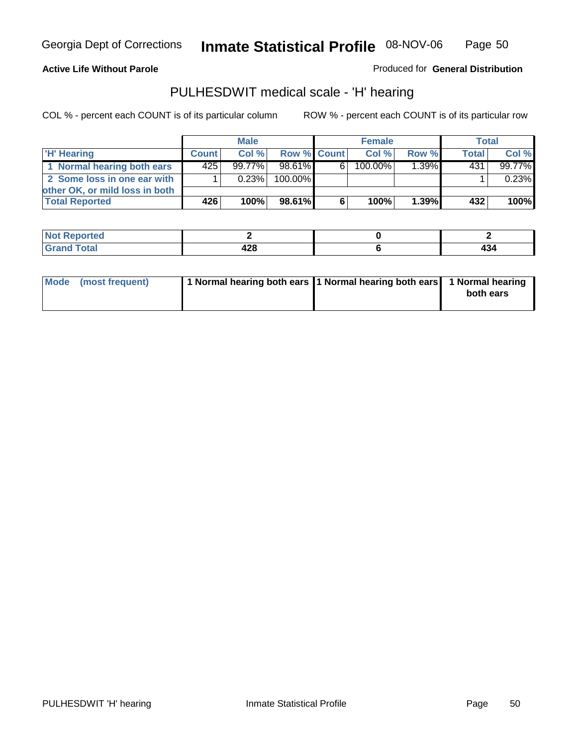Georgia Dept of Corrections **Inmate Statistical Profile** 08-NOV-06

**Active Life Without Parole**

Produced for **General Distribution**

## PULHESDWIT medical scale - 'H' hearing

COL % - percent each COUNT is of its particular column

ROW % - percent each COUNT is of its particular row

| | Male | | | Female | | | Total | |
|---|---|---|---|---|---|---|---|---|
| 'H' Hearing | Count | Col % | Row % | Count | Col % | Row % | Total | Col % |
| 1 Normal hearing both ears | 425 | 99.77% | 98.61% | 6 | 100.00% | 1.39% | 431 | 99.77% |
| 2 Some loss in one ear with other OK, or mild loss in both | 1 | 0.23% | 100.00% | | | | 1 | 0.23% |
| **Total Reported** | **426** | **100%** | **98.61%** | **6** | **100%** | **1.39%** | **432** | **100%** |

| | Male | Female | Total |
|---|---|---|---|
| Not Reported | 2 | 0 | 2 |
| Grand Total | 428 | 6 | 434 |

| | Male | Female | Total |
|---|---|---|---|
| Mode (most frequent) | 1 Normal hearing both ears | 1 Normal hearing both ears | 1 Normal hearing both ears |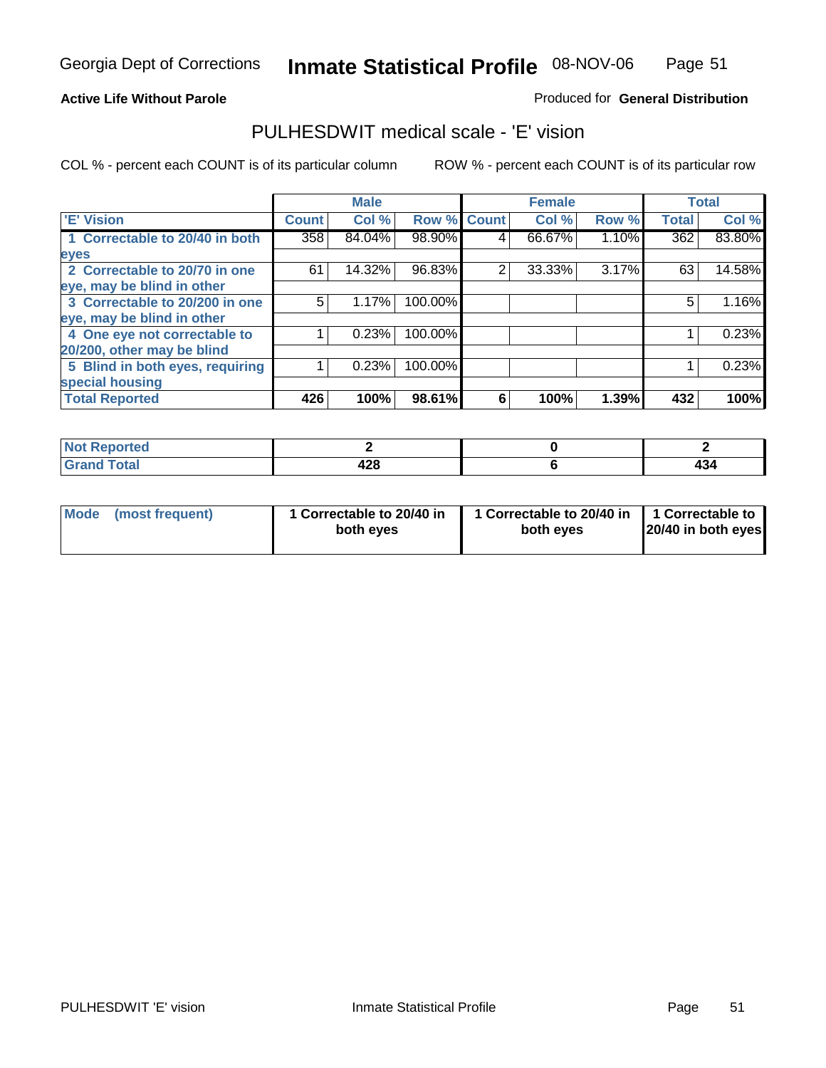Georgia Dept of Corrections **Inmate Statistical Profile** 08-NOV-06

**Active Life Without Parole**

Produced for **General Distribution**

## PULHESDWIT medical scale - 'E' vision

COL % - percent each COUNT is of its particular column     ROW % - percent each COUNT is of its particular row

| | Male | | | Female | | | Total | |
|---|---|---|---|---|---|---|---|---|
| 'E' Vision | Count | Col % | Row % | Count | Col % | Row % | Total | Col % |
| 1 Correctable to 20/40 in both eyes | 358 | 84.04% | 98.90% | 4 | 66.67% | 1.10% | 362 | 83.80% |
| 2 Correctable to 20/70 in one eye, may be blind in other | 61 | 14.32% | 96.83% | 2 | 33.33% | 3.17% | 63 | 14.58% |
| 3 Correctable to 20/200 in one eye, may be blind in other | 5 | 1.17% | 100.00% | | | | 5 | 1.16% |
| 4 One eye not correctable to 20/200, other may be blind | 1 | 0.23% | 100.00% | | | | 1 | 0.23% |
| 5 Blind in both eyes, requiring special housing | 1 | 0.23% | 100.00% | | | | 1 | 0.23% |
| **Total Reported** | **426** | **100%** | **98.61%** | **6** | **100%** | **1.39%** | **432** | **100%** |

| | Male | Female | Total |
|---|---|---|---|
| Not Reported | 2 | 0 | 2 |
| Grand Total | 428 | 6 | 434 |

| | Male | Female | Total |
|---|---|---|---|
| Mode (most frequent) | 1 Correctable to 20/40 in both eyes | 1 Correctable to 20/40 in both eyes | 1 Correctable to 20/40 in both eyes |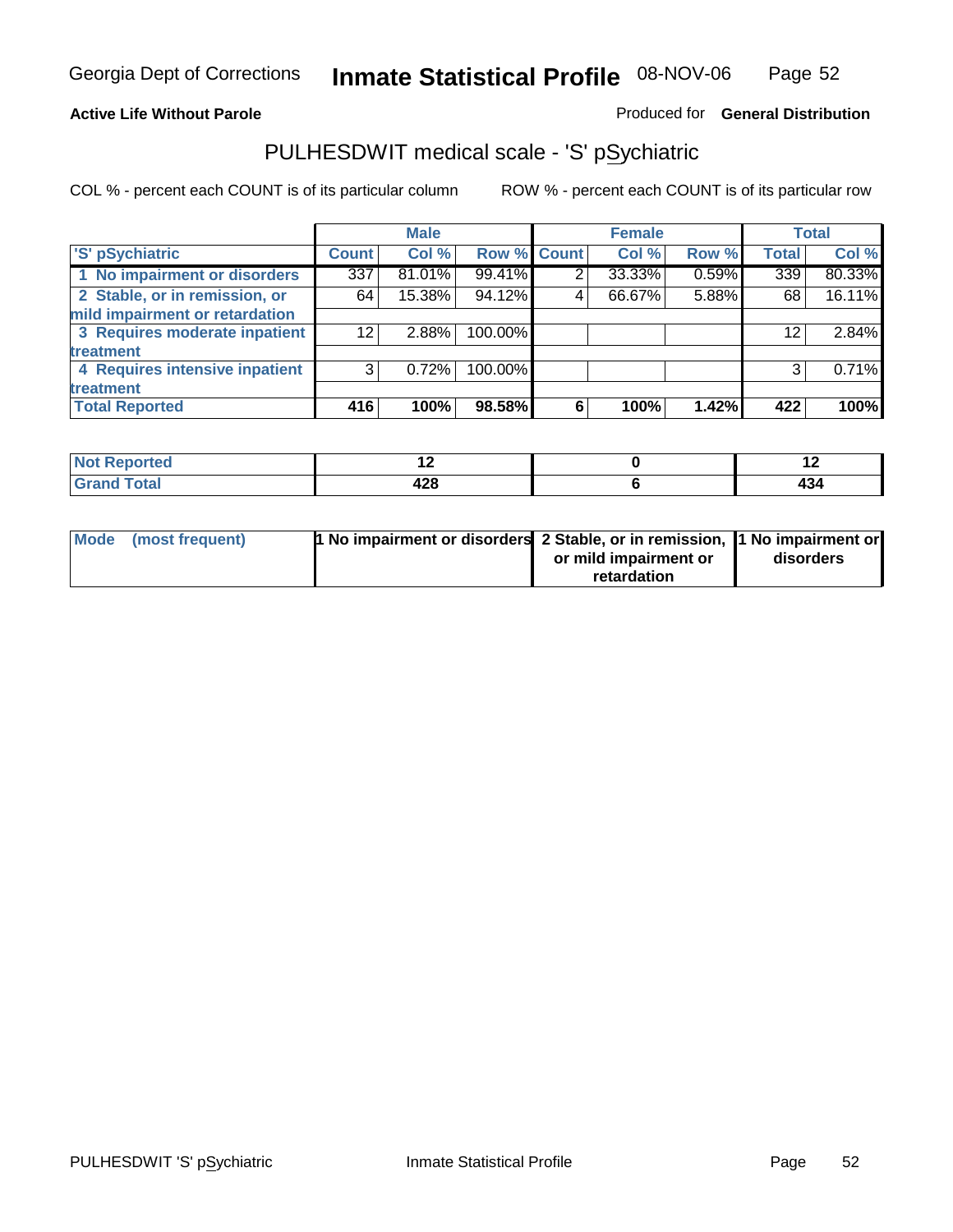Georgia Dept of Corrections **Inmate Statistical Profile** 08-NOV-06

**Active Life Without Parole**

Produced for **General Distribution**

## PULHESDWIT medical scale - 'S' pSychiatric

COL % - percent each COUNT is of its particular column

ROW % - percent each COUNT is of its particular row

| | Male | | | Female | | | Total | |
|---|---|---|---|---|---|---|---|---|
| 'S' pSychiatric | Count | Col % | Row % | Count | Col % | Row % | Total | Col % |
| 1 No impairment or disorders | 337 | 81.01% | 99.41% | 2 | 33.33% | 0.59% | 339 | 80.33% |
| 2 Stable, or in remission, or mild impairment or retardation | 64 | 15.38% | 94.12% | 4 | 66.67% | 5.88% | 68 | 16.11% |
| 3 Requires moderate inpatient treatment | 12 | 2.88% | 100.00% | | | | 12 | 2.84% |
| 4 Requires intensive inpatient treatment | 3 | 0.72% | 100.00% | | | | 3 | 0.71% |
| **Total Reported** | **416** | **100%** | **98.58%** | **6** | **100%** | **1.42%** | **422** | **100%** |

| | Male | Female | Total |
|---|---|---|---|
| Not Reported | 12 | 0 | 12 |
| Grand Total | 428 | 6 | 434 |

| | Male | Female | Total |
|---|---|---|---|
| Mode (most frequent) | 1 No impairment or disorders | 2 Stable, or in remission, or mild impairment or retardation | 1 No impairment or disorders |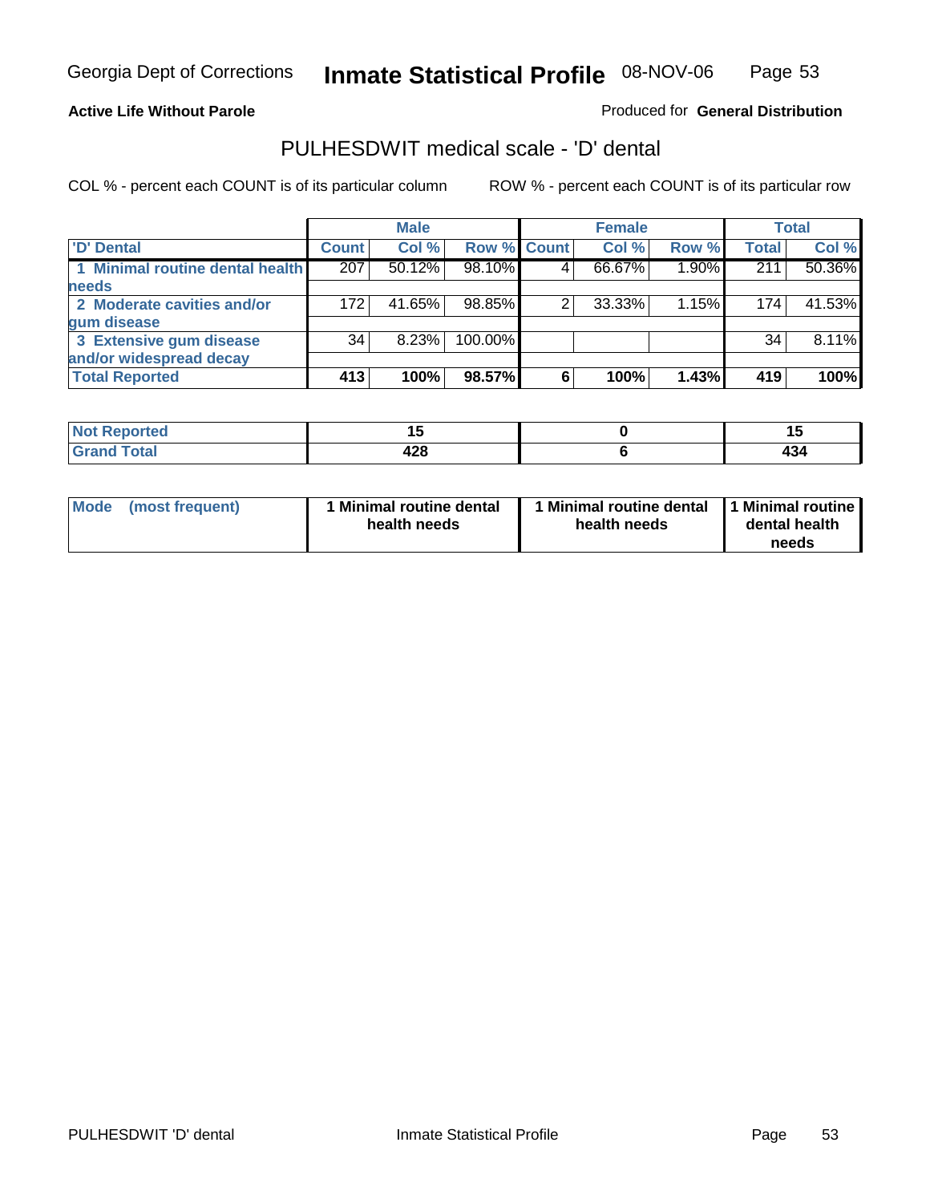Georgia Dept of Corrections **Inmate Statistical Profile** 08-NOV-06

**Active Life Without Parole**

Produced for **General Distribution**

## PULHESDWIT medical scale - 'D' dental

COL % - percent each COUNT is of its particular column

ROW % - percent each COUNT is of its particular row

| | Male | | | Female | | | Total | |
|---|---|---|---|---|---|---|---|---|
| 'D' Dental | Count | Col % | Row % | Count | Col % | Row % | Total | Col % |
| 1 Minimal routine dental health needs | 207 | 50.12% | 98.10% | 4 | 66.67% | 1.90% | 211 | 50.36% |
| 2 Moderate cavities and/or gum disease | 172 | 41.65% | 98.85% | 2 | 33.33% | 1.15% | 174 | 41.53% |
| 3 Extensive gum disease and/or widespread decay | 34 | 8.23% | 100.00% | | | | 34 | 8.11% |
| **Total Reported** | **413** | **100%** | **98.57%** | **6** | **100%** | **1.43%** | **419** | **100%** |

| | Male | Female | Total |
|---|---|---|---|
| Not Reported | 15 | 0 | 15 |
| Grand Total | 428 | 6 | 434 |

| | Male | Female | Total |
|---|---|---|---|
| Mode (most frequent) | 1 Minimal routine dental health needs | 1 Minimal routine dental health needs | 1 Minimal routine dental health needs |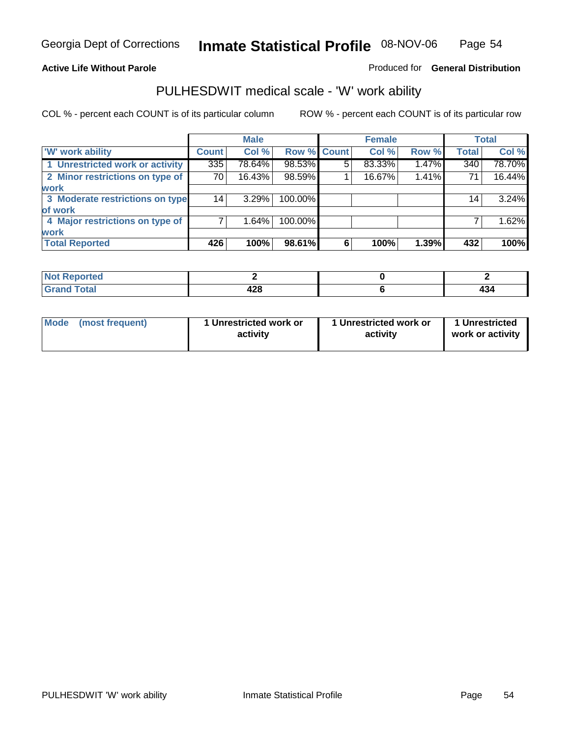Georgia Dept of Corrections **Inmate Statistical Profile** 08-NOV-06

**Active Life Without Parole**

Produced for **General Distribution**

## PULHESDWIT medical scale - 'W' work ability

COL % - percent each COUNT is of its particular column ROW % - percent each COUNT is of its particular row

| | Male | | | Female | | | Total | |
|---|---|---|---|---|---|---|---|---|
| 'W' work ability | Count | Col % | Row % | Count | Col % | Row % | Total | Col % |
| 1 Unrestricted work or activity | 335 | 78.64% | 98.53% | 5 | 83.33% | 1.47% | 340 | 78.70% |
| 2 Minor restrictions on type of work | 70 | 16.43% | 98.59% | 1 | 16.67% | 1.41% | 71 | 16.44% |
| 3 Moderate restrictions on type of work | 14 | 3.29% | 100.00% | | | | 14 | 3.24% |
| 4 Major restrictions on type of work | 7 | 1.64% | 100.00% | | | | 7 | 1.62% |
| **Total Reported** | **426** | **100%** | **98.61%** | **6** | **100%** | **1.39%** | **432** | **100%** |

| | Male | Female | Total |
|---|---|---|---|
| **Not Reported** | **2** | **0** | **2** |
| **Grand Total** | **428** | **6** | **434** |

| | Male | Female | Total |
|---|---|---|---|
| **Mode (most frequent)** | **1 Unrestricted work or activity** | **1 Unrestricted work or activity** | **1 Unrestricted work or activity** |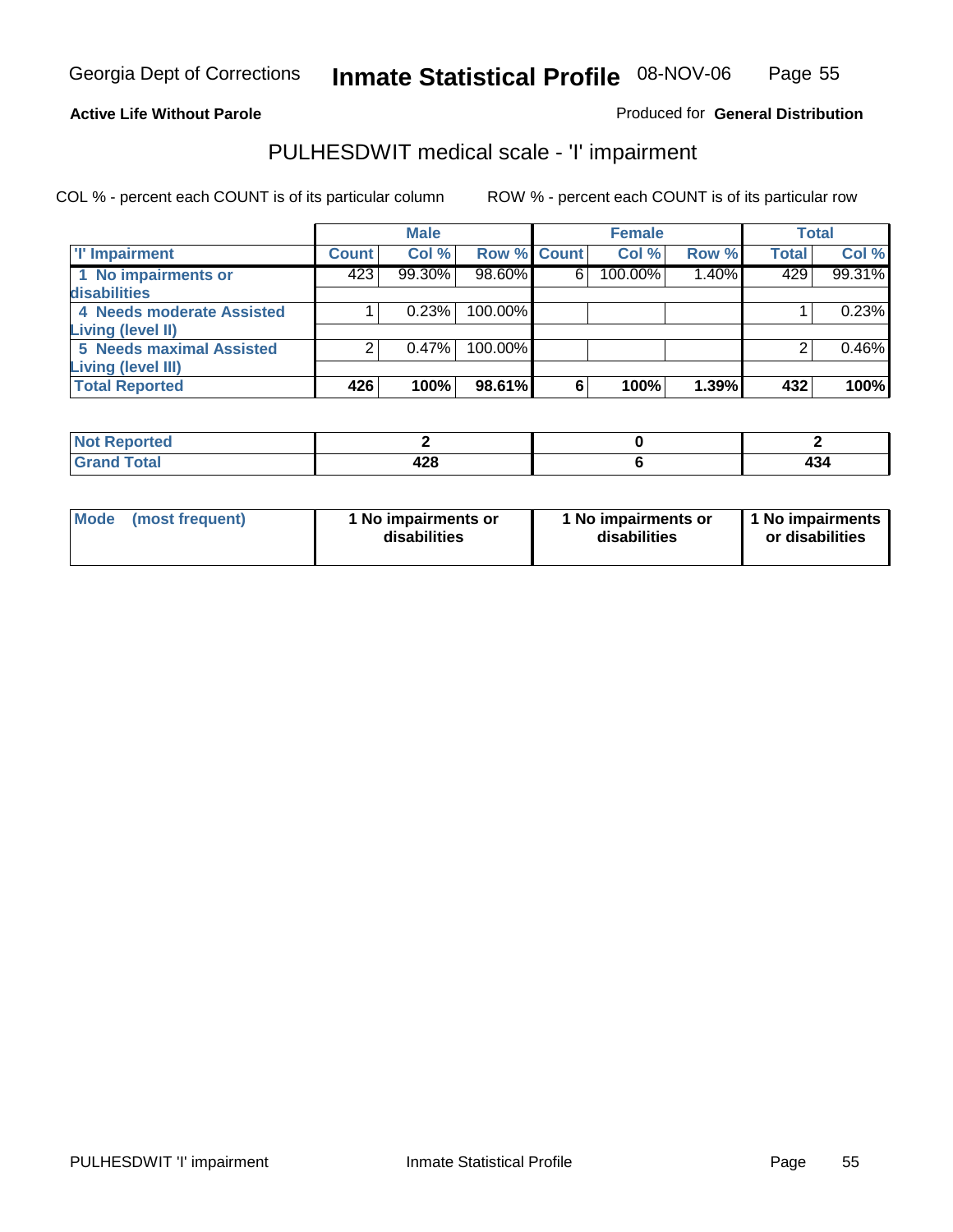Georgia Dept of Corrections **Inmate Statistical Profile** 08-NOV-06

**Active Life Without Parole**

Produced for **General Distribution**

## PULHESDWIT medical scale - 'I' impairment

COL % - percent each COUNT is of its particular column

ROW % - percent each COUNT is of its particular row

| | Male | | | Female | | | Total | |
|---|---|---|---|---|---|---|---|---|
| **'I' Impairment** | **Count** | **Col %** | **Row %** | **Count** | **Col %** | **Row %** | **Total** | **Col %** |
| **1 No impairments or disabilities** | 423 | 99.30% | 98.60% | 6 | 100.00% | 1.40% | 429 | 99.31% |
| **4 Needs moderate Assisted Living (level II)** | 1 | 0.23% | 100.00% | | | | 1 | 0.23% |
| **5 Needs maximal Assisted Living (level III)** | 2 | 0.47% | 100.00% | | | | 2 | 0.46% |
| **Total Reported** | **426** | **100%** | **98.61%** | **6** | **100%** | **1.39%** | **432** | **100%** |

| | Male | Female | Total |
|---|---|---|---|
| **Not Reported** | **2** | **0** | **2** |
| **Grand Total** | **428** | **6** | **434** |

| | Male | Female | Total |
|---|---|---|---|
| **Mode (most frequent)** | **1 No impairments or disabilities** | **1 No impairments or disabilities** | **1 No impairments or disabilities** |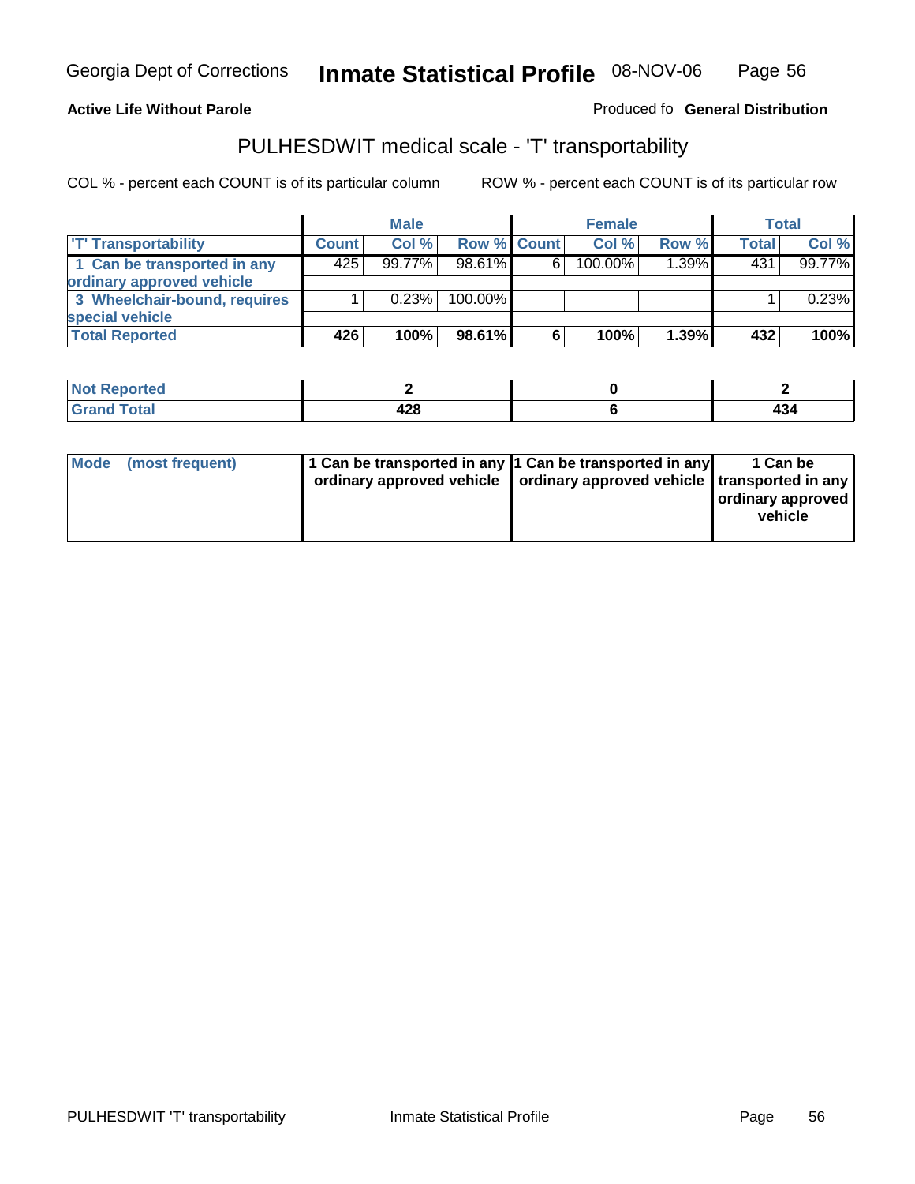Georgia Dept of Corrections **Inmate Statistical Profile** 08-NOV-06

**Active Life Without Parole**

Produced fo **General Distribution**

## PULHESDWIT medical scale - 'T' transportability

COL % - percent each COUNT is of its particular column ROW % - percent each COUNT is of its particular row

| | Male | | | Female | | | Total | |
|---|---|---|---|---|---|---|---|---|
| 'T' Transportability | Count | Col % | Row % | Count | Col % | Row % | Total | Col % |
| 1 Can be transported in any ordinary approved vehicle | 425 | 99.77% | 98.61% | 6 | 100.00% | 1.39% | 431 | 99.77% |
| 3 Wheelchair-bound, requires special vehicle | 1 | 0.23% | 100.00% | | | | 1 | 0.23% |
| **Total Reported** | **426** | **100%** | **98.61%** | **6** | **100%** | **1.39%** | **432** | **100%** |

| | Male | Female | Total |
|---|---|---|---|
| **Not Reported** | **2** | **0** | **2** |
| **Grand Total** | **428** | **6** | **434** |

| | Male | Female | Total |
|---|---|---|---|
| **Mode (most frequent)** | **1 Can be transported in any ordinary approved vehicle** | **1 Can be transported in any ordinary approved vehicle** | **1 Can be transported in any ordinary approved vehicle** |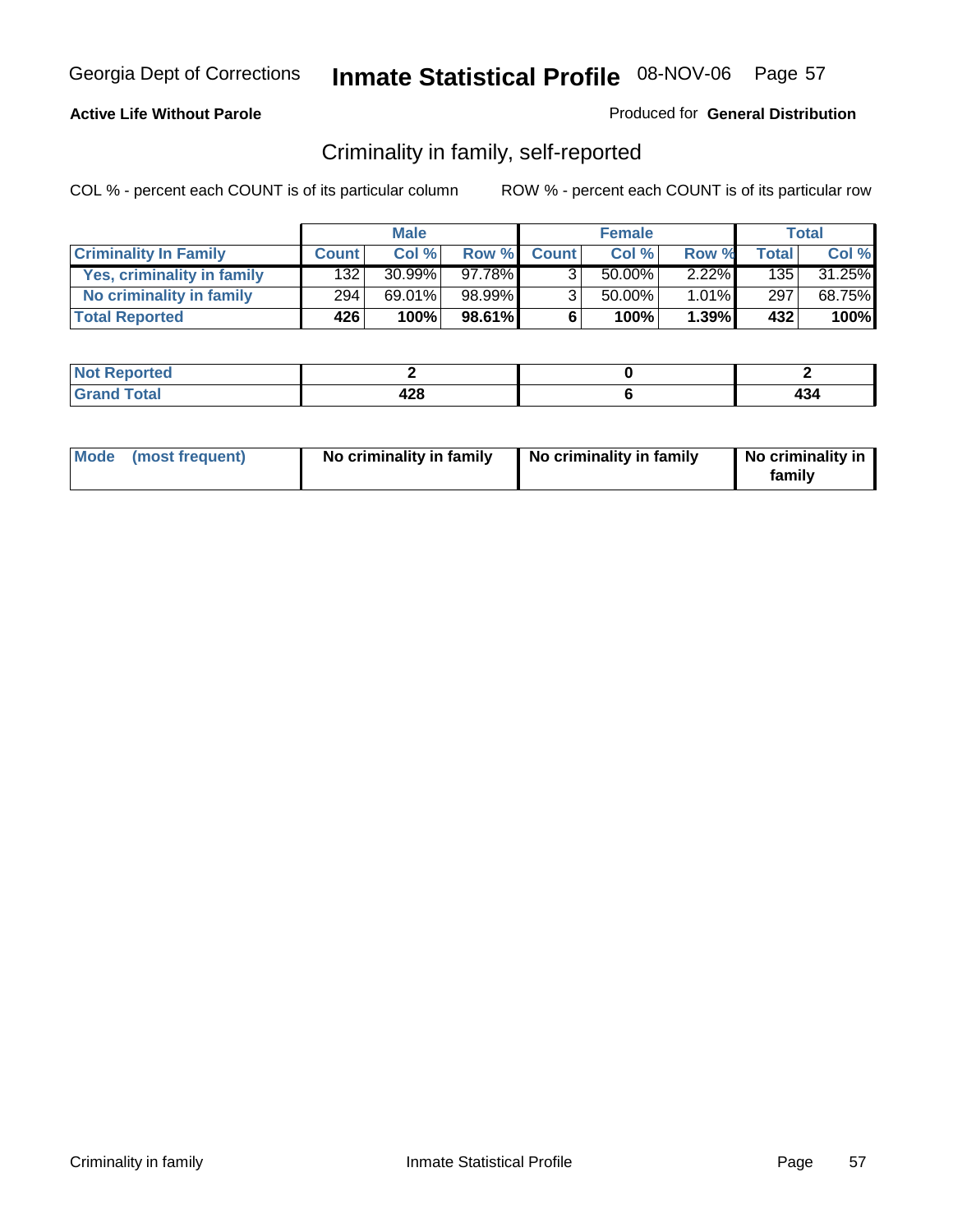**Active Life Without Parole**

Produced for **General Distribution**

## Criminality in family, self-reported

COL % - percent each COUNT is of its particular column

ROW % - percent each COUNT is of its particular row

| | Male | | | Female | | | Total | |
|---|---|---|---|---|---|---|---|---|
| **Criminality In Family** | **Count** | **Col %** | **Row %** | **Count** | **Col %** | **Row %** | **Total** | **Col %** |
| **Yes, criminality in family** | 132 | 30.99% | 97.78% | 3 | 50.00% | 2.22% | 135 | 31.25% |
| **No criminality in family** | 294 | 69.01% | 98.99% | 3 | 50.00% | 1.01% | 297 | 68.75% |
| **Total Reported** | **426** | **100%** | **98.61%** | **6** | **100%** | **1.39%** | **432** | **100%** |

| | Male | Female | Total |
|---|---|---|---|
| **Not Reported** | **2** | **0** | **2** |
| **Grand Total** | **428** | **6** | **434** |

| | Male | Female | Total |
|---|---|---|---|
| **Mode (most frequent)** | **No criminality in family** | **No criminality in family** | **No criminality in family** |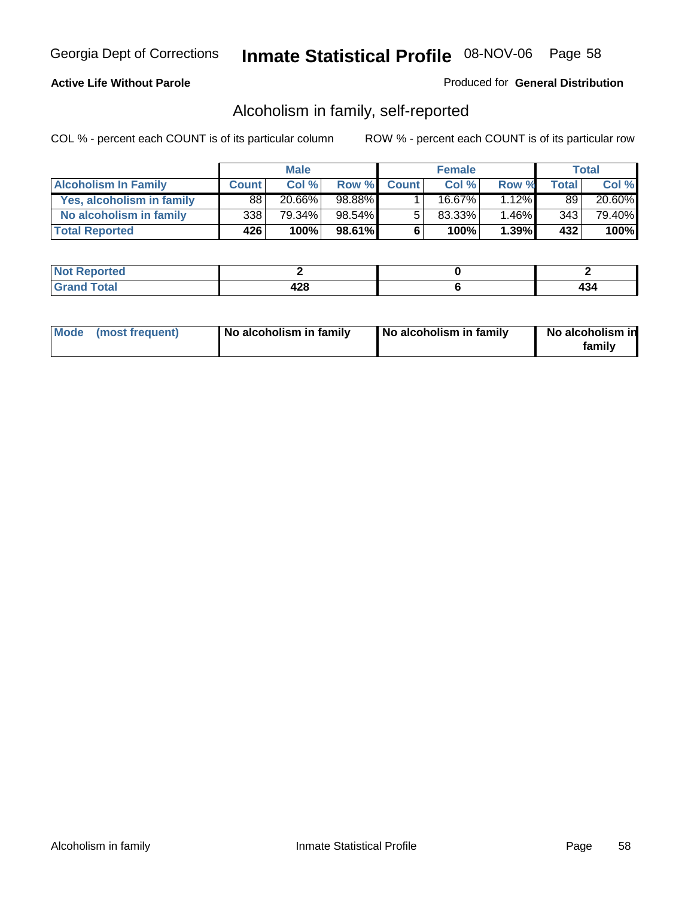Georgia Dept of Corrections **Inmate Statistical Profile** 08-NOV-06

**Active Life Without Parole**

Produced for **General Distribution**

## Alcoholism in family, self-reported

COL % - percent each COUNT is of its particular column

ROW % - percent each COUNT is of its particular row

| | Male | | | Female | | | Total | |
|---|---|---|---|---|---|---|---|---|
| **Alcoholism In Family** | **Count** | **Col %** | **Row %** | **Count** | **Col %** | **Row %** | **Total** | **Col %** |
| **Yes, alcoholism in family** | 88 | 20.66% | 98.88% | 1 | 16.67% | 1.12% | 89 | 20.60% |
| **No alcoholism in family** | 338 | 79.34% | 98.54% | 5 | 83.33% | 1.46% | 343 | 79.40% |
| **Total Reported** | **426** | **100%** | **98.61%** | **6** | **100%** | **1.39%** | **432** | **100%** |

| | Male | Female | Total |
|---|---|---|---|
| **Not Reported** | **2** | **0** | **2** |
| **Grand Total** | **428** | **6** | **434** |

| | Male | Female | Total |
|---|---|---|---|
| **Mode (most frequent)** | **No alcoholism in family** | **No alcoholism in family** | **No alcoholism in family** |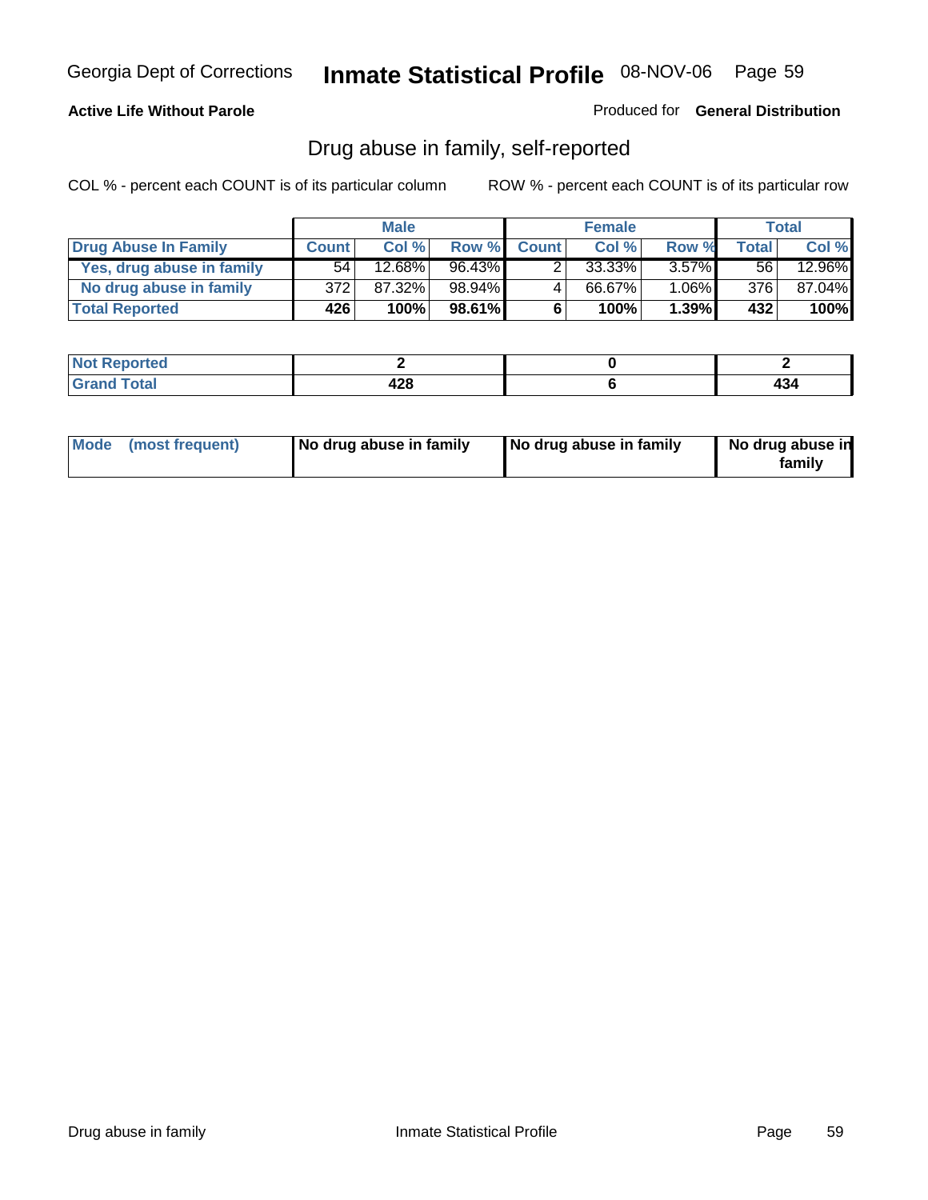**Active Life Without Parole** — Produced for **General Distribution**

## Drug abuse in family, self-reported

COL % - percent each COUNT is of its particular column　　ROW % - percent each COUNT is of its particular row

| | Male | | | Female | | | Total | |
|---|---|---|---|---|---|---|---|---|
| **Drug Abuse In Family** | **Count** | **Col %** | **Row %** | **Count** | **Col %** | **Row %** | **Total** | **Col %** |
| Yes, drug abuse in family | 54 | 12.68% | 96.43% | 2 | 33.33% | 3.57% | 56 | 12.96% |
| No drug abuse in family | 372 | 87.32% | 98.94% | 4 | 66.67% | 1.06% | 376 | 87.04% |
| **Total Reported** | **426** | **100%** | **98.61%** | **6** | **100%** | **1.39%** | **432** | **100%** |

| | Male | Female | Total |
|---|---|---|---|
| **Not Reported** | **2** | **0** | **2** |
| **Grand Total** | **428** | **6** | **434** |

| | Male | Female | Total |
|---|---|---|---|
| **Mode (most frequent)** | **No drug abuse in family** | **No drug abuse in family** | **No drug abuse in family** |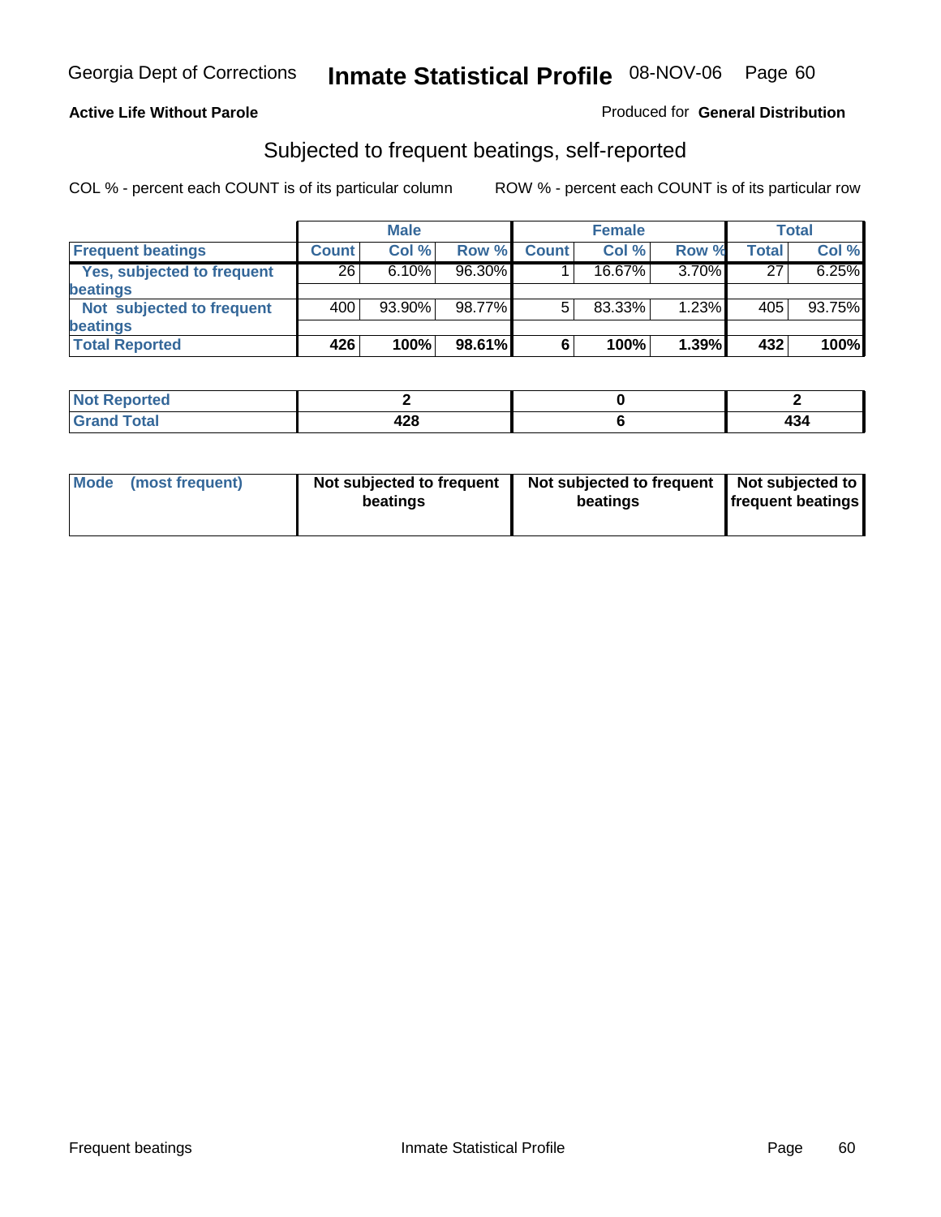Georgia Dept of Corrections **Inmate Statistical Profile** 08-NOV-06

**Active Life Without Parole**

Produced for **General Distribution**

## Subjected to frequent beatings, self-reported

COL % - percent each COUNT is of its particular column ROW % - percent each COUNT is of its particular row

| | Male | | | Female | | | Total | |
|---|---|---|---|---|---|---|---|---|
| **Frequent beatings** | **Count** | **Col %** | **Row %** | **Count** | **Col %** | **Row %** | **Total** | **Col %** |
| **Yes, subjected to frequent beatings** | 26 | 6.10% | 96.30% | 1 | 16.67% | 3.70% | 27 | 6.25% |
| **Not subjected to frequent beatings** | 400 | 93.90% | 98.77% | 5 | 83.33% | 1.23% | 405 | 93.75% |
| **Total Reported** | **426** | **100%** | **98.61%** | **6** | **100%** | **1.39%** | **432** | **100%** |

| | Male | Female | Total |
|---|---|---|---|
| **Not Reported** | **2** | **0** | **2** |
| **Grand Total** | **428** | **6** | **434** |

| | Male | Female | Total |
|---|---|---|---|
| **Mode (most frequent)** | **Not subjected to frequent beatings** | **Not subjected to frequent beatings** | **Not subjected to frequent beatings** |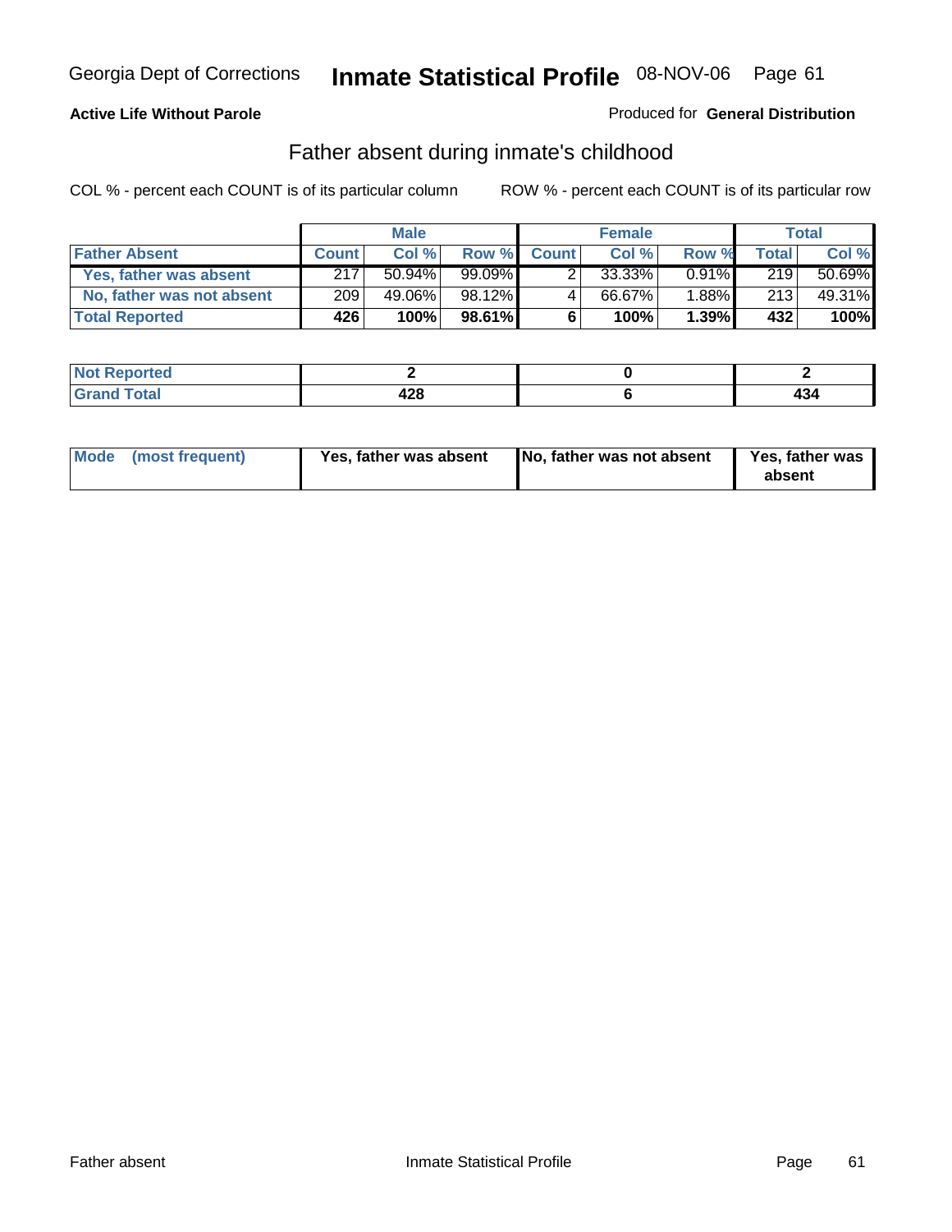**Active Life Without Parole**

Produced for **General Distribution**

## Father absent during inmate's childhood

COL % - percent each COUNT is of its particular column

ROW % - percent each COUNT is of its particular row

| | Male | | | Female | | | Total | |
|---|---|---|---|---|---|---|---|---|
| **Father Absent** | **Count** | **Col %** | **Row %** | **Count** | **Col %** | **Row %** | **Total** | **Col %** |
| Yes, father was absent | 217 | 50.94% | 99.09% | 2 | 33.33% | 0.91% | 219 | 50.69% |
| No, father was not absent | 209 | 49.06% | 98.12% | 4 | 66.67% | 1.88% | 213 | 49.31% |
| **Total Reported** | **426** | **100%** | **98.61%** | **6** | **100%** | **1.39%** | **432** | **100%** |

| | Male | Female | Total |
|---|---|---|---|
| **Not Reported** | **2** | **0** | **2** |
| **Grand Total** | **428** | **6** | **434** |

| | Male | Female | Total |
|---|---|---|---|
| **Mode (most frequent)** | **Yes, father was absent** | **No, father was not absent** | **Yes, father was absent** |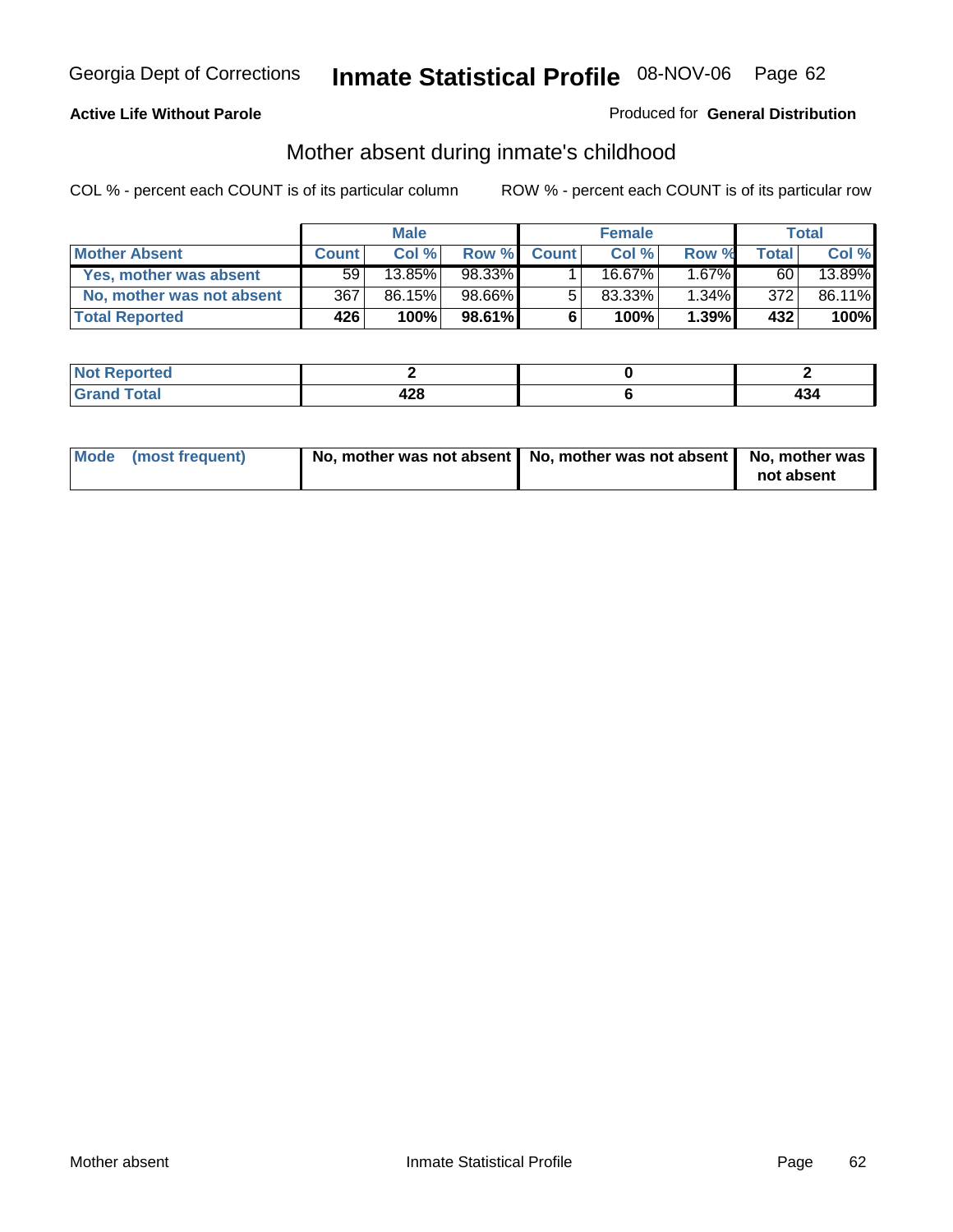Georgia Dept of Corrections **Inmate Statistical Profile** 08-NOV-06

**Active Life Without Parole**

Produced for **General Distribution**

## Mother absent during inmate's childhood

COL % - percent each COUNT is of its particular column     ROW % - percent each COUNT is of its particular row

| | Male | | | Female | | | Total | |
|---|---|---|---|---|---|---|---|---|
| **Mother Absent** | **Count** | **Col %** | **Row %** | **Count** | **Col %** | **Row %** | **Total** | **Col %** |
| **Yes, mother was absent** | 59 | 13.85% | 98.33% | 1 | 16.67% | 1.67% | 60 | 13.89% |
| **No, mother was not absent** | 367 | 86.15% | 98.66% | 5 | 83.33% | 1.34% | 372 | 86.11% |
| **Total Reported** | **426** | **100%** | **98.61%** | **6** | **100%** | **1.39%** | **432** | **100%** |

| | Male | Female | Total |
|---|---|---|---|
| **Not Reported** | **2** | **0** | **2** |
| **Grand Total** | **428** | **6** | **434** |

| | Male | Female | Total |
|---|---|---|---|
| **Mode (most frequent)** | **No, mother was not absent** | **No, mother was not absent** | **No, mother was not absent** |

Mother absent     Inmate Statistical Profile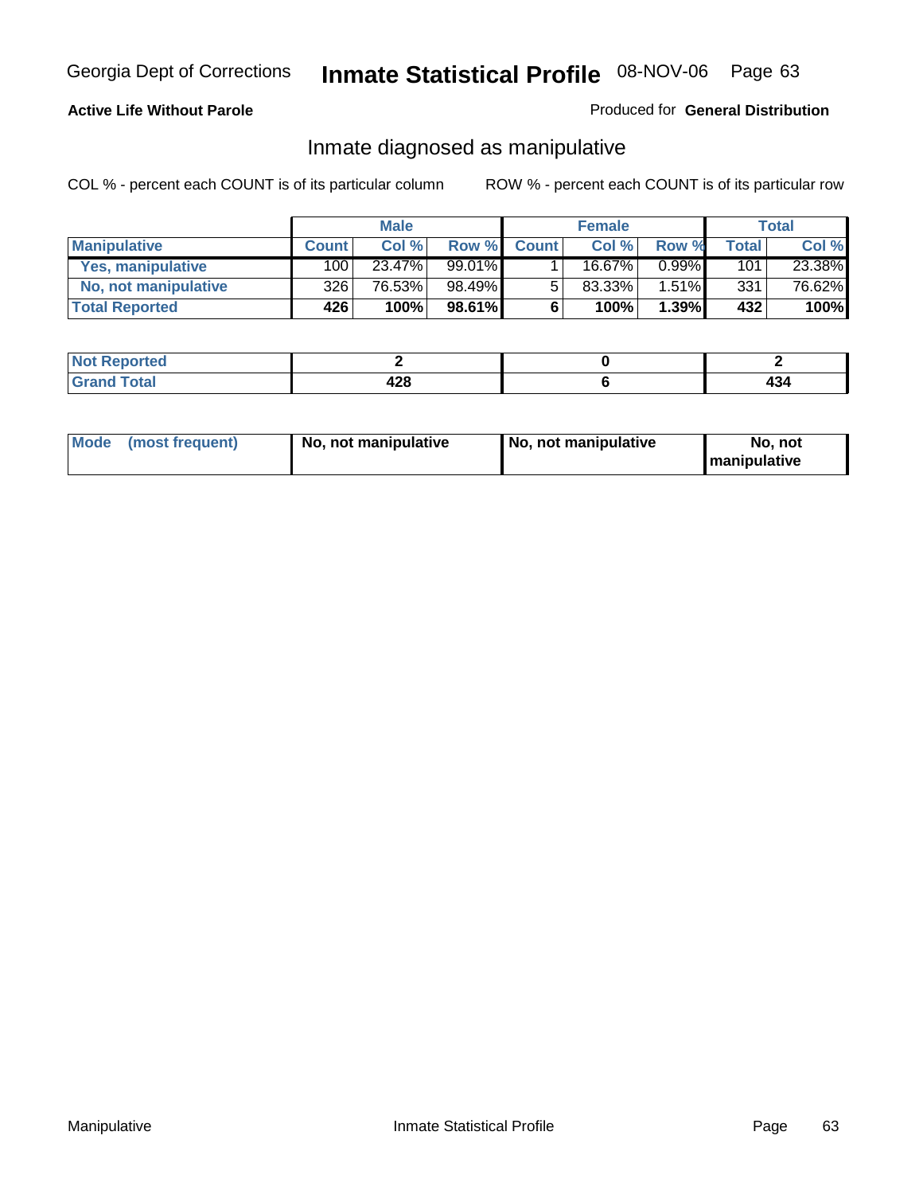**Active Life Without Parole** Produced for **General Distribution**

## Inmate diagnosed as manipulative

COL % - percent each COUNT is of its particular column ROW % - percent each COUNT is of its particular row

| | Male | | | Female | | | Total | |
|---|---|---|---|---|---|---|---|---|
| **Manipulative** | **Count** | **Col %** | **Row %** | **Count** | **Col %** | **Row %** | **Total** | **Col %** |
| **Yes, manipulative** | 100 | 23.47% | 99.01% | 1 | 16.67% | 0.99% | 101 | 23.38% |
| **No, not manipulative** | 326 | 76.53% | 98.49% | 5 | 83.33% | 1.51% | 331 | 76.62% |
| **Total Reported** | **426** | **100%** | **98.61%** | **6** | **100%** | **1.39%** | **432** | **100%** |

| | Male | Female | Total |
|---|---|---|---|
| **Not Reported** | **2** | **0** | **2** |
| **Grand Total** | **428** | **6** | **434** |

| | Male | Female | Total |
|---|---|---|---|
| **Mode (most frequent)** | **No, not manipulative** | **No, not manipulative** | **No, not manipulative** |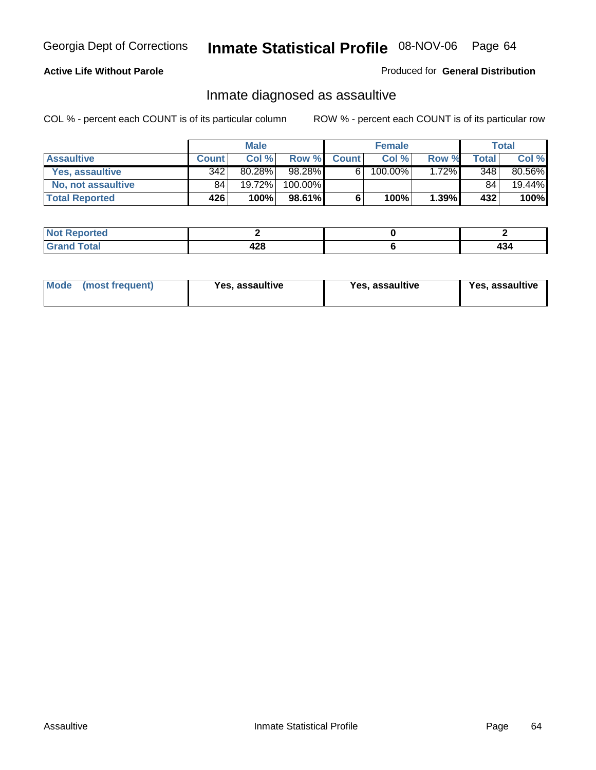Georgia Dept of Corrections **Inmate Statistical Profile** 08-NOV-06

**Active Life Without Parole**

Produced for **General Distribution**

## Inmate diagnosed as assaultive

COL % - percent each COUNT is of its particular column

ROW % - percent each COUNT is of its particular row

| | Male | | | Female | | | Total | |
|---|---|---|---|---|---|---|---|---|
| **Assaultive** | **Count** | **Col %** | **Row %** | **Count** | **Col %** | **Row %** | **Total** | **Col %** |
| Yes, assaultive | 342 | 80.28% | 98.28% | 6 | 100.00% | 1.72% | 348 | 80.56% |
| No, not assaultive | 84 | 19.72% | 100.00% | | | | 84 | 19.44% |
| **Total Reported** | **426** | **100%** | **98.61%** | **6** | **100%** | **1.39%** | **432** | **100%** |

| | Male | Female | Total |
|---|---|---|---|
| **Not Reported** | **2** | **0** | **2** |
| **Grand Total** | **428** | **6** | **434** |

| | Male | Female | Total |
|---|---|---|---|
| **Mode (most frequent)** | **Yes, assaultive** | **Yes, assaultive** | **Yes, assaultive** |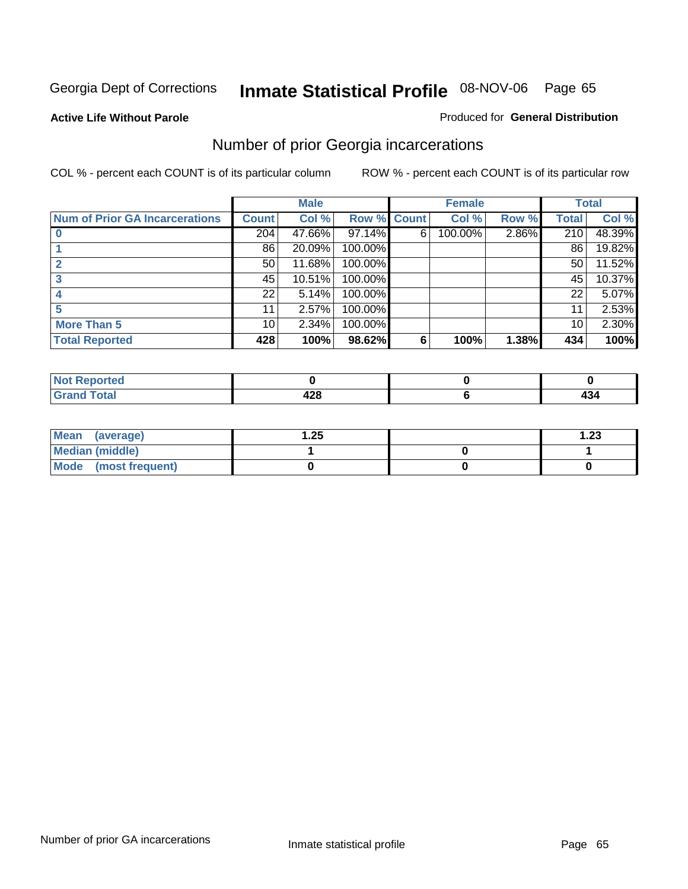Georgia Dept of Corrections **Inmate Statistical Profile** 08-NOV-06

**Active Life Without Parole**

Produced for **General Distribution**

## Number of prior Georgia incarcerations

COL % - percent each COUNT is of its particular column

ROW % - percent each COUNT is of its particular row

| | Male | | | Female | | | Total | |
|---|---|---|---|---|---|---|---|---|
| **Num of Prior GA Incarcerations** | **Count** | **Col %** | **Row %** | **Count** | **Col %** | **Row %** | **Total** | **Col %** |
| **0** | 204 | 47.66% | 97.14% | 6 | 100.00% | 2.86% | 210 | 48.39% |
| **1** | 86 | 20.09% | 100.00% | | | | 86 | 19.82% |
| **2** | 50 | 11.68% | 100.00% | | | | 50 | 11.52% |
| **3** | 45 | 10.51% | 100.00% | | | | 45 | 10.37% |
| **4** | 22 | 5.14% | 100.00% | | | | 22 | 5.07% |
| **5** | 11 | 2.57% | 100.00% | | | | 11 | 2.53% |
| **More Than 5** | 10 | 2.34% | 100.00% | | | | 10 | 2.30% |
| **Total Reported** | **428** | **100%** | **98.62%** | **6** | **100%** | **1.38%** | **434** | **100%** |

| | Male | Female | Total |
|---|---|---|---|
| **Not Reported** | **0** | **0** | **0** |
| **Grand Total** | **428** | **6** | **434** |

| | Male | Female | Total |
|---|---|---|---|
| **Mean (average)** | **1.25** | | **1.23** |
| **Median (middle)** | **1** | **0** | **1** |
| **Mode (most frequent)** | **0** | **0** | **0** |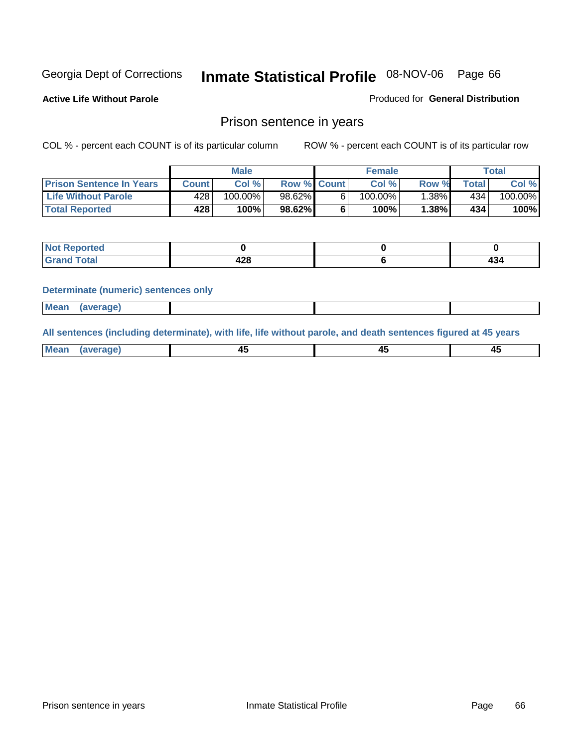Georgia Dept of Corrections **Inmate Statistical Profile** 08-NOV-06

**Active Life Without Parole**

Produced for **General Distribution**

## Prison sentence in years

COL % - percent each COUNT is of its particular column

ROW % - percent each COUNT is of its particular row

| | Male | | | Female | | | Total | |
|---|---|---|---|---|---|---|---|---|
| **Prison Sentence In Years** | **Count** | **Col %** | **Row %** | **Count** | **Col %** | **Row %** | **Total** | **Col %** |
| **Life Without Parole** | 428 | 100.00% | 98.62% | 6 | 100.00% | 1.38% | 434 | 100.00% |
| **Total Reported** | **428** | **100%** | **98.62%** | **6** | **100%** | **1.38%** | **434** | **100%** |

| | Male | Female | Total |
|---|---|---|---|
| **Not Reported** | **0** | **0** | **0** |
| **Grand Total** | **428** | **6** | **434** |

**Determinate (numeric) sentences only**

| | Male | Female | Total |
|---|---|---|---|
| **Mean (average)** | | | |

**All sentences (including determinate), with life, life without parole, and death sentences figured at 45 years**

| | Male | Female | Total |
|---|---|---|---|
| **Mean (average)** | **45** | **45** | **45** |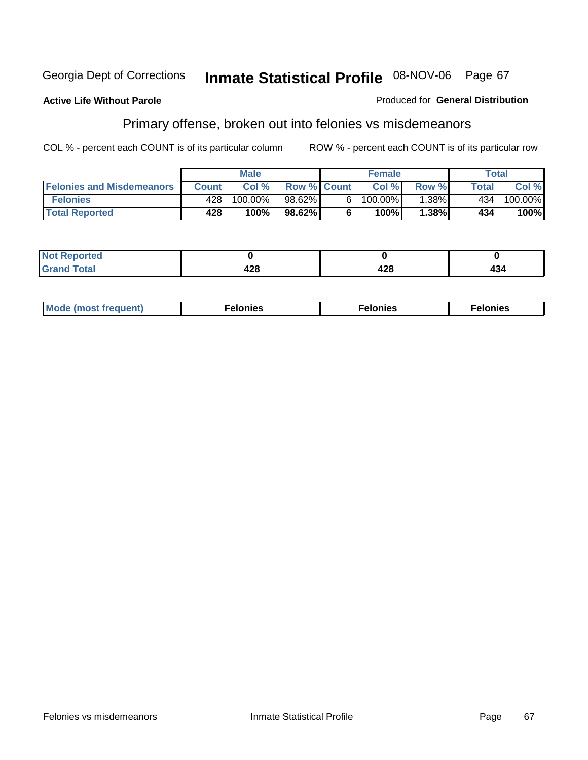Georgia Dept of Corrections **Inmate Statistical Profile** 08-NOV-06

**Active Life Without Parole**

Produced for **General Distribution**

## Primary offense, broken out into felonies vs misdemeanors

COL % - percent each COUNT is of its particular column

ROW % - percent each COUNT is of its particular row

| | Male | | | Female | | | Total | |
|---|---|---|---|---|---|---|---|---|
| **Felonies and Misdemeanors** | **Count** | **Col %** | **Row %** | **Count** | **Col %** | **Row %** | **Total** | **Col %** |
| **Felonies** | 428 | 100.00% | 98.62% | 6 | 100.00% | 1.38% | 434 | 100.00% |
| **Total Reported** | **428** | **100%** | **98.62%** | **6** | **100%** | **1.38%** | **434** | **100%** |

| | | | |
|---|---|---|---|
| **Not Reported** | **0** | **0** | **0** |
| **Grand Total** | **428** | **428** | **434** |

| | | | |
|---|---|---|---|
| **Mode (most frequent)** | **Felonies** | **Felonies** | **Felonies** |

Felonies vs misdemeanors Inmate Statistical Profile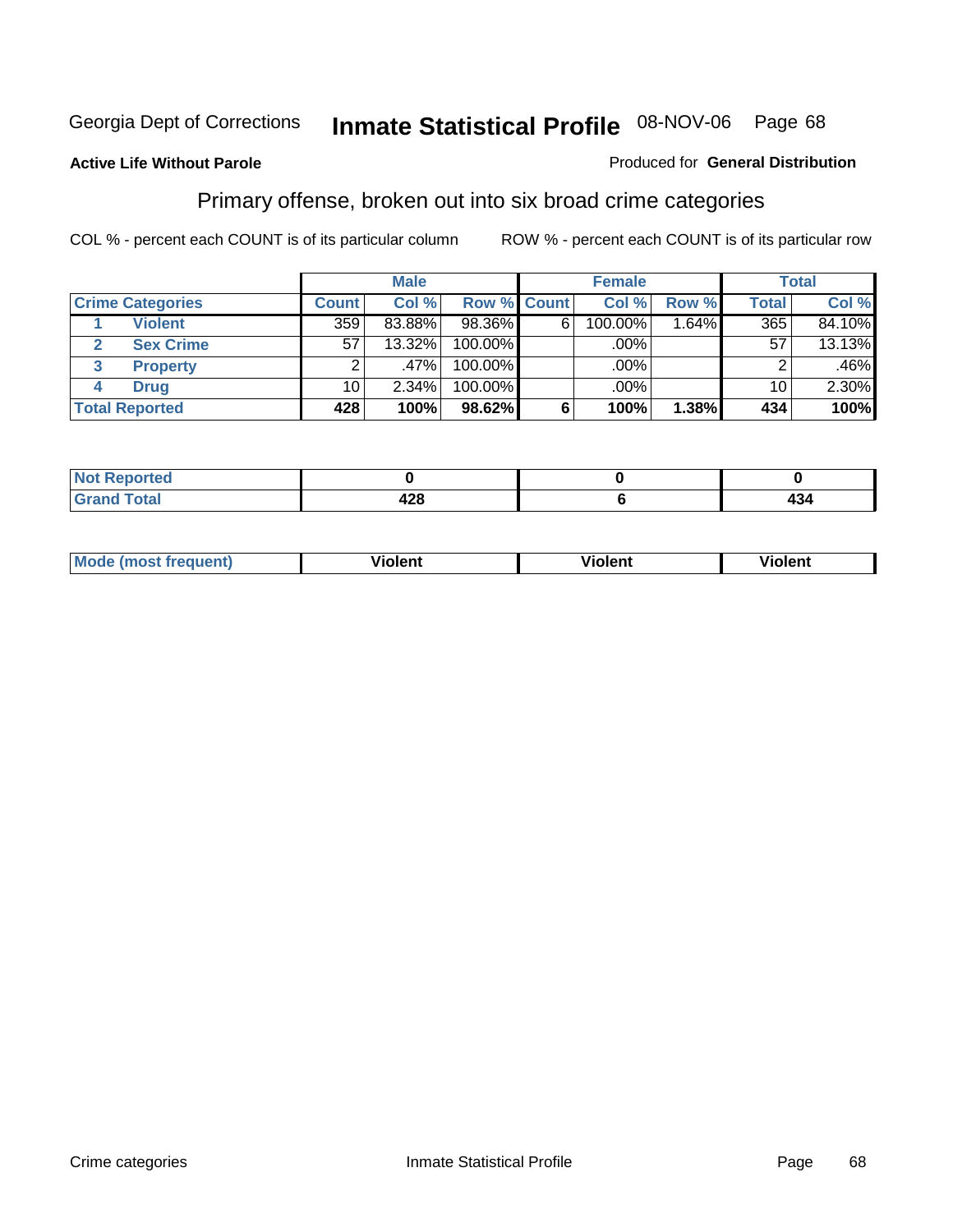Georgia Dept of Corrections **Inmate Statistical Profile** 08-NOV-06 Page 68

**Active Life Without Parole**

Produced for **General Distribution**

## Primary offense, broken out into six broad crime categories

COL % - percent each COUNT is of its particular column

ROW % - percent each COUNT is of its particular row

| | | Male | | | Female | | | Total | |
|---|---|---|---|---|---|---|---|---|---|
| **Crime Categories** | | **Count** | **Col %** | **Row %** | **Count** | **Col %** | **Row %** | **Total** | **Col %** |
| 1 | Violent | 359 | 83.88% | 98.36% | 6 | 100.00% | 1.64% | 365 | 84.10% |
| 2 | Sex Crime | 57 | 13.32% | 100.00% | | .00% | | 57 | 13.13% |
| 3 | Property | 2 | .47% | 100.00% | | .00% | | 2 | .46% |
| 4 | Drug | 10 | 2.34% | 100.00% | | .00% | | 10 | 2.30% |
| **Total Reported** | | **428** | **100%** | **98.62%** | **6** | **100%** | **1.38%** | **434** | **100%** |

| | Male | Female | Total |
|---|---|---|---|
| Not Reported | **0** | **0** | **0** |
| Grand Total | **428** | **6** | **434** |

| | Male | Female | Total |
|---|---|---|---|
| Mode (most frequent) | **Violent** | **Violent** | **Violent** |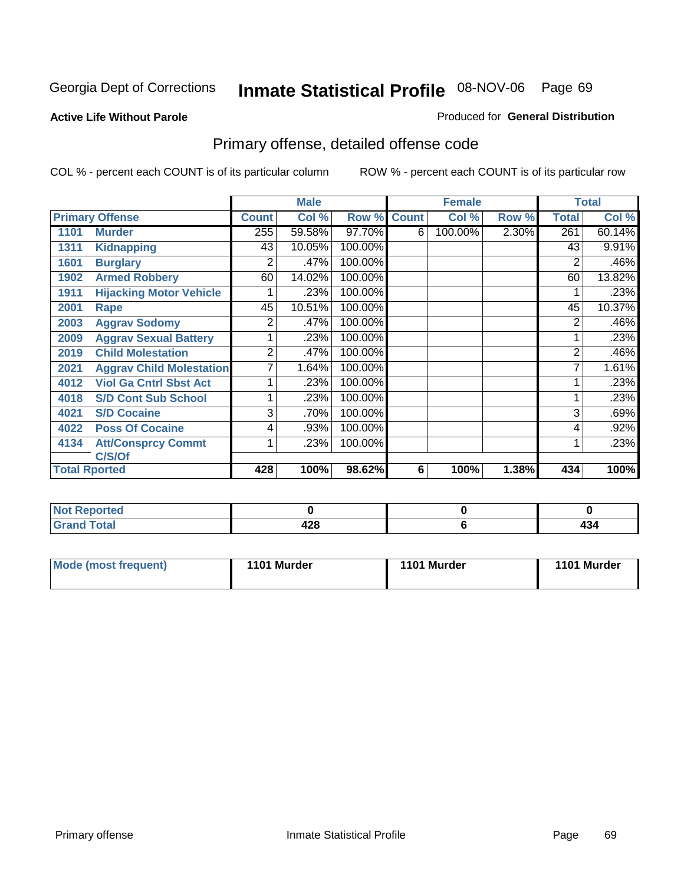Georgia Dept of Corrections **Inmate Statistical Profile** 08-NOV-06

**Active Life Without Parole**

Produced for **General Distribution**

## Primary offense, detailed offense code

COL % - percent each COUNT is of its particular column    ROW % - percent each COUNT is of its particular row

| Primary Offense | | Male | | | Female | | | Total | |
|---|---|---|---|---|---|---|---|---|---|
| | | Count | Col % | Row % | Count | Col % | Row % | Total | Col % |
| 1101 | Murder | 255 | 59.58% | 97.70% | 6 | 100.00% | 2.30% | 261 | 60.14% |
| 1311 | Kidnapping | 43 | 10.05% | 100.00% | | | | 43 | 9.91% |
| 1601 | Burglary | 2 | .47% | 100.00% | | | | 2 | .46% |
| 1902 | Armed Robbery | 60 | 14.02% | 100.00% | | | | 60 | 13.82% |
| 1911 | Hijacking Motor Vehicle | 1 | .23% | 100.00% | | | | 1 | .23% |
| 2001 | Rape | 45 | 10.51% | 100.00% | | | | 45 | 10.37% |
| 2003 | Aggrav Sodomy | 2 | .47% | 100.00% | | | | 2 | .46% |
| 2009 | Aggrav Sexual Battery | 1 | .23% | 100.00% | | | | 1 | .23% |
| 2019 | Child Molestation | 2 | .47% | 100.00% | | | | 2 | .46% |
| 2021 | Aggrav Child Molestation | 7 | 1.64% | 100.00% | | | | 7 | 1.61% |
| 4012 | Viol Ga Cntrl Sbst Act | 1 | .23% | 100.00% | | | | 1 | .23% |
| 4018 | S/D Cont Sub School | 1 | .23% | 100.00% | | | | 1 | .23% |
| 4021 | S/D Cocaine | 3 | .70% | 100.00% | | | | 3 | .69% |
| 4022 | Poss Of Cocaine | 4 | .93% | 100.00% | | | | 4 | .92% |
| 4134 | Att/Consprcy Commt C/S/Of | 1 | .23% | 100.00% | | | | 1 | .23% |
| Total Rported | | 428 | 100% | 98.62% | 6 | 100% | 1.38% | 434 | 100% |

| | Male | Female | Total |
|---|---|---|---|
| Not Reported | 0 | 0 | 0 |
| Grand Total | 428 | 6 | 434 |

| | Male | Female | Total |
|---|---|---|---|
| Mode (most frequent) | 1101 Murder | 1101 Murder | 1101 Murder |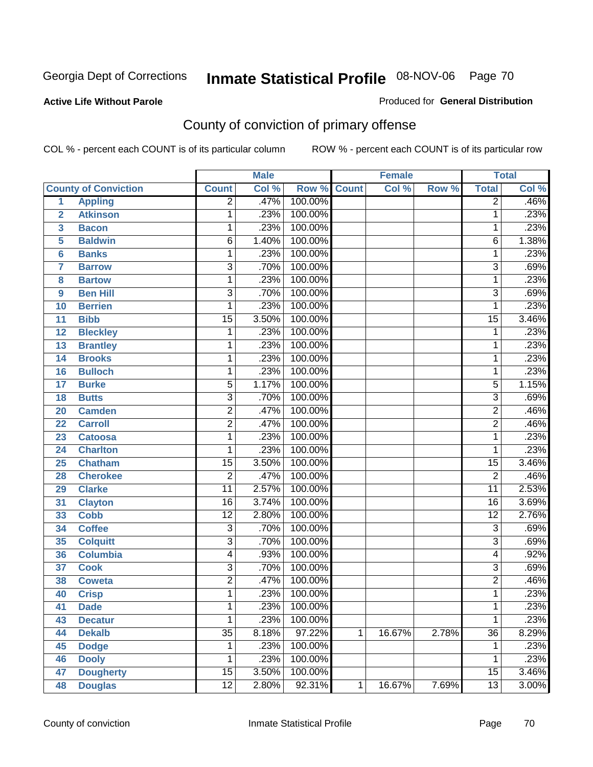Georgia Dept of Corrections **Inmate Statistical Profile** 08-NOV-06

**Active Life Without Parole**

Produced for **General Distribution**

## County of conviction of primary offense

COL % - percent each COUNT is of its particular column ROW % - percent each COUNT is of its particular row

| County of Conviction | | Male | | | Female | | | Total | |
|---|---|---|---|---|---|---|---|---|---|
| | | Count | Col % | Row % | Count | Col % | Row % | Total | Col % |
| 1 | Appling | 2 | .47% | 100.00% | | | | 2 | .46% |
| 2 | Atkinson | 1 | .23% | 100.00% | | | | 1 | .23% |
| 3 | Bacon | 1 | .23% | 100.00% | | | | 1 | .23% |
| 5 | Baldwin | 6 | 1.40% | 100.00% | | | | 6 | 1.38% |
| 6 | Banks | 1 | .23% | 100.00% | | | | 1 | .23% |
| 7 | Barrow | 3 | .70% | 100.00% | | | | 3 | .69% |
| 8 | Bartow | 1 | .23% | 100.00% | | | | 1 | .23% |
| 9 | Ben Hill | 3 | .70% | 100.00% | | | | 3 | .69% |
| 10 | Berrien | 1 | .23% | 100.00% | | | | 1 | .23% |
| 11 | Bibb | 15 | 3.50% | 100.00% | | | | 15 | 3.46% |
| 12 | Bleckley | 1 | .23% | 100.00% | | | | 1 | .23% |
| 13 | Brantley | 1 | .23% | 100.00% | | | | 1 | .23% |
| 14 | Brooks | 1 | .23% | 100.00% | | | | 1 | .23% |
| 16 | Bulloch | 1 | .23% | 100.00% | | | | 1 | .23% |
| 17 | Burke | 5 | 1.17% | 100.00% | | | | 5 | 1.15% |
| 18 | Butts | 3 | .70% | 100.00% | | | | 3 | .69% |
| 20 | Camden | 2 | .47% | 100.00% | | | | 2 | .46% |
| 22 | Carroll | 2 | .47% | 100.00% | | | | 2 | .46% |
| 23 | Catoosa | 1 | .23% | 100.00% | | | | 1 | .23% |
| 24 | Charlton | 1 | .23% | 100.00% | | | | 1 | .23% |
| 25 | Chatham | 15 | 3.50% | 100.00% | | | | 15 | 3.46% |
| 28 | Cherokee | 2 | .47% | 100.00% | | | | 2 | .46% |
| 29 | Clarke | 11 | 2.57% | 100.00% | | | | 11 | 2.53% |
| 31 | Clayton | 16 | 3.74% | 100.00% | | | | 16 | 3.69% |
| 33 | Cobb | 12 | 2.80% | 100.00% | | | | 12 | 2.76% |
| 34 | Coffee | 3 | .70% | 100.00% | | | | 3 | .69% |
| 35 | Colquitt | 3 | .70% | 100.00% | | | | 3 | .69% |
| 36 | Columbia | 4 | .93% | 100.00% | | | | 4 | .92% |
| 37 | Cook | 3 | .70% | 100.00% | | | | 3 | .69% |
| 38 | Coweta | 2 | .47% | 100.00% | | | | 2 | .46% |
| 40 | Crisp | 1 | .23% | 100.00% | | | | 1 | .23% |
| 41 | Dade | 1 | .23% | 100.00% | | | | 1 | .23% |
| 43 | Decatur | 1 | .23% | 100.00% | | | | 1 | .23% |
| 44 | Dekalb | 35 | 8.18% | 97.22% | 1 | 16.67% | 2.78% | 36 | 8.29% |
| 45 | Dodge | 1 | .23% | 100.00% | | | | 1 | .23% |
| 46 | Dooly | 1 | .23% | 100.00% | | | | 1 | .23% |
| 47 | Dougherty | 15 | 3.50% | 100.00% | | | | 15 | 3.46% |
| 48 | Douglas | 12 | 2.80% | 92.31% | 1 | 16.67% | 7.69% | 13 | 3.00% |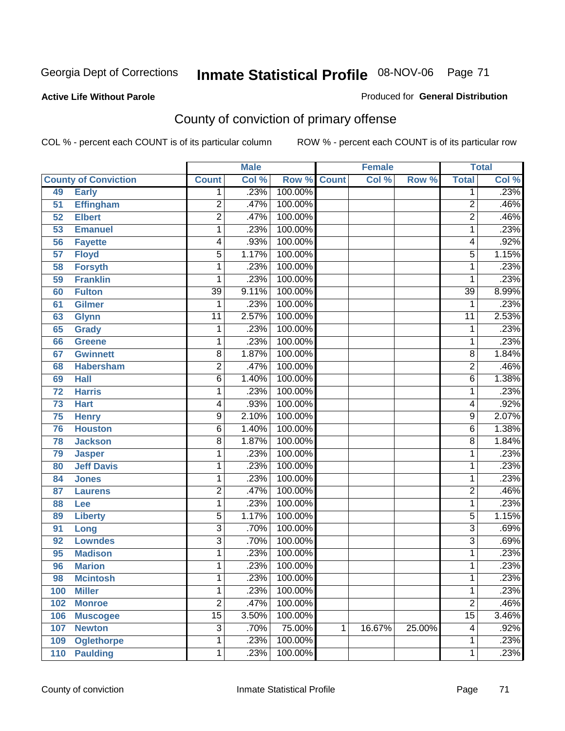Georgia Dept of Corrections **Inmate Statistical Profile** 08-NOV-06

**Active Life Without Parole**

Produced for **General Distribution**

## County of conviction of primary offense

COL % - percent each COUNT is of its particular column ROW % - percent each COUNT is of its particular row

| County of Conviction | | Male | | | Female | | | Total | |
|---|---|---|---|---|---|---|---|---|---|
| | | Count | Col % | Row % | Count | Col % | Row % | Total | Col % |
| 49 | Early | 1 | .23% | 100.00% | | | | 1 | .23% |
| 51 | Effingham | 2 | .47% | 100.00% | | | | 2 | .46% |
| 52 | Elbert | 2 | .47% | 100.00% | | | | 2 | .46% |
| 53 | Emanuel | 1 | .23% | 100.00% | | | | 1 | .23% |
| 56 | Fayette | 4 | .93% | 100.00% | | | | 4 | .92% |
| 57 | Floyd | 5 | 1.17% | 100.00% | | | | 5 | 1.15% |
| 58 | Forsyth | 1 | .23% | 100.00% | | | | 1 | .23% |
| 59 | Franklin | 1 | .23% | 100.00% | | | | 1 | .23% |
| 60 | Fulton | 39 | 9.11% | 100.00% | | | | 39 | 8.99% |
| 61 | Gilmer | 1 | .23% | 100.00% | | | | 1 | .23% |
| 63 | Glynn | 11 | 2.57% | 100.00% | | | | 11 | 2.53% |
| 65 | Grady | 1 | .23% | 100.00% | | | | 1 | .23% |
| 66 | Greene | 1 | .23% | 100.00% | | | | 1 | .23% |
| 67 | Gwinnett | 8 | 1.87% | 100.00% | | | | 8 | 1.84% |
| 68 | Habersham | 2 | .47% | 100.00% | | | | 2 | .46% |
| 69 | Hall | 6 | 1.40% | 100.00% | | | | 6 | 1.38% |
| 72 | Harris | 1 | .23% | 100.00% | | | | 1 | .23% |
| 73 | Hart | 4 | .93% | 100.00% | | | | 4 | .92% |
| 75 | Henry | 9 | 2.10% | 100.00% | | | | 9 | 2.07% |
| 76 | Houston | 6 | 1.40% | 100.00% | | | | 6 | 1.38% |
| 78 | Jackson | 8 | 1.87% | 100.00% | | | | 8 | 1.84% |
| 79 | Jasper | 1 | .23% | 100.00% | | | | 1 | .23% |
| 80 | Jeff Davis | 1 | .23% | 100.00% | | | | 1 | .23% |
| 84 | Jones | 1 | .23% | 100.00% | | | | 1 | .23% |
| 87 | Laurens | 2 | .47% | 100.00% | | | | 2 | .46% |
| 88 | Lee | 1 | .23% | 100.00% | | | | 1 | .23% |
| 89 | Liberty | 5 | 1.17% | 100.00% | | | | 5 | 1.15% |
| 91 | Long | 3 | .70% | 100.00% | | | | 3 | .69% |
| 92 | Lowndes | 3 | .70% | 100.00% | | | | 3 | .69% |
| 95 | Madison | 1 | .23% | 100.00% | | | | 1 | .23% |
| 96 | Marion | 1 | .23% | 100.00% | | | | 1 | .23% |
| 98 | Mcintosh | 1 | .23% | 100.00% | | | | 1 | .23% |
| 100 | Miller | 1 | .23% | 100.00% | | | | 1 | .23% |
| 102 | Monroe | 2 | .47% | 100.00% | | | | 2 | .46% |
| 106 | Muscogee | 15 | 3.50% | 100.00% | | | | 15 | 3.46% |
| 107 | Newton | 3 | .70% | 75.00% | 1 | 16.67% | 25.00% | 4 | .92% |
| 109 | Oglethorpe | 1 | .23% | 100.00% | | | | 1 | .23% |
| 110 | Paulding | 1 | .23% | 100.00% | | | | 1 | .23% |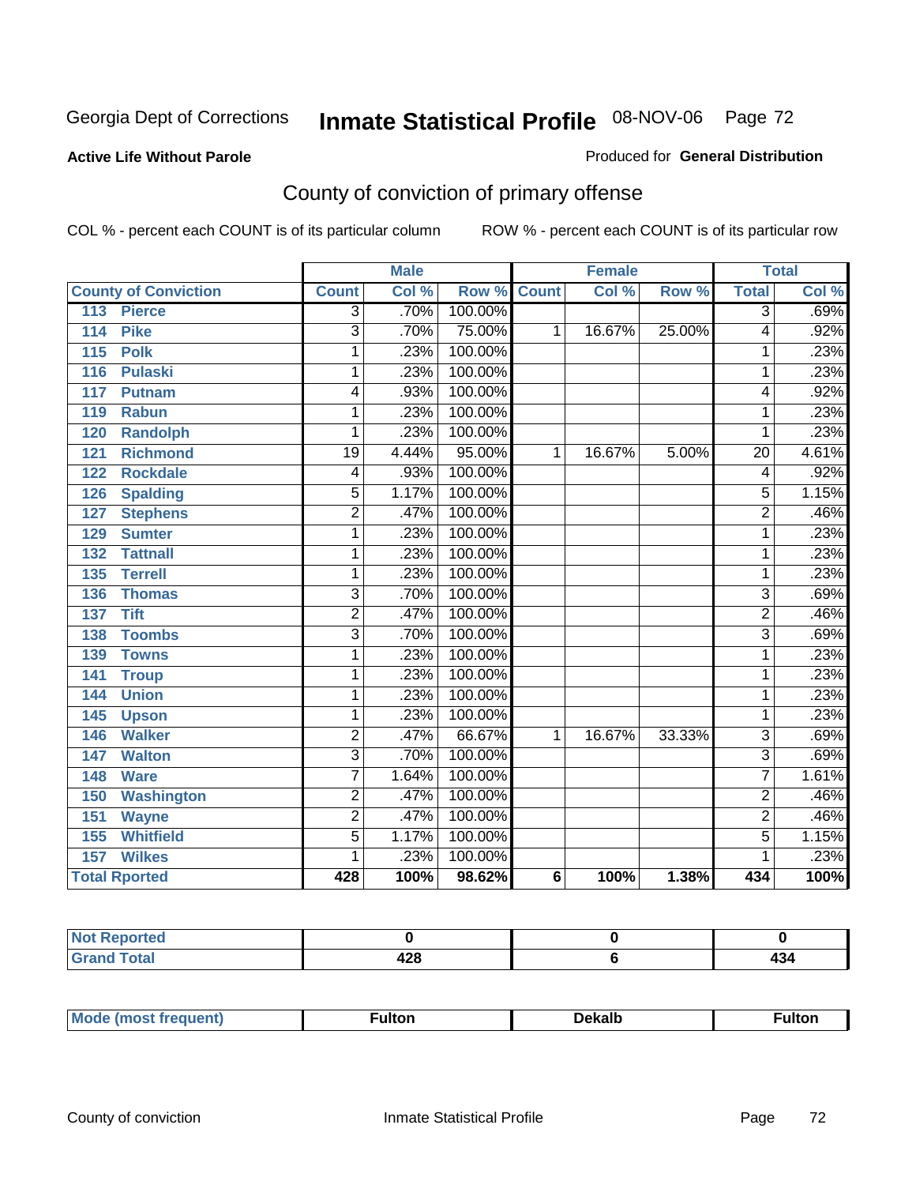Georgia Dept of Corrections

# Inmate Statistical Profile

08-NOV-06

**Active Life Without Parole**

Produced for **General Distribution**

## County of conviction of primary offense

COL % - percent each COUNT is of its particular column

ROW % - percent each COUNT is of its particular row

| County of Conviction | Male | | | Female | | | Total | |
|---|---|---|---|---|---|---|---|---|
| | Count | Col % | Row % | Count | Col % | Row % | Total | Col % |
| 113 Pierce | 3 | .70% | 100.00% | | | | 3 | .69% |
| 114 Pike | 3 | .70% | 75.00% | 1 | 16.67% | 25.00% | 4 | .92% |
| 115 Polk | 1 | .23% | 100.00% | | | | 1 | .23% |
| 116 Pulaski | 1 | .23% | 100.00% | | | | 1 | .23% |
| 117 Putnam | 4 | .93% | 100.00% | | | | 4 | .92% |
| 119 Rabun | 1 | .23% | 100.00% | | | | 1 | .23% |
| 120 Randolph | 1 | .23% | 100.00% | | | | 1 | .23% |
| 121 Richmond | 19 | 4.44% | 95.00% | 1 | 16.67% | 5.00% | 20 | 4.61% |
| 122 Rockdale | 4 | .93% | 100.00% | | | | 4 | .92% |
| 126 Spalding | 5 | 1.17% | 100.00% | | | | 5 | 1.15% |
| 127 Stephens | 2 | .47% | 100.00% | | | | 2 | .46% |
| 129 Sumter | 1 | .23% | 100.00% | | | | 1 | .23% |
| 132 Tattnall | 1 | .23% | 100.00% | | | | 1 | .23% |
| 135 Terrell | 1 | .23% | 100.00% | | | | 1 | .23% |
| 136 Thomas | 3 | .70% | 100.00% | | | | 3 | .69% |
| 137 Tift | 2 | .47% | 100.00% | | | | 2 | .46% |
| 138 Toombs | 3 | .70% | 100.00% | | | | 3 | .69% |
| 139 Towns | 1 | .23% | 100.00% | | | | 1 | .23% |
| 141 Troup | 1 | .23% | 100.00% | | | | 1 | .23% |
| 144 Union | 1 | .23% | 100.00% | | | | 1 | .23% |
| 145 Upson | 1 | .23% | 100.00% | | | | 1 | .23% |
| 146 Walker | 2 | .47% | 66.67% | 1 | 16.67% | 33.33% | 3 | .69% |
| 147 Walton | 3 | .70% | 100.00% | | | | 3 | .69% |
| 148 Ware | 7 | 1.64% | 100.00% | | | | 7 | 1.61% |
| 150 Washington | 2 | .47% | 100.00% | | | | 2 | .46% |
| 151 Wayne | 2 | .47% | 100.00% | | | | 2 | .46% |
| 155 Whitfield | 5 | 1.17% | 100.00% | | | | 5 | 1.15% |
| 157 Wilkes | 1 | .23% | 100.00% | | | | 1 | .23% |
| **Total Rported** | **428** | **100%** | **98.62%** | **6** | **100%** | **1.38%** | **434** | **100%** |

| | Male | Female | Total |
|---|---|---|---|
| Not Reported | 0 | 0 | 0 |
| Grand Total | 428 | 6 | 434 |

| | Male | Female | Total |
|---|---|---|---|
| Mode (most frequent) | Fulton | Dekalb | Fulton |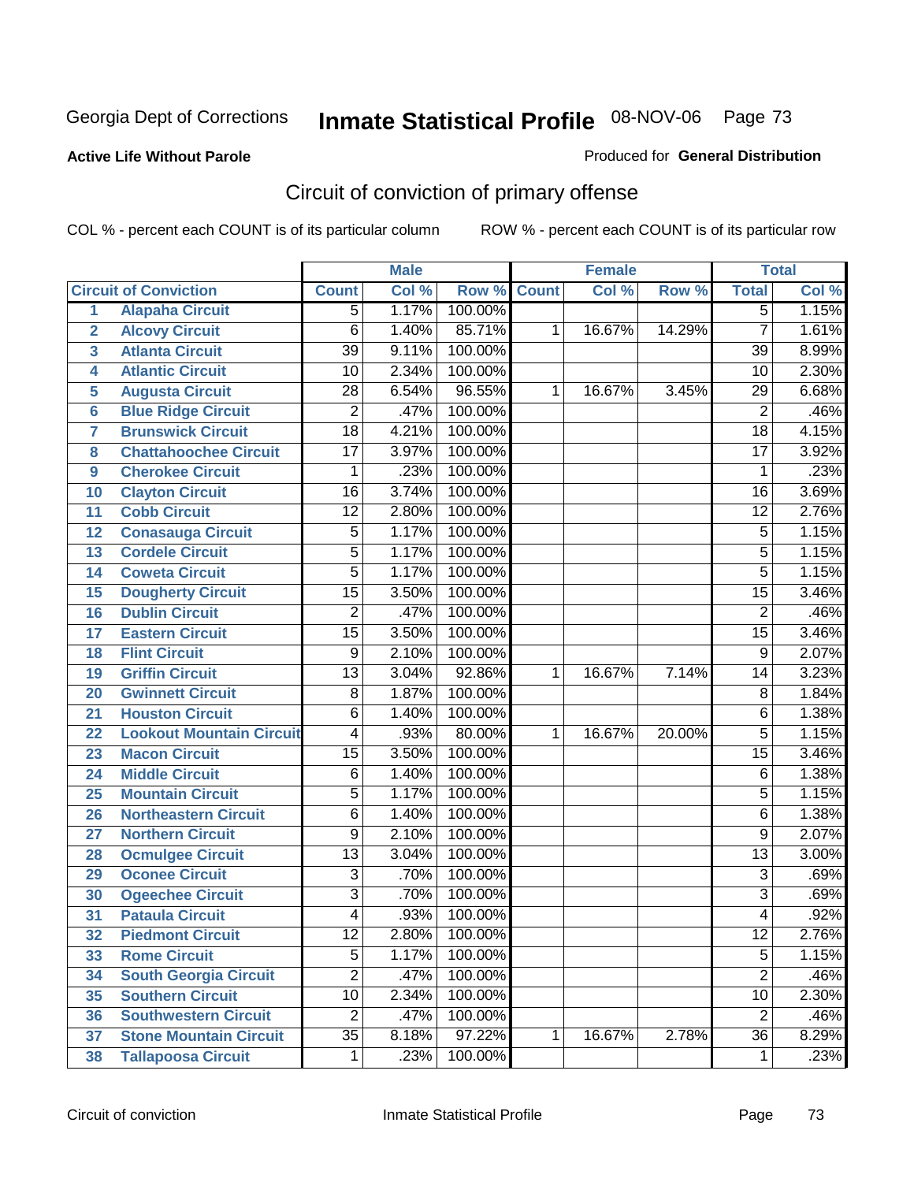Georgia Dept of Corrections **Inmate Statistical Profile** 08-NOV-06

**Active Life Without Parole**

Produced for **General Distribution**

## Circuit of conviction of primary offense

COL % - percent each COUNT is of its particular column ROW % - percent each COUNT is of its particular row

| | Circuit of Conviction | Male | | | Female | | | Total | |
|---|---|---|---|---|---|---|---|---|---|
| | | Count | Col % | Row % | Count | Col % | Row % | Total | Col % |
| 1 | Alapaha Circuit | 5 | 1.17% | 100.00% | | | | 5 | 1.15% |
| 2 | Alcovy Circuit | 6 | 1.40% | 85.71% | 1 | 16.67% | 14.29% | 7 | 1.61% |
| 3 | Atlanta Circuit | 39 | 9.11% | 100.00% | | | | 39 | 8.99% |
| 4 | Atlantic Circuit | 10 | 2.34% | 100.00% | | | | 10 | 2.30% |
| 5 | Augusta Circuit | 28 | 6.54% | 96.55% | 1 | 16.67% | 3.45% | 29 | 6.68% |
| 6 | Blue Ridge Circuit | 2 | .47% | 100.00% | | | | 2 | .46% |
| 7 | Brunswick Circuit | 18 | 4.21% | 100.00% | | | | 18 | 4.15% |
| 8 | Chattahoochee Circuit | 17 | 3.97% | 100.00% | | | | 17 | 3.92% |
| 9 | Cherokee Circuit | 1 | .23% | 100.00% | | | | 1 | .23% |
| 10 | Clayton Circuit | 16 | 3.74% | 100.00% | | | | 16 | 3.69% |
| 11 | Cobb Circuit | 12 | 2.80% | 100.00% | | | | 12 | 2.76% |
| 12 | Conasauga Circuit | 5 | 1.17% | 100.00% | | | | 5 | 1.15% |
| 13 | Cordele Circuit | 5 | 1.17% | 100.00% | | | | 5 | 1.15% |
| 14 | Coweta Circuit | 5 | 1.17% | 100.00% | | | | 5 | 1.15% |
| 15 | Dougherty Circuit | 15 | 3.50% | 100.00% | | | | 15 | 3.46% |
| 16 | Dublin Circuit | 2 | .47% | 100.00% | | | | 2 | .46% |
| 17 | Eastern Circuit | 15 | 3.50% | 100.00% | | | | 15 | 3.46% |
| 18 | Flint Circuit | 9 | 2.10% | 100.00% | | | | 9 | 2.07% |
| 19 | Griffin Circuit | 13 | 3.04% | 92.86% | 1 | 16.67% | 7.14% | 14 | 3.23% |
| 20 | Gwinnett Circuit | 8 | 1.87% | 100.00% | | | | 8 | 1.84% |
| 21 | Houston Circuit | 6 | 1.40% | 100.00% | | | | 6 | 1.38% |
| 22 | Lookout Mountain Circuit | 4 | .93% | 80.00% | 1 | 16.67% | 20.00% | 5 | 1.15% |
| 23 | Macon Circuit | 15 | 3.50% | 100.00% | | | | 15 | 3.46% |
| 24 | Middle Circuit | 6 | 1.40% | 100.00% | | | | 6 | 1.38% |
| 25 | Mountain Circuit | 5 | 1.17% | 100.00% | | | | 5 | 1.15% |
| 26 | Northeastern Circuit | 6 | 1.40% | 100.00% | | | | 6 | 1.38% |
| 27 | Northern Circuit | 9 | 2.10% | 100.00% | | | | 9 | 2.07% |
| 28 | Ocmulgee Circuit | 13 | 3.04% | 100.00% | | | | 13 | 3.00% |
| 29 | Oconee Circuit | 3 | .70% | 100.00% | | | | 3 | .69% |
| 30 | Ogeechee Circuit | 3 | .70% | 100.00% | | | | 3 | .69% |
| 31 | Pataula Circuit | 4 | .93% | 100.00% | | | | 4 | .92% |
| 32 | Piedmont Circuit | 12 | 2.80% | 100.00% | | | | 12 | 2.76% |
| 33 | Rome Circuit | 5 | 1.17% | 100.00% | | | | 5 | 1.15% |
| 34 | South Georgia Circuit | 2 | .47% | 100.00% | | | | 2 | .46% |
| 35 | Southern Circuit | 10 | 2.34% | 100.00% | | | | 10 | 2.30% |
| 36 | Southwestern Circuit | 2 | .47% | 100.00% | | | | 2 | .46% |
| 37 | Stone Mountain Circuit | 35 | 8.18% | 97.22% | 1 | 16.67% | 2.78% | 36 | 8.29% |
| 38 | Tallapoosa Circuit | 1 | .23% | 100.00% | | | | 1 | .23% |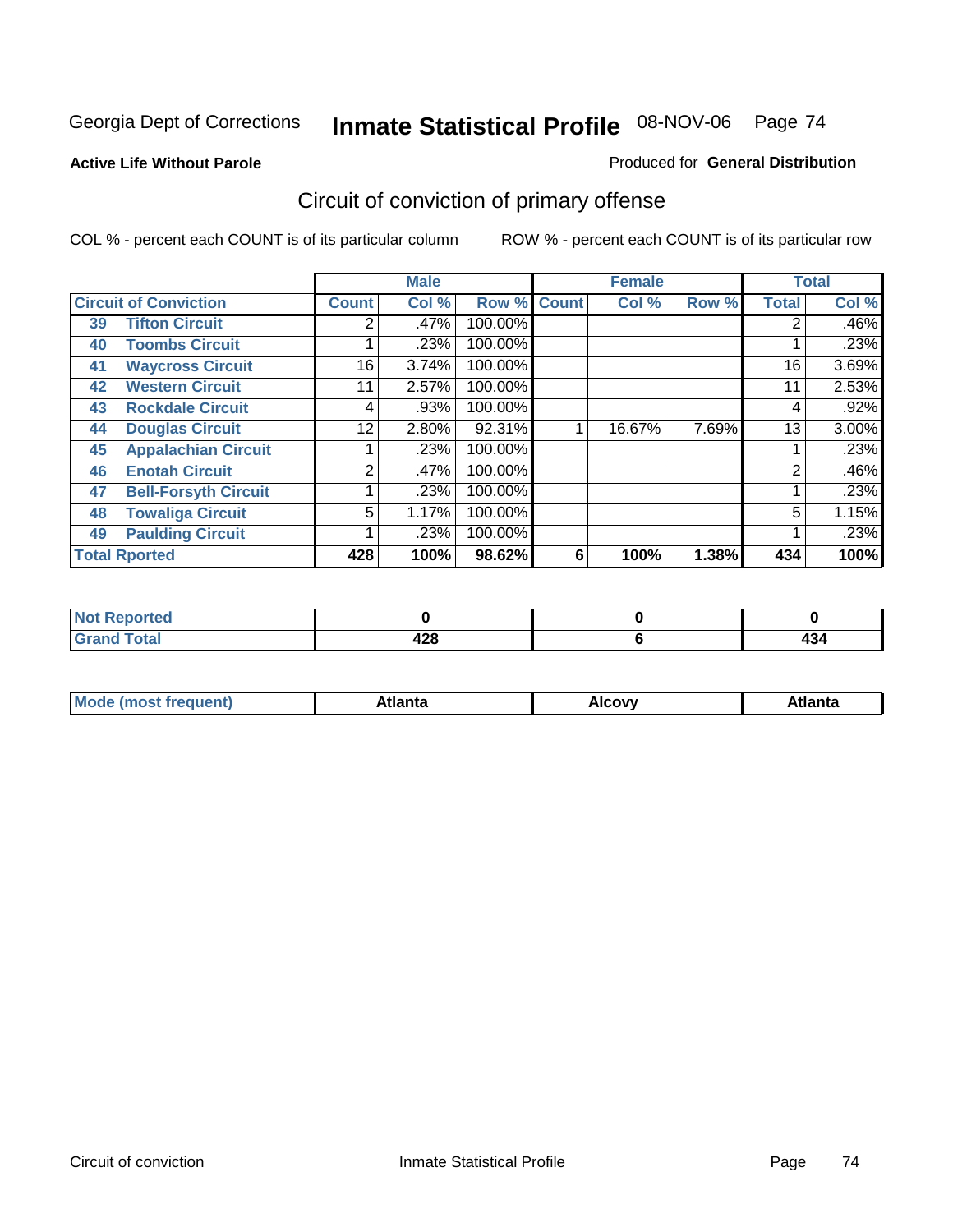Georgia Dept of Corrections **Inmate Statistical Profile** 08-NOV-06 Page 74

**Active Life Without Parole**

Produced for **General Distribution**

## Circuit of conviction of primary offense

COL % - percent each COUNT is of its particular column ROW % - percent each COUNT is of its particular row

| Circuit of Conviction | | Male | | | Female | | | Total | |
|---|---|---|---|---|---|---|---|---|---|
| | | Count | Col % | Row % | Count | Col % | Row % | Total | Col % |
| 39 | Tifton Circuit | 2 | .47% | 100.00% | | | | 2 | .46% |
| 40 | Toombs Circuit | 1 | .23% | 100.00% | | | | 1 | .23% |
| 41 | Waycross Circuit | 16 | 3.74% | 100.00% | | | | 16 | 3.69% |
| 42 | Western Circuit | 11 | 2.57% | 100.00% | | | | 11 | 2.53% |
| 43 | Rockdale Circuit | 4 | .93% | 100.00% | | | | 4 | .92% |
| 44 | Douglas Circuit | 12 | 2.80% | 92.31% | 1 | 16.67% | 7.69% | 13 | 3.00% |
| 45 | Appalachian Circuit | 1 | .23% | 100.00% | | | | 1 | .23% |
| 46 | Enotah Circuit | 2 | .47% | 100.00% | | | | 2 | .46% |
| 47 | Bell-Forsyth Circuit | 1 | .23% | 100.00% | | | | 1 | .23% |
| 48 | Towaliga Circuit | 5 | 1.17% | 100.00% | | | | 5 | 1.15% |
| 49 | Paulding Circuit | 1 | .23% | 100.00% | | | | 1 | .23% |
| Total Rported | | 428 | 100% | 98.62% | 6 | 100% | 1.38% | 434 | 100% |

| | Male | Female | Total |
|---|---|---|---|
| Not Reported | 0 | 0 | 0 |
| Grand Total | 428 | 6 | 434 |

| | Male | Female | Total |
|---|---|---|---|
| Mode (most frequent) | Atlanta | Alcovy | Atlanta |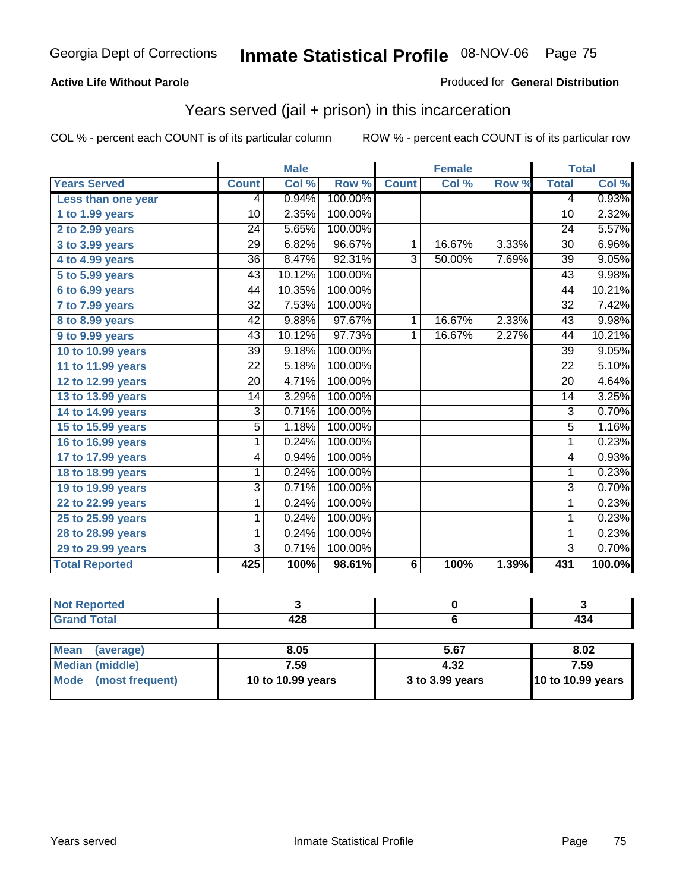Georgia Dept of Corrections **Inmate Statistical Profile** 08-NOV-06

**Active Life Without Parole**

Produced for **General Distribution**

## Years served (jail + prison) in this incarceration

COL % - percent each COUNT is of its particular column ROW % - percent each COUNT is of its particular row

| | Male | | | Female | | | Total | |
|---|---|---|---|---|---|---|---|---|
| **Years Served** | **Count** | **Col %** | **Row %** | **Count** | **Col %** | **Row %** | **Total** | **Col %** |
| Less than one year | 4 | 0.94% | 100.00% | | | | 4 | 0.93% |
| 1 to 1.99 years | 10 | 2.35% | 100.00% | | | | 10 | 2.32% |
| 2 to 2.99 years | 24 | 5.65% | 100.00% | | | | 24 | 5.57% |
| 3 to 3.99 years | 29 | 6.82% | 96.67% | 1 | 16.67% | 3.33% | 30 | 6.96% |
| 4 to 4.99 years | 36 | 8.47% | 92.31% | 3 | 50.00% | 7.69% | 39 | 9.05% |
| 5 to 5.99 years | 43 | 10.12% | 100.00% | | | | 43 | 9.98% |
| 6 to 6.99 years | 44 | 10.35% | 100.00% | | | | 44 | 10.21% |
| 7 to 7.99 years | 32 | 7.53% | 100.00% | | | | 32 | 7.42% |
| 8 to 8.99 years | 42 | 9.88% | 97.67% | 1 | 16.67% | 2.33% | 43 | 9.98% |
| 9 to 9.99 years | 43 | 10.12% | 97.73% | 1 | 16.67% | 2.27% | 44 | 10.21% |
| 10 to 10.99 years | 39 | 9.18% | 100.00% | | | | 39 | 9.05% |
| 11 to 11.99 years | 22 | 5.18% | 100.00% | | | | 22 | 5.10% |
| 12 to 12.99 years | 20 | 4.71% | 100.00% | | | | 20 | 4.64% |
| 13 to 13.99 years | 14 | 3.29% | 100.00% | | | | 14 | 3.25% |
| 14 to 14.99 years | 3 | 0.71% | 100.00% | | | | 3 | 0.70% |
| 15 to 15.99 years | 5 | 1.18% | 100.00% | | | | 5 | 1.16% |
| 16 to 16.99 years | 1 | 0.24% | 100.00% | | | | 1 | 0.23% |
| 17 to 17.99 years | 4 | 0.94% | 100.00% | | | | 4 | 0.93% |
| 18 to 18.99 years | 1 | 0.24% | 100.00% | | | | 1 | 0.23% |
| 19 to 19.99 years | 3 | 0.71% | 100.00% | | | | 3 | 0.70% |
| 22 to 22.99 years | 1 | 0.24% | 100.00% | | | | 1 | 0.23% |
| 25 to 25.99 years | 1 | 0.24% | 100.00% | | | | 1 | 0.23% |
| 28 to 28.99 years | 1 | 0.24% | 100.00% | | | | 1 | 0.23% |
| 29 to 29.99 years | 3 | 0.71% | 100.00% | | | | 3 | 0.70% |
| **Total Reported** | **425** | **100%** | **98.61%** | **6** | **100%** | **1.39%** | **431** | **100.0%** |

| | Male | Female | Total |
|---|---|---|---|
| Not Reported | 3 | 0 | 3 |
| Grand Total | 428 | 6 | 434 |

| | Male | Female | Total |
|---|---|---|---|
| Mean (average) | 8.05 | 5.67 | 8.02 |
| Median (middle) | 7.59 | 4.32 | 7.59 |
| Mode (most frequent) | 10 to 10.99 years | 3 to 3.99 years | 10 to 10.99 years |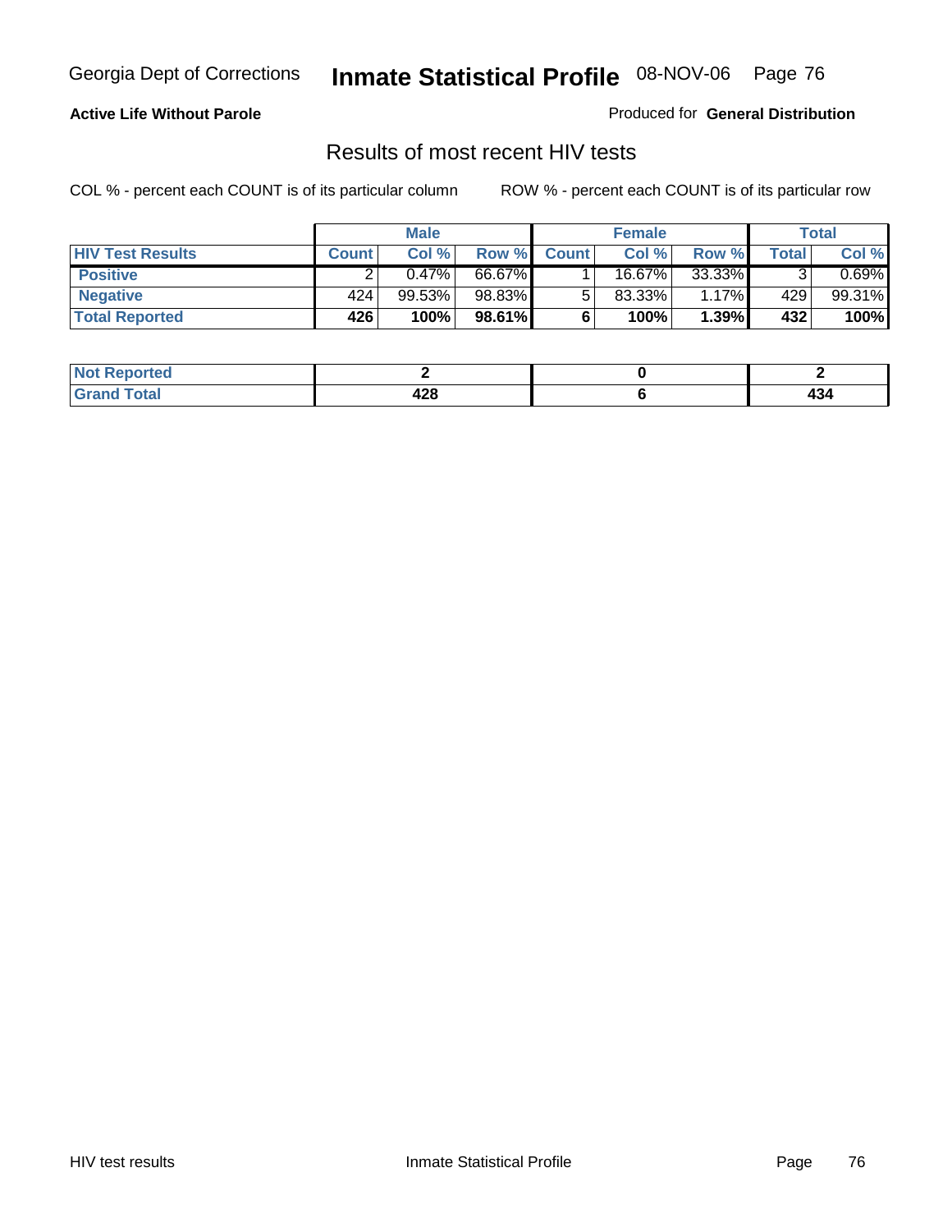**Active Life Without Parole**

Produced for **General Distribution**

## Results of most recent HIV tests

COL % - percent each COUNT is of its particular column

ROW % - percent each COUNT is of its particular row

| | Male | | | Female | | | Total | |
|---|---|---|---|---|---|---|---|---|
| **HIV Test Results** | **Count** | **Col %** | **Row %** | **Count** | **Col %** | **Row %** | **Total** | **Col %** |
| **Positive** | 2 | 0.47% | 66.67% | 1 | 16.67% | 33.33% | 3 | 0.69% |
| **Negative** | 424 | 99.53% | 98.83% | 5 | 83.33% | 1.17% | 429 | 99.31% |
| **Total Reported** | **426** | **100%** | **98.61%** | **6** | **100%** | **1.39%** | **432** | **100%** |

| | Male | Female | Total |
|---|---|---|---|
| **Not Reported** | **2** | **0** | **2** |
| **Grand Total** | **428** | **6** | **434** |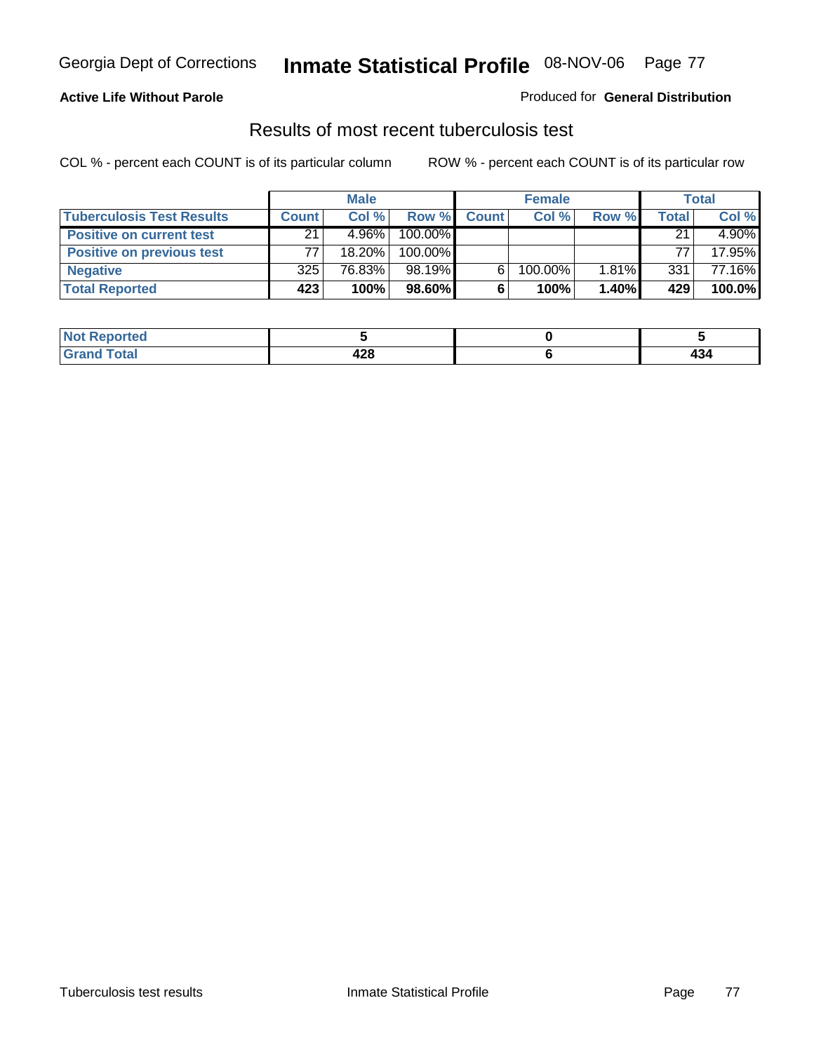**Active Life Without Parole**

Produced for **General Distribution**

## Results of most recent tuberculosis test

COL % - percent each COUNT is of its particular column

ROW % - percent each COUNT is of its particular row

| | Male | | | Female | | | Total | |
|---|---|---|---|---|---|---|---|---|
| **Tuberculosis Test Results** | **Count** | **Col %** | **Row %** | **Count** | **Col %** | **Row %** | **Total** | **Col %** |
| **Positive on current test** | 21 | 4.96% | 100.00% | | | | 21 | 4.90% |
| **Positive on previous test** | 77 | 18.20% | 100.00% | | | | 77 | 17.95% |
| **Negative** | 325 | 76.83% | 98.19% | 6 | 100.00% | 1.81% | 331 | 77.16% |
| **Total Reported** | **423** | **100%** | **98.60%** | **6** | **100%** | **1.40%** | **429** | **100.0%** |

| | Male | Female | Total |
|---|---|---|---|
| **Not Reported** | **5** | **0** | **5** |
| **Grand Total** | **428** | **6** | **434** |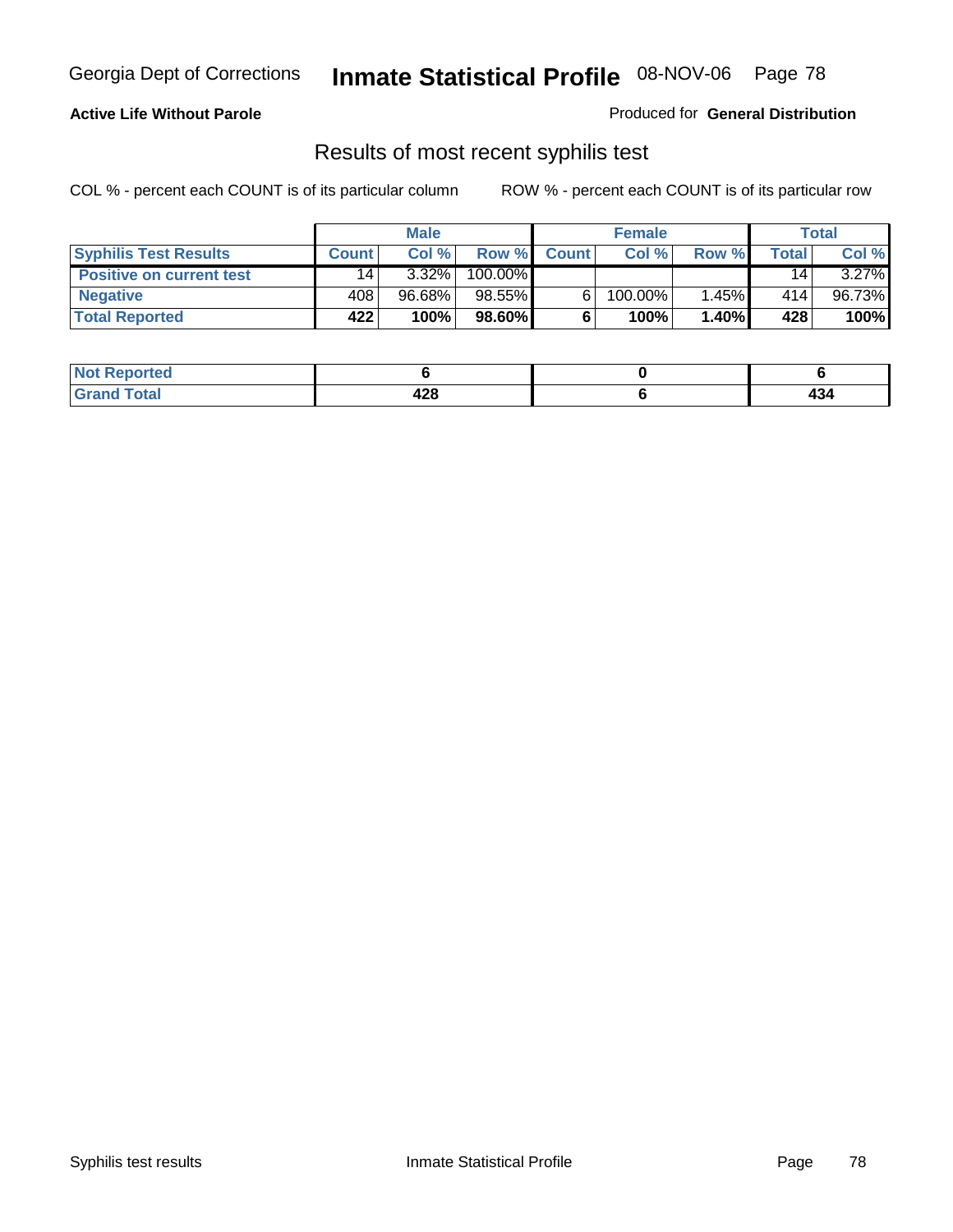**Active Life Without Parole**

Produced for **General Distribution**

## Results of most recent syphilis test

COL % - percent each COUNT is of its particular column    ROW % - percent each COUNT is of its particular row

| | Male | | | Female | | | Total | |
|---|---|---|---|---|---|---|---|---|
| **Syphilis Test Results** | **Count** | **Col %** | **Row %** | **Count** | **Col %** | **Row %** | **Total** | **Col %** |
| **Positive on current test** | 14 | 3.32% | 100.00% | | | | 14 | 3.27% |
| **Negative** | 408 | 96.68% | 98.55% | 6 | 100.00% | 1.45% | 414 | 96.73% |
| **Total Reported** | **422** | **100%** | **98.60%** | **6** | **100%** | **1.40%** | **428** | **100%** |

| | Male | Female | Total |
|---|---|---|---|
| **Not Reported** | **6** | **0** | **6** |
| **Grand Total** | **428** | **6** | **434** |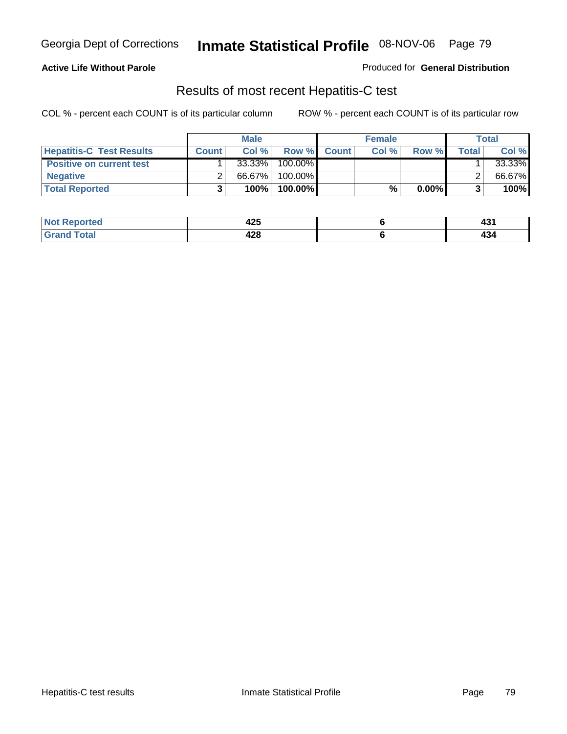Georgia Dept of Corrections **Inmate Statistical Profile** 08-NOV-06

**Active Life Without Parole**

Produced for **General Distribution**

## Results of most recent Hepatitis-C test

COL % - percent each COUNT is of its particular column

ROW % - percent each COUNT is of its particular row

| | Male | | | Female | | | Total | |
|---|---|---|---|---|---|---|---|---|
| **Hepatitis-C Test Results** | **Count** | **Col %** | **Row %** | **Count** | **Col %** | **Row %** | **Total** | **Col %** |
| **Positive on current test** | 1 | 33.33% | 100.00% | | | | 1 | 33.33% |
| **Negative** | 2 | 66.67% | 100.00% | | | | 2 | 66.67% |
| **Total Reported** | **3** | **100%** | **100.00%** | | **%** | **0.00%** | **3** | **100%** |

| | Male | Female | Total |
|---|---|---|---|
| **Not Reported** | **425** | **6** | **431** |
| **Grand Total** | **428** | **6** | **434** |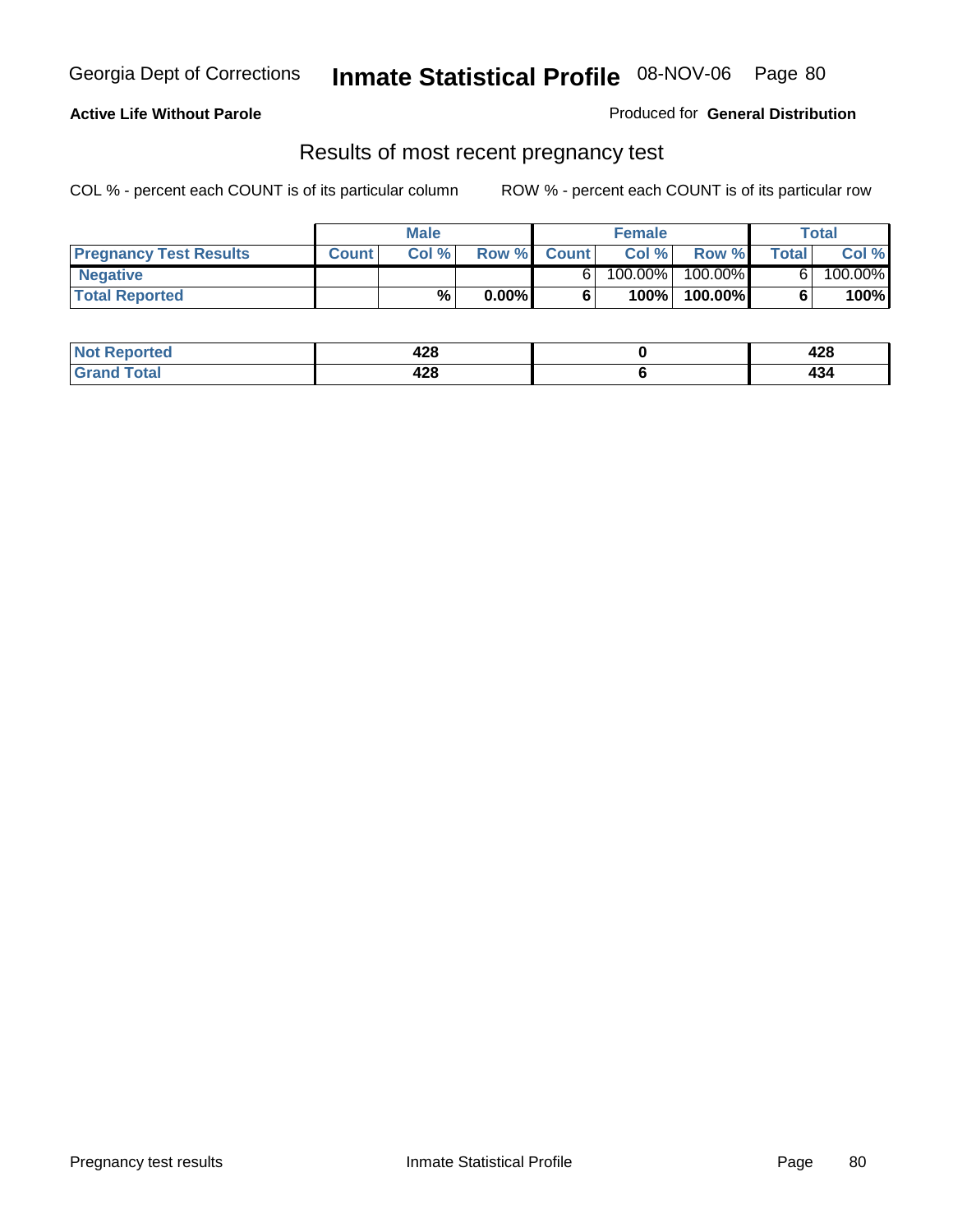**Active Life Without Parole**

Produced for **General Distribution**

## Results of most recent pregnancy test

COL % - percent each COUNT is of its particular column        ROW % - percent each COUNT is of its particular row

| | Male | | | Female | | | Total | |
|---|---|---|---|---|---|---|---|---|
| **Pregnancy Test Results** | **Count** | **Col %** | **Row %** | **Count** | **Col %** | **Row %** | **Total** | **Col %** |
| **Negative** | | | | 6 | 100.00% | 100.00% | 6 | 100.00% |
| **Total Reported** | | **%** | **0.00%** | **6** | **100%** | **100.00%** | **6** | **100%** |

| | Male | Female | Total |
|---|---|---|---|
| **Not Reported** | **428** | **0** | **428** |
| **Grand Total** | **428** | **6** | **434** |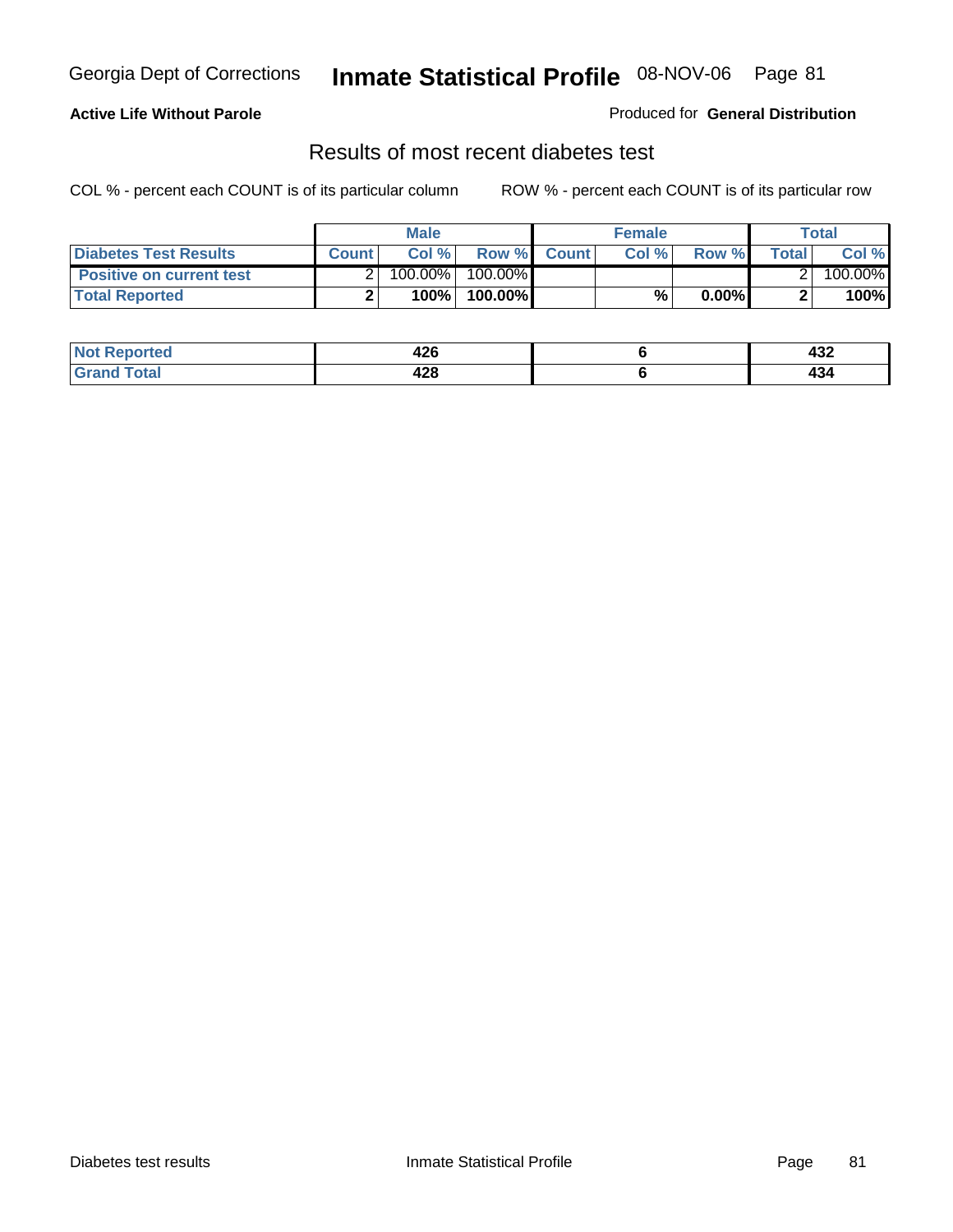Georgia Dept of Corrections **Inmate Statistical Profile** 08-NOV-06

**Active Life Without Parole**

Produced for **General Distribution**

## Results of most recent diabetes test

COL % - percent each COUNT is of its particular column ROW % - percent each COUNT is of its particular row

| | Male | | | Female | | | Total | |
|---|---|---|---|---|---|---|---|---|
| **Diabetes Test Results** | **Count** | **Col %** | **Row %** | **Count** | **Col %** | **Row %** | **Total** | **Col %** |
| **Positive on current test** | 2 | 100.00% | 100.00% | | | | 2 | 100.00% |
| **Total Reported** | **2** | **100%** | **100.00%** | | **%** | **0.00%** | **2** | **100%** |

| | Male | Female | Total |
|---|---|---|---|
| **Not Reported** | **426** | **6** | **432** |
| **Grand Total** | **428** | **6** | **434** |

Diabetes test results Inmate Statistical Profile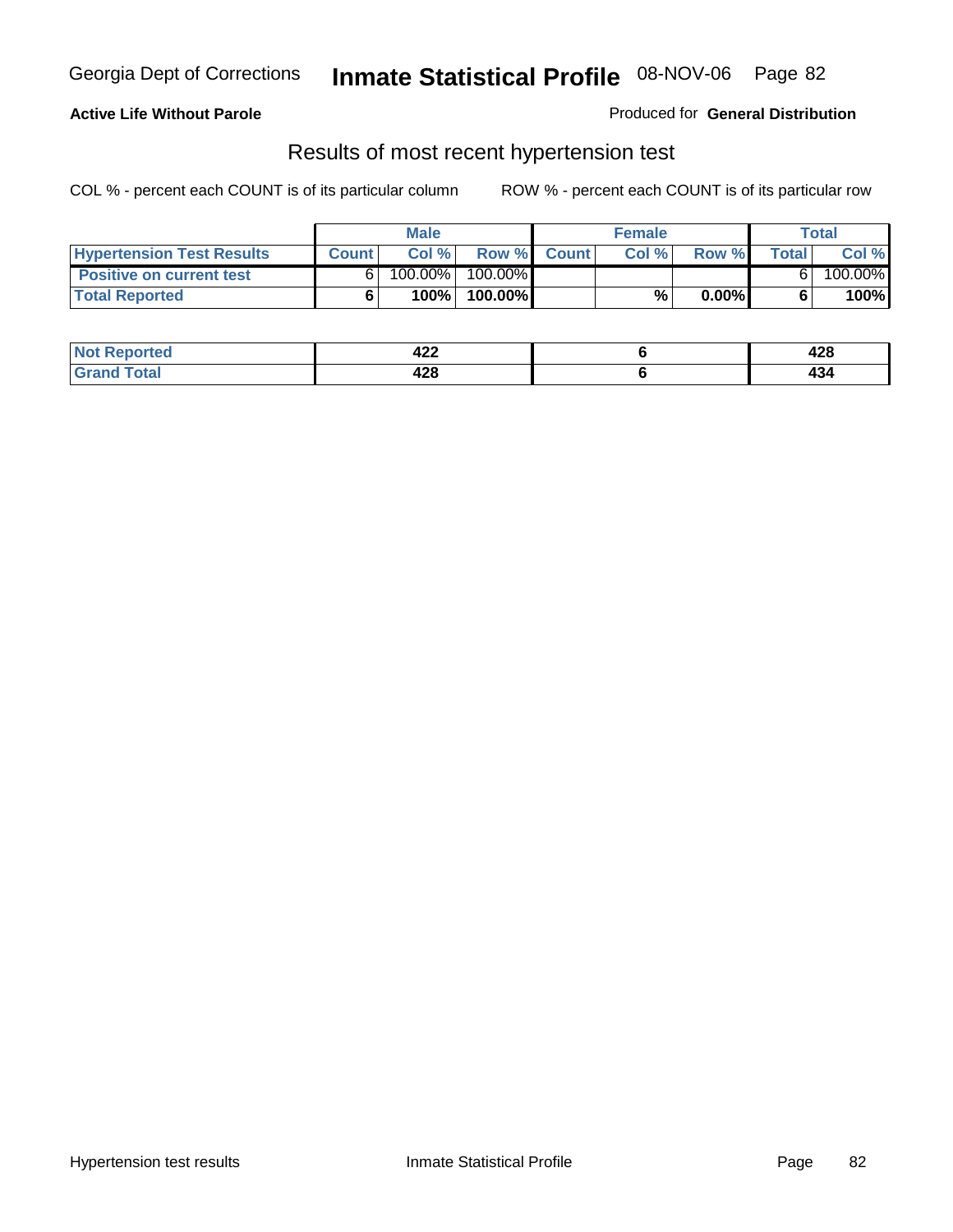Georgia Dept of Corrections **Inmate Statistical Profile** 08-NOV-06

**Active Life Without Parole**

Produced for **General Distribution**

## Results of most recent hypertension test

COL % - percent each COUNT is of its particular column

ROW % - percent each COUNT is of its particular row

| | Male | | | Female | | | Total | |
|---|---|---|---|---|---|---|---|---|
| **Hypertension Test Results** | **Count** | **Col %** | **Row %** | **Count** | **Col %** | **Row %** | **Total** | **Col %** |
| **Positive on current test** | 6 | 100.00% | 100.00% | | | | 6 | 100.00% |
| **Total Reported** | **6** | **100%** | **100.00%** | | **%** | **0.00%** | **6** | **100%** |

| | Male | Female | Total |
|---|---|---|---|
| **Not Reported** | **422** | **6** | **428** |
| **Grand Total** | **428** | **6** | **434** |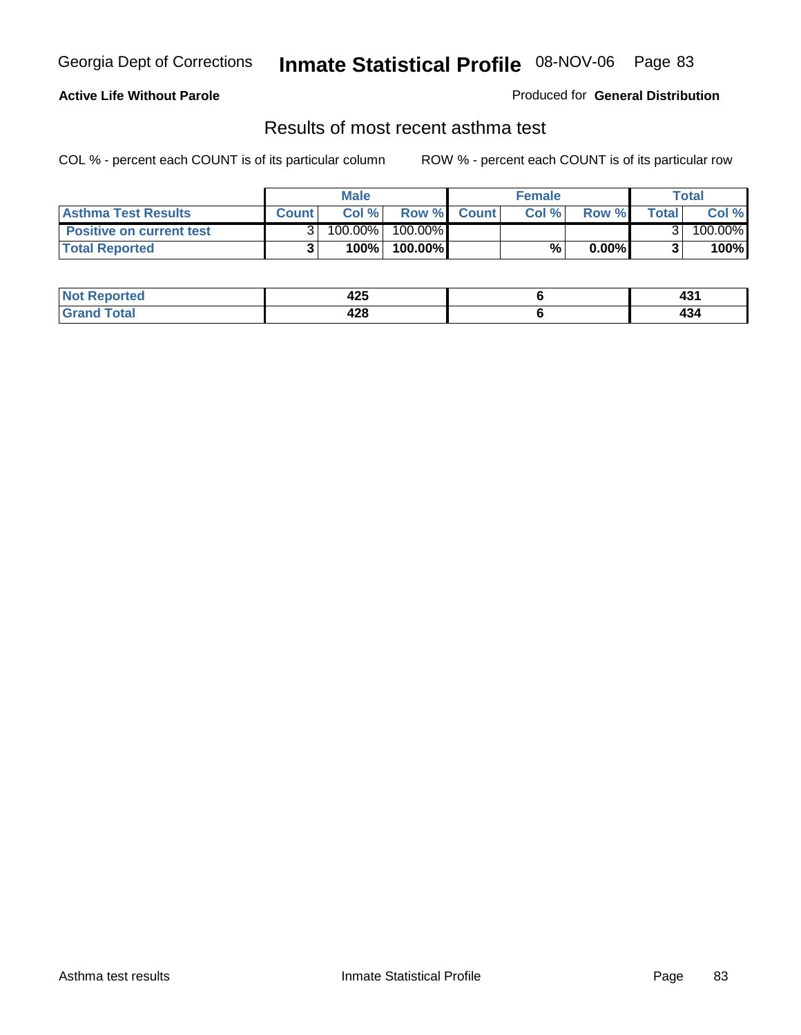Georgia Dept of Corrections **Inmate Statistical Profile** 08-NOV-06

**Active Life Without Parole**

Produced for **General Distribution**

## Results of most recent asthma test

COL % - percent each COUNT is of its particular column ROW % - percent each COUNT is of its particular row

| | Male | | | Female | | | Total | |
|---|---|---|---|---|---|---|---|---|
| **Asthma Test Results** | **Count** | **Col %** | **Row %** | **Count** | **Col %** | **Row %** | **Total** | **Col %** |
| **Positive on current test** | 3 | 100.00% | 100.00% | | | | 3 | 100.00% |
| **Total Reported** | **3** | **100%** | **100.00%** | | **%** | **0.00%** | **3** | **100%** |

| | Male | Female | Total |
|---|---|---|---|
| **Not Reported** | **425** | **6** | **431** |
| **Grand Total** | **428** | **6** | **434** |

Asthma test results Inmate Statistical Profile